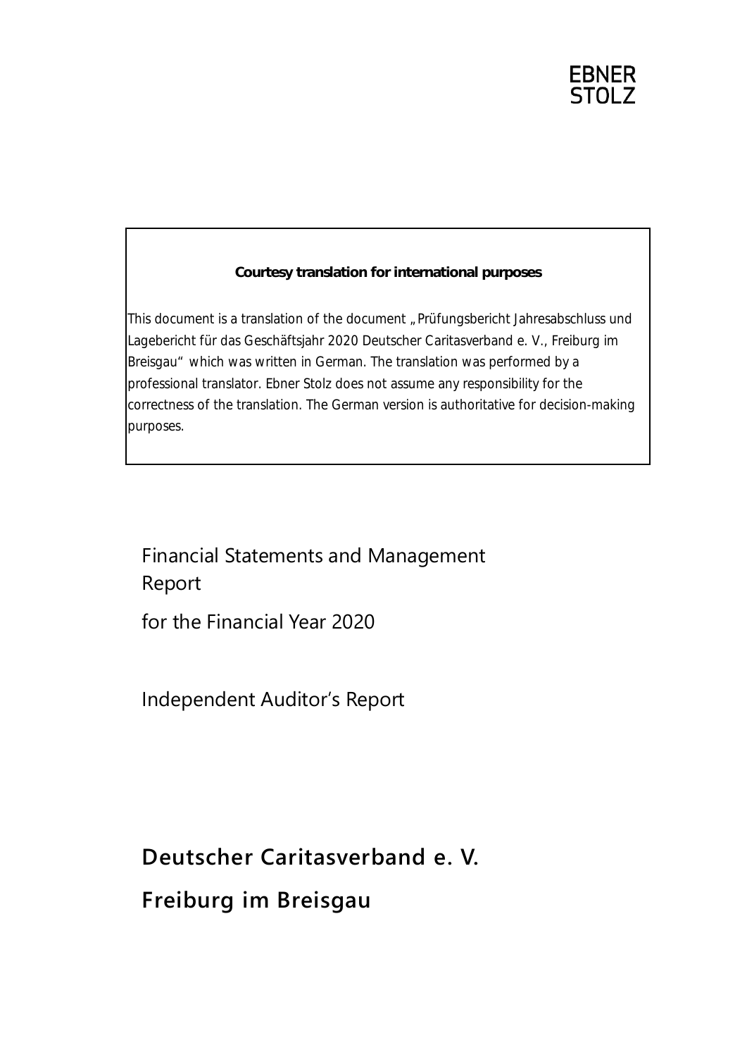EBNER STOLZ

**Courtesy translation for international purposes**

This document is a translation of the document „Prüfungsbericht Jahresabschluss und Lagebericht für das Geschäftsjahr 2020 Deutscher Caritasverband e. V., Freiburg im Breisgau" which was written in German. The translation was performed by a professional translator. Ebner Stolz does not assume any responsibility for the correctness of the translation. The German version is authoritative for decision-making purposes.

# Financial Statements and Management Report

for the Financial Year 2020

Independent Auditor's Report

## Deutscher Caritasverband e. V.

## Freiburg im Breisgau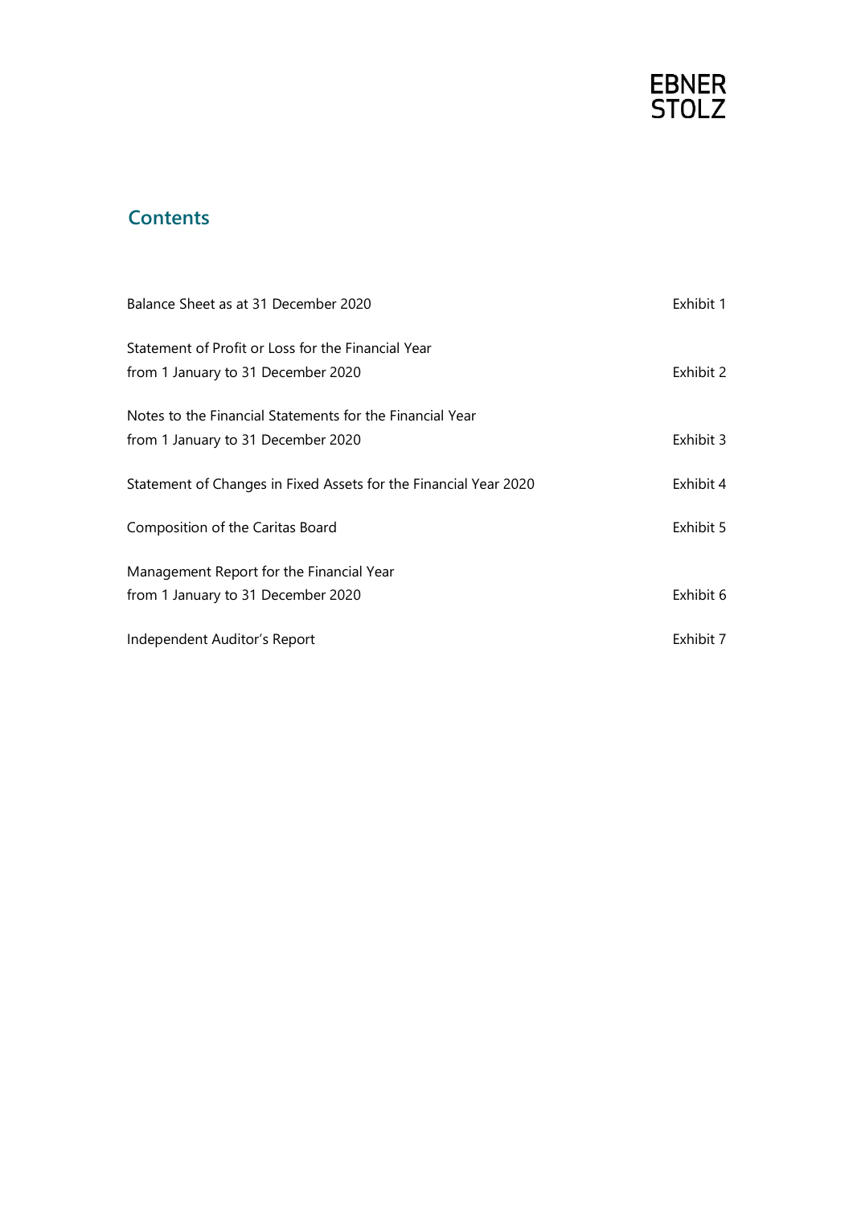## Contents

| | |
|---|---|
| Balance Sheet as at 31 December 2020 | Exhibit 1 |
| Statement of Profit or Loss for the Financial Year from 1 January to 31 December 2020 | Exhibit 2 |
| Notes to the Financial Statements for the Financial Year from 1 January to 31 December 2020 | Exhibit 3 |
| Statement of Changes in Fixed Assets for the Financial Year 2020 | Exhibit 4 |
| Composition of the Caritas Board | Exhibit 5 |
| Management Report for the Financial Year from 1 January to 31 December 2020 | Exhibit 6 |
| Independent Auditor's Report | Exhibit 7 |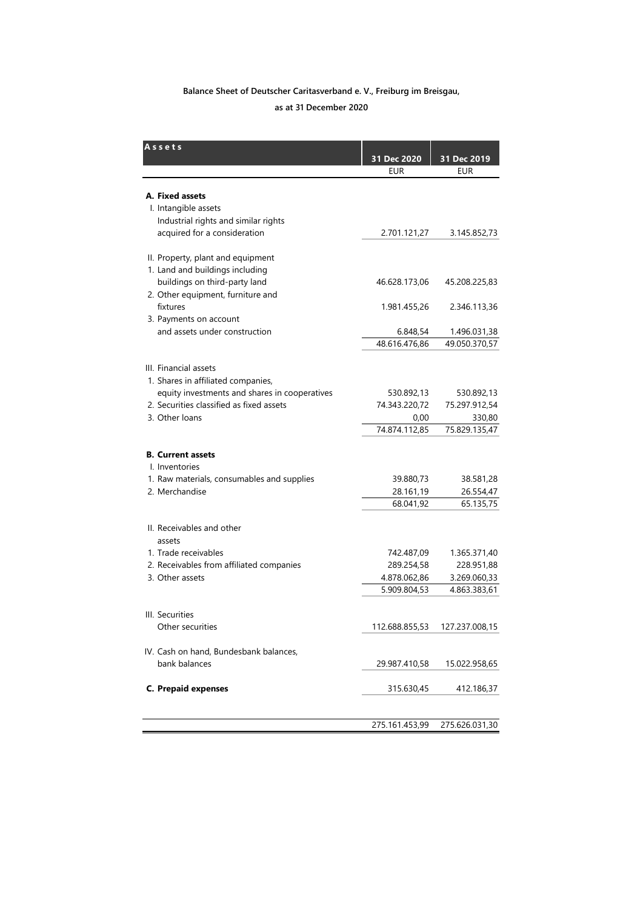**Balance Sheet of Deutscher Caritasverband e. V., Freiburg im Breisgau,**

**as at 31 December 2020**

| **Assets** | **31 Dec 2020** | **31 Dec 2019** |
|---|---|---|
| | EUR | EUR |
| **A. Fixed assets** | | |
| I. Intangible assets | | |
| Industrial rights and similar rights acquired for a consideration | 2.701.121,27 | 3.145.852,73 |
| II. Property, plant and equipment | | |
| 1. Land and buildings including buildings on third-party land | 46.628.173,06 | 45.208.225,83 |
| 2. Other equipment, furniture and fixtures | 1.981.455,26 | 2.346.113,36 |
| 3. Payments on account and assets under construction | 6.848,54 | 1.496.031,38 |
| | 48.616.476,86 | 49.050.370,57 |
| III. Financial assets | | |
| 1. Shares in affiliated companies, equity investments and shares in cooperatives | 530.892,13 | 530.892,13 |
| 2. Securities classified as fixed assets | 74.343.220,72 | 75.297.912,54 |
| 3. Other loans | 0,00 | 330,80 |
| | 74.874.112,85 | 75.829.135,47 |
| **B. Current assets** | | |
| I. Inventories | | |
| 1. Raw materials, consumables and supplies | 39.880,73 | 38.581,28 |
| 2. Merchandise | 28.161,19 | 26.554,47 |
| | 68.041,92 | 65.135,75 |
| II. Receivables and other assets | | |
| 1. Trade receivables | 742.487,09 | 1.365.371,40 |
| 2. Receivables from affiliated companies | 289.254,58 | 228.951,88 |
| 3. Other assets | 4.878.062,86 | 3.269.060,33 |
| | 5.909.804,53 | 4.863.383,61 |
| III. Securities | | |
| Other securities | 112.688.855,53 | 127.237.008,15 |
| IV. Cash on hand, Bundesbank balances, bank balances | 29.987.410,58 | 15.022.958,65 |
| **C. Prepaid expenses** | 315.630,45 | 412.186,37 |
| | 275.161.453,99 | 275.626.031,30 |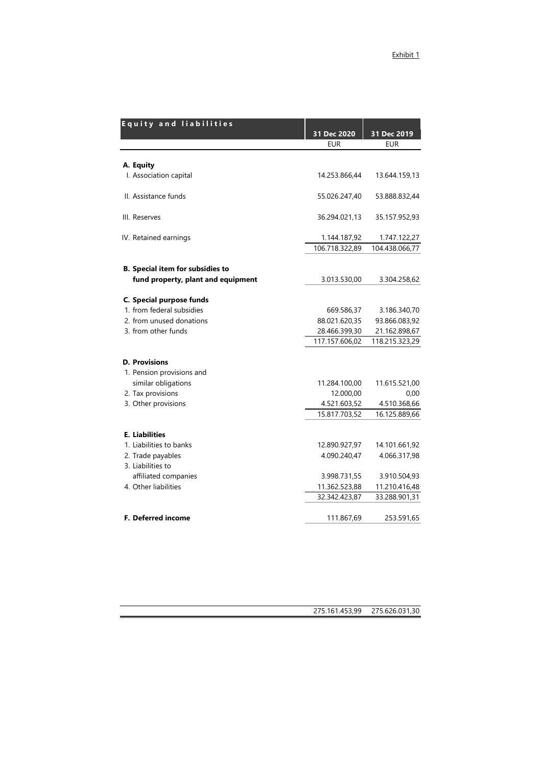Exhibit 1

| Equity and liabilities | 31 Dec 2020 | 31 Dec 2019 |
|---|---|---|
| | EUR | EUR |
| **A. Equity** | | |
| I. Association capital | 14.253.866,44 | 13.644.159,13 |
| II. Assistance funds | 55.026.247,40 | 53.888.832,44 |
| III. Reserves | 36.294.021,13 | 35.157.952,93 |
| IV. Retained earnings | 1.144.187,92 | 1.747.122,27 |
| | 106.718.322,89 | 104.438.066,77 |
| **B. Special item for subsidies to fund property, plant and equipment** | 3.013.530,00 | 3.304.258,62 |
| **C. Special purpose funds** | | |
| 1. from federal subsidies | 669.586,37 | 3.186.340,70 |
| 2. from unused donations | 88.021.620,35 | 93.866.083,92 |
| 3. from other funds | 28.466.399,30 | 21.162.898,67 |
| | 117.157.606,02 | 118.215.323,29 |
| **D. Provisions** | | |
| 1. Pension provisions and similar obligations | 11.284.100,00 | 11.615.521,00 |
| 2. Tax provisions | 12.000,00 | 0,00 |
| 3. Other provisions | 4.521.603,52 | 4.510.368,66 |
| | 15.817.703,52 | 16.125.889,66 |
| **E. Liabilities** | | |
| 1. Liabilities to banks | 12.890.927,97 | 14.101.661,92 |
| 2. Trade payables | 4.090.240,47 | 4.066.317,98 |
| 3. Liabilities to affiliated companies | 3.998.731,55 | 3.910.504,93 |
| 4. Other liabilities | 11.362.523,88 | 11.210.416,48 |
| | 32.342.423,87 | 33.288.901,31 |
| **F. Deferred income** | 111.867,69 | 253.591,65 |
| | 275.161.453,99 | 275.626.031,30 |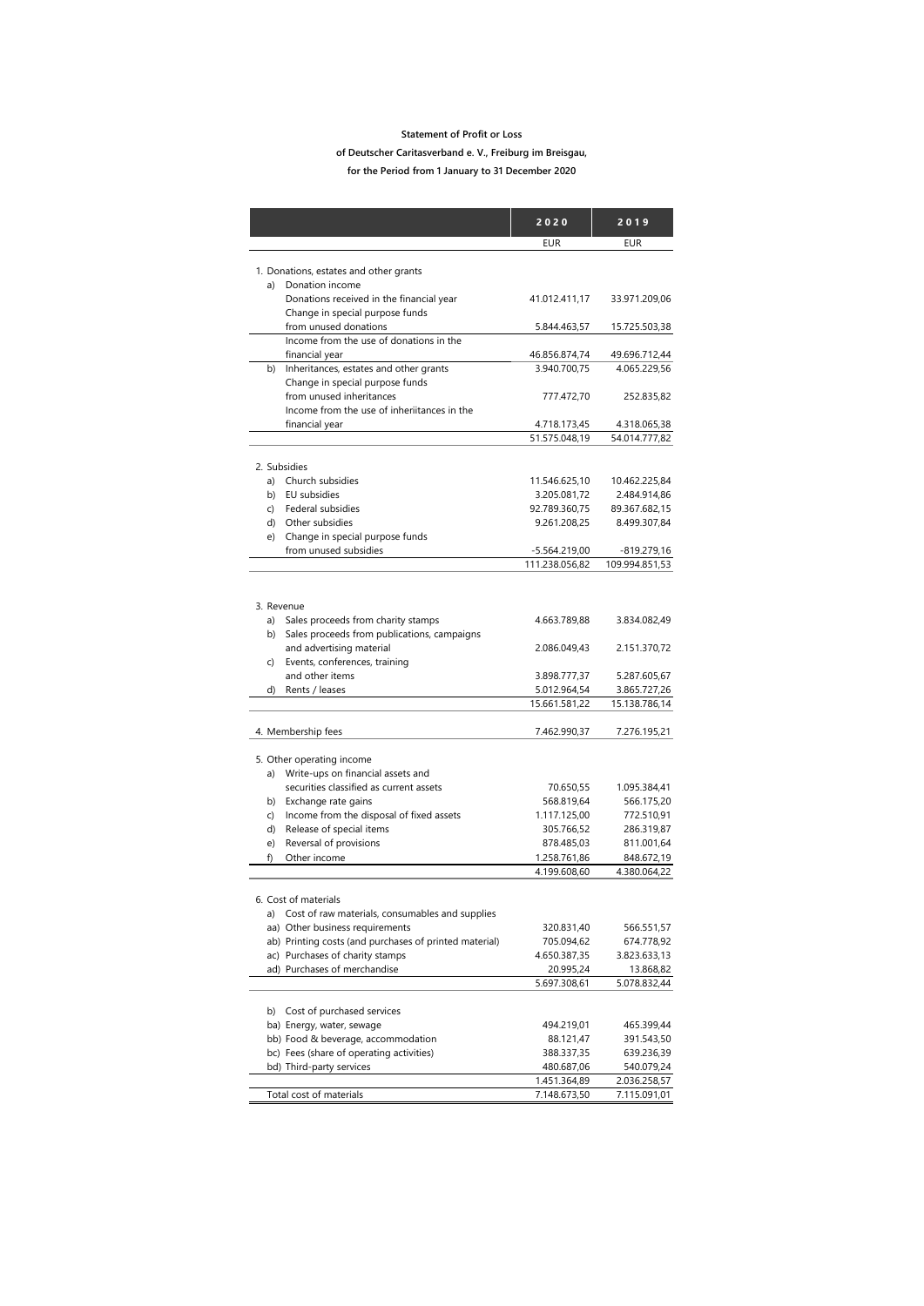**Statement of Profit or Loss**

**of Deutscher Caritasverband e. V., Freiburg im Breisgau,**

**for the Period from 1 January to 31 December 2020**

| | 2020 | 2019 |
|---|---|---|
| | EUR | EUR |
| 1. Donations, estates and other grants | | |
| a) Donation income | | |
| Donations received in the financial year | 41.012.411,17 | 33.971.209,06 |
| Change in special purpose funds from unused donations | 5.844.463,57 | 15.725.503,38 |
| Income from the use of donations in the financial year | 46.856.874,74 | 49.696.712,44 |
| b) Inheritances, estates and other grants | 3.940.700,75 | 4.065.229,56 |
| Change in special purpose funds from unused inheritances | 777.472,70 | 252.835,82 |
| Income from the use of inheritances in the financial year | 4.718.173,45 | 4.318.065,38 |
| | 51.575.048,19 | 54.014.777,82 |
| 2. Subsidies | | |
| a) Church subsidies | 11.546.625,10 | 10.462.225,84 |
| b) EU subsidies | 3.205.081,72 | 2.484.914,86 |
| c) Federal subsidies | 92.789.360,75 | 89.367.682,15 |
| d) Other subsidies | 9.261.208,25 | 8.499.307,84 |
| e) Change in special purpose funds from unused subsidies | -5.564.219,00 | -819.279,16 |
| | 111.238.056,82 | 109.994.851,53 |
| 3. Revenue | | |
| a) Sales proceeds from charity stamps | 4.663.789,88 | 3.834.082,49 |
| b) Sales proceeds from publications, campaigns and advertising material | 2.086.049,43 | 2.151.370,72 |
| c) Events, conferences, training and other items | 3.898.777,37 | 5.287.605,67 |
| d) Rents / leases | 5.012.964,54 | 3.865.727,26 |
| | 15.661.581,22 | 15.138.786,14 |
| 4. Membership fees | 7.462.990,37 | 7.276.195,21 |
| 5. Other operating income | | |
| a) Write-ups on financial assets and securities classified as current assets | 70.650,55 | 1.095.384,41 |
| b) Exchange rate gains | 568.819,64 | 566.175,20 |
| c) Income from the disposal of fixed assets | 1.117.125,00 | 772.510,91 |
| d) Release of special items | 305.766,52 | 286.319,87 |
| e) Reversal of provisions | 878.485,03 | 811.001,64 |
| f) Other income | 1.258.761,86 | 848.672,19 |
| | 4.199.608,60 | 4.380.064,22 |
| 6. Cost of materials | | |
| a) Cost of raw materials, consumables and supplies | | |
| aa) Other business requirements | 320.831,40 | 566.551,57 |
| ab) Printing costs (and purchases of printed material) | 705.094,62 | 674.778,92 |
| ac) Purchases of charity stamps | 4.650.387,35 | 3.823.633,13 |
| ad) Purchases of merchandise | 20.995,24 | 13.868,82 |
| | 5.697.308,61 | 5.078.832,44 |
| b) Cost of purchased services | | |
| ba) Energy, water, sewage | 494.219,01 | 465.399,44 |
| bb) Food & beverage, accommodation | 88.121,47 | 391.543,50 |
| bc) Fees (share of operating activities) | 388.337,35 | 639.236,39 |
| bd) Third-party services | 480.687,06 | 540.079,24 |
| | 1.451.364,89 | 2.036.258,57 |
| Total cost of materials | 7.148.673,50 | 7.115.091,01 |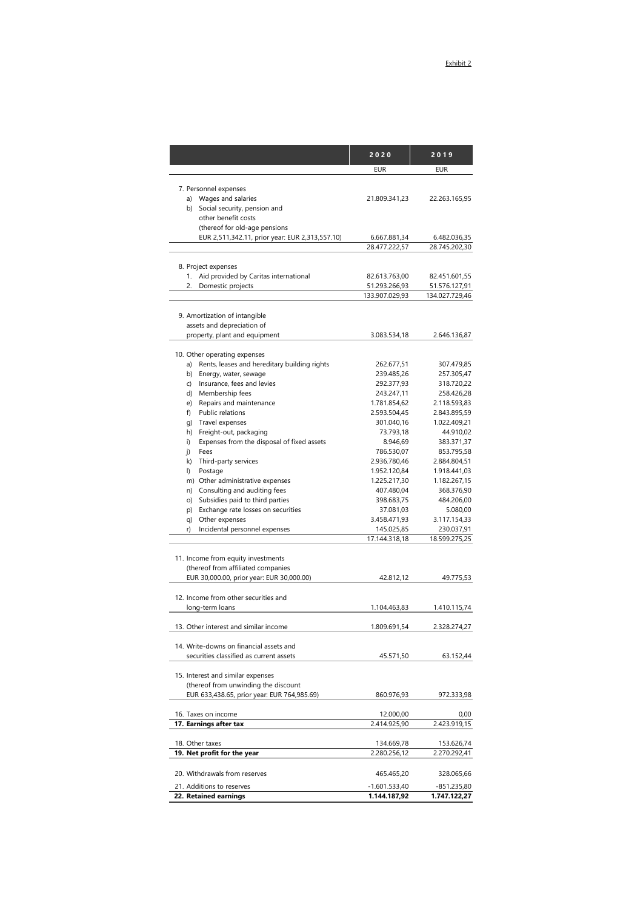Exhibit 2

| | 2020 | 2019 |
|---|---|---|
| | EUR | EUR |
| 7. Personnel expenses | | |
| a) Wages and salaries | 21.809.341,23 | 22.263.165,95 |
| b) Social security, pension and other benefit costs (thereof for old-age pensions EUR 2,511,342.11, prior year: EUR 2,313,557.10) | 6.667.881,34 | 6.482.036,35 |
| | 28.477.222,57 | 28.745.202,30 |
| 8. Project expenses | | |
| 1. Aid provided by Caritas international | 82.613.763,00 | 82.451.601,55 |
| 2. Domestic projects | 51.293.266,93 | 51.576.127,91 |
| | 133.907.029,93 | 134.027.729,46 |
| 9. Amortization of intangible assets and depreciation of property, plant and equipment | 3.083.534,18 | 2.646.136,87 |
| 10. Other operating expenses | | |
| a) Rents, leases and hereditary building rights | 262.677,51 | 307.479,85 |
| b) Energy, water, sewage | 239.485,26 | 257.305,47 |
| c) Insurance, fees and levies | 292.377,93 | 318.720,22 |
| d) Membership fees | 243.247,11 | 258.426,28 |
| e) Repairs and maintenance | 1.781.854,62 | 2.118.593,83 |
| f) Public relations | 2.593.504,45 | 2.843.895,59 |
| g) Travel expenses | 301.040,16 | 1.022.409,21 |
| h) Freight-out, packaging | 73.793,18 | 44.910,02 |
| i) Expenses from the disposal of fixed assets | 8.946,69 | 383.371,37 |
| j) Fees | 786.530,07 | 853.795,58 |
| k) Third-party services | 2.936.780,46 | 2.884.804,51 |
| l) Postage | 1.952.120,84 | 1.918.441,03 |
| m) Other administrative expenses | 1.225.217,30 | 1.182.267,15 |
| n) Consulting and auditing fees | 407.480,04 | 368.376,90 |
| o) Subsidies paid to third parties | 398.683,75 | 484.206,00 |
| p) Exchange rate losses on securities | 37.081,03 | 5.080,00 |
| q) Other expenses | 3.458.471,93 | 3.117.154,33 |
| r) Incidental personnel expenses | 145.025,85 | 230.037,91 |
| | 17.144.318,18 | 18.599.275,25 |
| 11. Income from equity investments (thereof from affiliated companies EUR 30,000.00, prior year: EUR 30,000.00) | 42.812,12 | 49.775,53 |
| 12. Income from other securities and long-term loans | 1.104.463,83 | 1.410.115,74 |
| 13. Other interest and similar income | 1.809.691,54 | 2.328.274,27 |
| 14. Write-downs on financial assets and securities classified as current assets | 45.571,50 | 63.152,44 |
| 15. Interest and similar expenses (thereof from unwinding the discount EUR 633,438.65, prior year: EUR 764,985.69) | 860.976,93 | 972.333,98 |
| 16. Taxes on income | 12.000,00 | 0,00 |
| **17. Earnings after tax** | 2.414.925,90 | 2.423.919,15 |
| 18. Other taxes | 134.669,78 | 153.626,74 |
| **19. Net profit for the year** | 2.280.256,12 | 2.270.292,41 |
| 20. Withdrawals from reserves | 465.465,20 | 328.065,66 |
| 21. Additions to reserves | -1.601.533,40 | -851.235,80 |
| **22. Retained earnings** | **1.144.187,92** | **1.747.122,27** |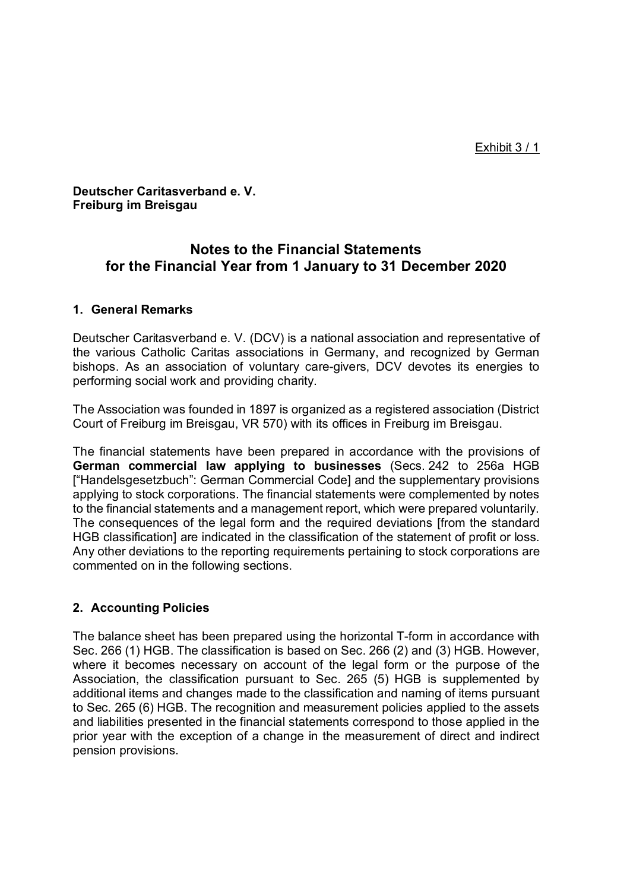Exhibit 3 / 1

**Deutscher Caritasverband e. V.**
**Freiburg im Breisgau**

# Notes to the Financial Statements for the Financial Year from 1 January to 31 December 2020

## 1. General Remarks

Deutscher Caritasverband e. V. (DCV) is a national association and representative of the various Catholic Caritas associations in Germany, and recognized by German bishops. As an association of voluntary care-givers, DCV devotes its energies to performing social work and providing charity.

The Association was founded in 1897 is organized as a registered association (District Court of Freiburg im Breisgau, VR 570) with its offices in Freiburg im Breisgau.

The financial statements have been prepared in accordance with the provisions of **German commercial law applying to businesses** (Secs. 242 to 256a HGB ["Handelsgesetzbuch": German Commercial Code] and the supplementary provisions applying to stock corporations. The financial statements were complemented by notes to the financial statements and a management report, which were prepared voluntarily. The consequences of the legal form and the required deviations [from the standard HGB classification] are indicated in the classification of the statement of profit or loss. Any other deviations to the reporting requirements pertaining to stock corporations are commented on in the following sections.

## 2. Accounting Policies

The balance sheet has been prepared using the horizontal T-form in accordance with Sec. 266 (1) HGB. The classification is based on Sec. 266 (2) and (3) HGB. However, where it becomes necessary on account of the legal form or the purpose of the Association, the classification pursuant to Sec. 265 (5) HGB is supplemented by additional items and changes made to the classification and naming of items pursuant to Sec. 265 (6) HGB. The recognition and measurement policies applied to the assets and liabilities presented in the financial statements correspond to those applied in the prior year with the exception of a change in the measurement of direct and indirect pension provisions.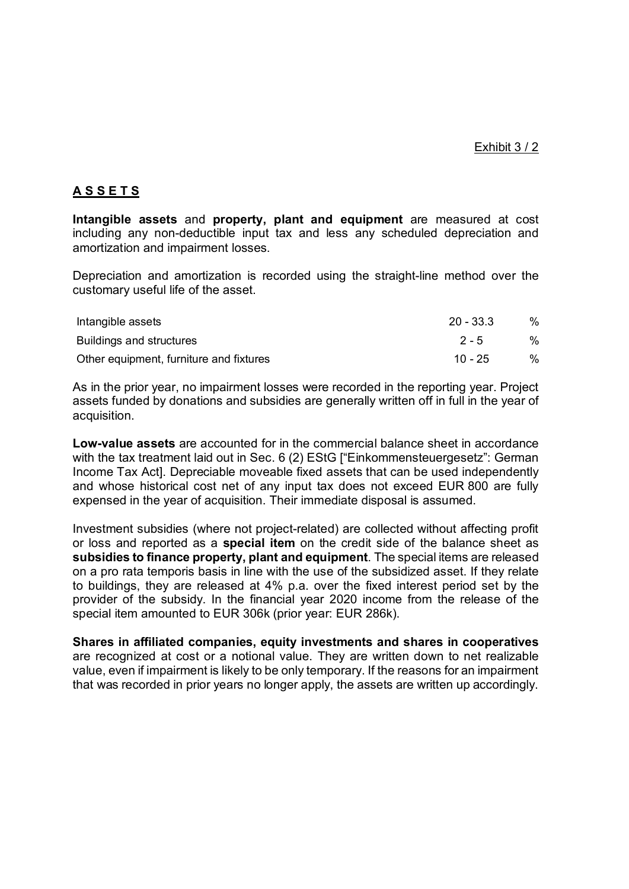Exhibit 3 / 2

## A S S E T S

**Intangible assets** and **property, plant and equipment** are measured at cost including any non-deductible input tax and less any scheduled depreciation and amortization and impairment losses.

Depreciation and amortization is recorded using the straight-line method over the customary useful life of the asset.

| | | |
|---|---|---|
| Intangible assets | 20 - 33.3 | % |
| Buildings and structures | 2 - 5 | % |
| Other equipment, furniture and fixtures | 10 - 25 | % |

As in the prior year, no impairment losses were recorded in the reporting year. Project assets funded by donations and subsidies are generally written off in full in the year of acquisition.

**Low-value assets** are accounted for in the commercial balance sheet in accordance with the tax treatment laid out in Sec. 6 (2) EStG ["Einkommensteuergesetz": German Income Tax Act]. Depreciable moveable fixed assets that can be used independently and whose historical cost net of any input tax does not exceed EUR 800 are fully expensed in the year of acquisition. Their immediate disposal is assumed.

Investment subsidies (where not project-related) are collected without affecting profit or loss and reported as a **special item** on the credit side of the balance sheet as **subsidies to finance property, plant and equipment**. The special items are released on a pro rata temporis basis in line with the use of the subsidized asset. If they relate to buildings, they are released at 4% p.a. over the fixed interest period set by the provider of the subsidy. In the financial year 2020 income from the release of the special item amounted to EUR 306k (prior year: EUR 286k).

**Shares in affiliated companies, equity investments and shares in cooperatives** are recognized at cost or a notional value. They are written down to net realizable value, even if impairment is likely to be only temporary. If the reasons for an impairment that was recorded in prior years no longer apply, the assets are written up accordingly.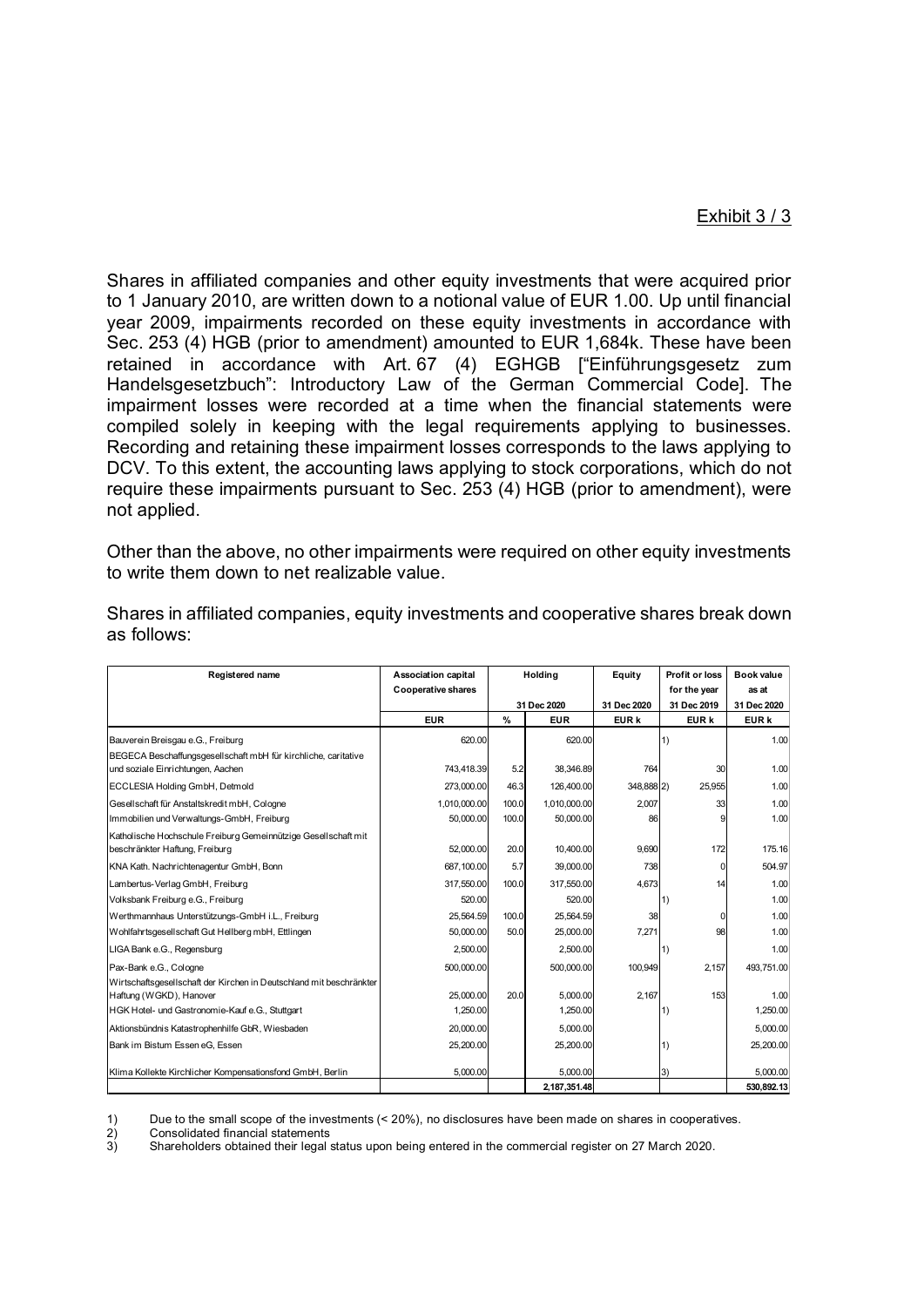Exhibit 3 / 3

Shares in affiliated companies and other equity investments that were acquired prior to 1 January 2010, are written down to a notional value of EUR 1.00. Up until financial year 2009, impairments recorded on these equity investments in accordance with Sec. 253 (4) HGB (prior to amendment) amounted to EUR 1,684k. These have been retained in accordance with Art. 67 (4) EGHGB ["Einführungsgesetz zum Handelsgesetzbuch": Introductory Law of the German Commercial Code]. The impairment losses were recorded at a time when the financial statements were compiled solely in keeping with the legal requirements applying to businesses. Recording and retaining these impairment losses corresponds to the laws applying to DCV. To this extent, the accounting laws applying to stock corporations, which do not require these impairments pursuant to Sec. 253 (4) HGB (prior to amendment), were not applied.

Other than the above, no other impairments were required on other equity investments to write them down to net realizable value.

Shares in affiliated companies, equity investments and cooperative shares break down as follows:

| Registered name | Association capital Cooperative shares | Holding | | Equity | Profit or loss for the year | Book value as at |
|---|---|---|---|---|---|---|
| | | 31 Dec 2020 | | 31 Dec 2020 | 31 Dec 2019 | 31 Dec 2020 |
| | EUR | % | EUR | EUR k | EUR k | EUR k |
| Bauverein Breisgau e.G., Freiburg | 620.00 | | 620.00 | | 1) | 1.00 |
| BEGECA Beschaffungsgesellschaft mbH für kirchliche, caritative und soziale Einrichtungen, Aachen | 743,418.39 | 5.2 | 38,346.89 | 764 | 30 | 1.00 |
| ECCLESIA Holding GmbH, Detmold | 273,000.00 | 46.3 | 126,400.00 | 348,888 2) | 25,955 | 1.00 |
| Gesellschaft für Anstaltskredit mbH, Cologne | 1,010,000.00 | 100.0 | 1,010,000.00 | 2,007 | 33 | 1.00 |
| Immobilien und Verwaltungs-GmbH, Freiburg | 50,000.00 | 100.0 | 50,000.00 | 86 | 9 | 1.00 |
| Katholische Hochschule Freiburg Gemeinnützige Gesellschaft mit beschränkter Haftung, Freiburg | 52,000.00 | 20.0 | 10,400.00 | 9,690 | 172 | 175.16 |
| KNA Kath. Nachrichtenagentur GmbH, Bonn | 687,100.00 | 5.7 | 39,000.00 | 738 | 0 | 504.97 |
| Lambertus-Verlag GmbH, Freiburg | 317,550.00 | 100.0 | 317,550.00 | 4,673 | 14 | 1.00 |
| Volksbank Freiburg e.G., Freiburg | 520.00 | | 520.00 | | 1) | 1.00 |
| Werthmannhaus Unterstützungs-GmbH i.L., Freiburg | 25,564.59 | 100.0 | 25,564.59 | 38 | 0 | 1.00 |
| Wohlfahrtsgesellschaft Gut Hellberg mbH, Ettlingen | 50,000.00 | 50.0 | 25,000.00 | 7,271 | 98 | 1.00 |
| LIGA Bank e.G., Regensburg | 2,500.00 | | 2,500.00 | | 1) | 1.00 |
| Pax-Bank e.G., Cologne | 500,000.00 | | 500,000.00 | 100,949 | 2,157 | 493,751.00 |
| Wirtschaftsgesellschaft der Kirchen in Deutschland mit beschränkter Haftung (WGKD), Hanover | 25,000.00 | 20.0 | 5,000.00 | 2,167 | 153 | 1.00 |
| HGK Hotel- und Gastronomie-Kauf e.G., Stuttgart | 1,250.00 | | 1,250.00 | | 1) | 1,250.00 |
| Aktionsbündnis Katastrophenhilfe GbR, Wiesbaden | 20,000.00 | | 5,000.00 | | | 5,000.00 |
| Bank im Bistum Essen eG, Essen | 25,200.00 | | 25,200.00 | | 1) | 25,200.00 |
| Klima Kollekte Kirchlicher Kompensationsfond GmbH, Berlin | 5,000.00 | | 5,000.00 | | 3) | 5,000.00 |
| | | | 2,187,351.48 | | | 530,892.13 |

1) Due to the small scope of the investments (< 20%), no disclosures have been made on shares in cooperatives.
2) Consolidated financial statements
3) Shareholders obtained their legal status upon being entered in the commercial register on 27 March 2020.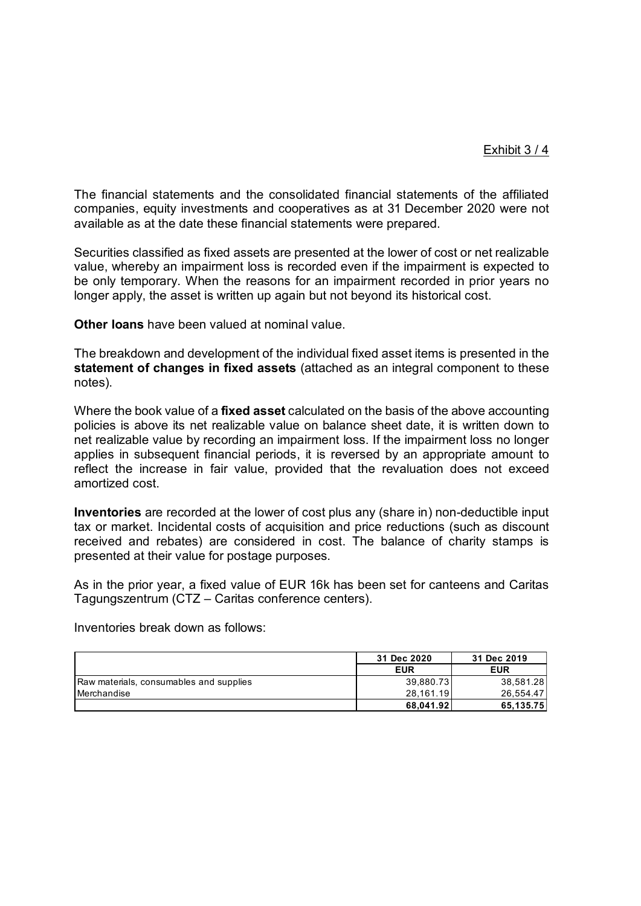Exhibit 3 / 4

The financial statements and the consolidated financial statements of the affiliated companies, equity investments and cooperatives as at 31 December 2020 were not available as at the date these financial statements were prepared.

Securities classified as fixed assets are presented at the lower of cost or net realizable value, whereby an impairment loss is recorded even if the impairment is expected to be only temporary. When the reasons for an impairment recorded in prior years no longer apply, the asset is written up again but not beyond its historical cost.

**Other loans** have been valued at nominal value.

The breakdown and development of the individual fixed asset items is presented in the **statement of changes in fixed assets** (attached as an integral component to these notes).

Where the book value of a **fixed asset** calculated on the basis of the above accounting policies is above its net realizable value on balance sheet date, it is written down to net realizable value by recording an impairment loss. If the impairment loss no longer applies in subsequent financial periods, it is reversed by an appropriate amount to reflect the increase in fair value, provided that the revaluation does not exceed amortized cost.

**Inventories** are recorded at the lower of cost plus any (share in) non-deductible input tax or market. Incidental costs of acquisition and price reductions (such as discount received and rebates) are considered in cost. The balance of charity stamps is presented at their value for postage purposes.

As in the prior year, a fixed value of EUR 16k has been set for canteens and Caritas Tagungszentrum (CTZ – Caritas conference centers).

Inventories break down as follows:

| | 31 Dec 2020 | 31 Dec 2019 |
|---|---|---|
| | EUR | EUR |
| Raw materials, consumables and supplies | 39,880.73 | 38,581.28 |
| Merchandise | 28,161.19 | 26,554.47 |
| | **68,041.92** | **65,135.75** |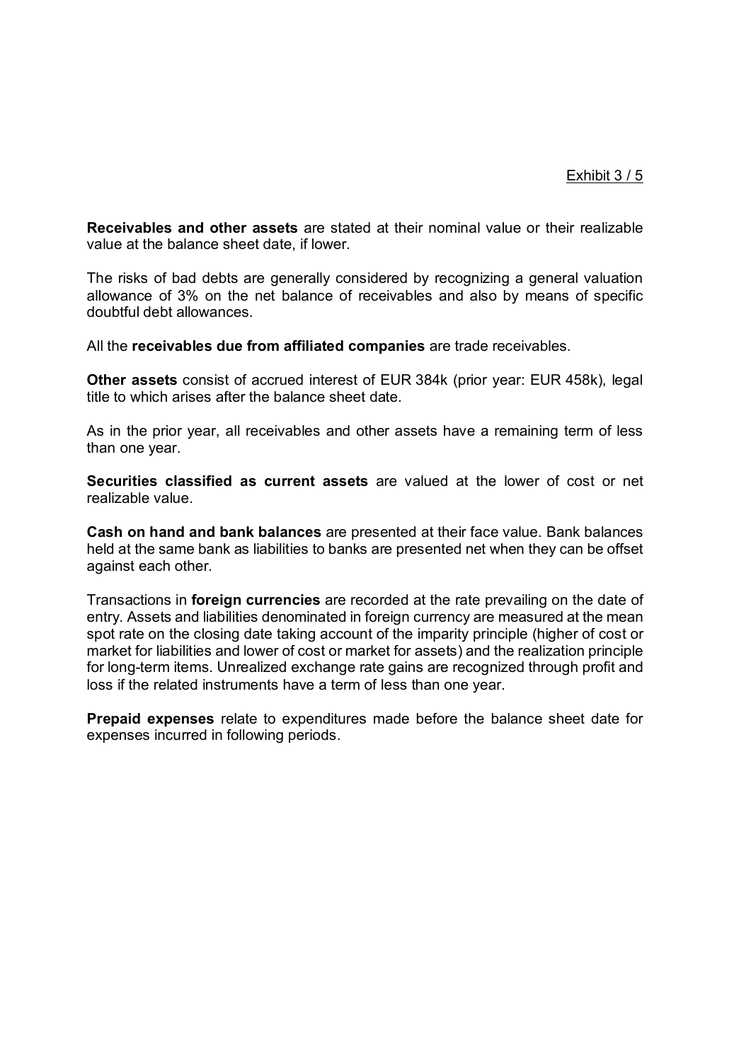Exhibit 3 / 5

**Receivables and other assets** are stated at their nominal value or their realizable value at the balance sheet date, if lower.

The risks of bad debts are generally considered by recognizing a general valuation allowance of 3% on the net balance of receivables and also by means of specific doubtful debt allowances.

All the **receivables due from affiliated companies** are trade receivables.

**Other assets** consist of accrued interest of EUR 384k (prior year: EUR 458k), legal title to which arises after the balance sheet date.

As in the prior year, all receivables and other assets have a remaining term of less than one year.

**Securities classified as current assets** are valued at the lower of cost or net realizable value.

**Cash on hand and bank balances** are presented at their face value. Bank balances held at the same bank as liabilities to banks are presented net when they can be offset against each other.

Transactions in **foreign currencies** are recorded at the rate prevailing on the date of entry. Assets and liabilities denominated in foreign currency are measured at the mean spot rate on the closing date taking account of the imparity principle (higher of cost or market for liabilities and lower of cost or market for assets) and the realization principle for long-term items. Unrealized exchange rate gains are recognized through profit and loss if the related instruments have a term of less than one year.

**Prepaid expenses** relate to expenditures made before the balance sheet date for expenses incurred in following periods.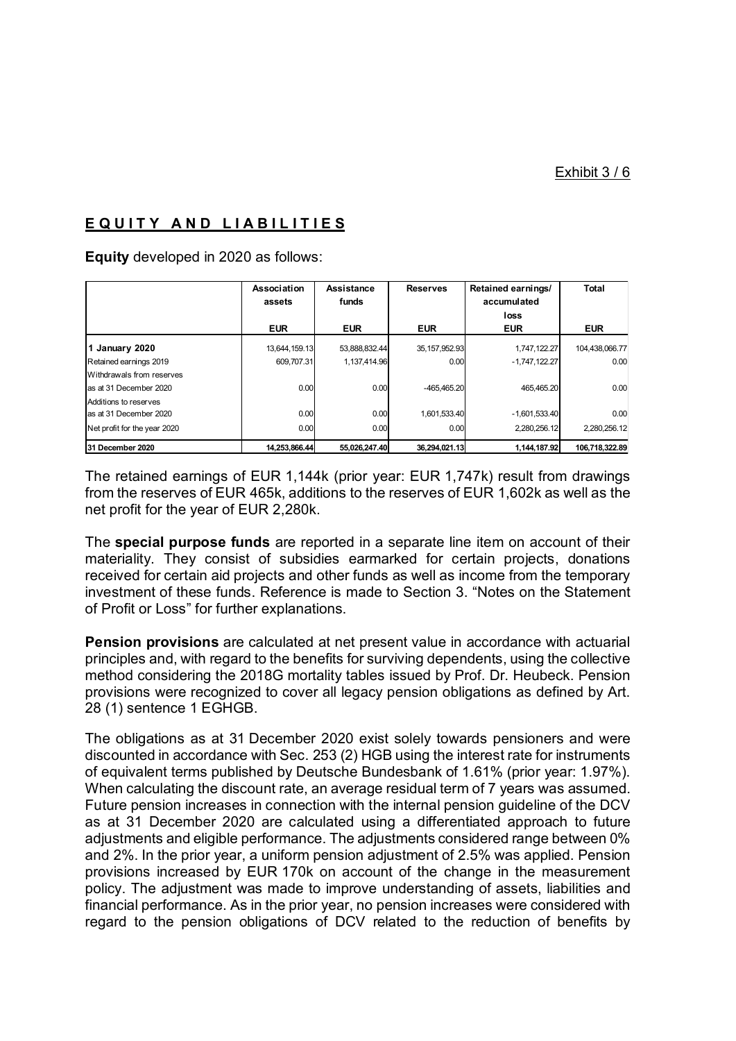Exhibit 3 / 6

## **E Q U I T Y   A N D   L I A B I L I T I E S**

**Equity** developed in 2020 as follows:

| | Association assets | Assistance funds | Reserves | Retained earnings/ accumulated loss | Total |
|---|---|---|---|---|---|
| | EUR | EUR | EUR | EUR | EUR |
| **1 January 2020** | 13,644,159.13 | 53,888,832.44 | 35,157,952.93 | 1,747,122.27 | 104,438,066.77 |
| Retained earnings 2019 | 609,707.31 | 1,137,414.96 | 0.00 | -1,747,122.27 | 0.00 |
| Withdrawals from reserves as at 31 December 2020 | 0.00 | 0.00 | -465,465.20 | 465,465.20 | 0.00 |
| Additions to reserves as at 31 December 2020 | 0.00 | 0.00 | 1,601,533.40 | -1,601,533.40 | 0.00 |
| Net profit for the year 2020 | 0.00 | 0.00 | 0.00 | 2,280,256.12 | 2,280,256.12 |
| **31 December 2020** | **14,253,866.44** | **55,026,247.40** | **36,294,021.13** | **1,144,187.92** | **106,718,322.89** |

The retained earnings of EUR 1,144k (prior year: EUR 1,747k) result from drawings from the reserves of EUR 465k, additions to the reserves of EUR 1,602k as well as the net profit for the year of EUR 2,280k.

The **special purpose funds** are reported in a separate line item on account of their materiality. They consist of subsidies earmarked for certain projects, donations received for certain aid projects and other funds as well as income from the temporary investment of these funds. Reference is made to Section 3. "Notes on the Statement of Profit or Loss" for further explanations.

**Pension provisions** are calculated at net present value in accordance with actuarial principles and, with regard to the benefits for surviving dependents, using the collective method considering the 2018G mortality tables issued by Prof. Dr. Heubeck. Pension provisions were recognized to cover all legacy pension obligations as defined by Art. 28 (1) sentence 1 EGHGB.

The obligations as at 31 December 2020 exist solely towards pensioners and were discounted in accordance with Sec. 253 (2) HGB using the interest rate for instruments of equivalent terms published by Deutsche Bundesbank of 1.61% (prior year: 1.97%). When calculating the discount rate, an average residual term of 7 years was assumed. Future pension increases in connection with the internal pension guideline of the DCV as at 31 December 2020 are calculated using a differentiated approach to future adjustments and eligible performance. The adjustments considered range between 0% and 2%. In the prior year, a uniform pension adjustment of 2.5% was applied. Pension provisions increased by EUR 170k on account of the change in the measurement policy. The adjustment was made to improve understanding of assets, liabilities and financial performance. As in the prior year, no pension increases were considered with regard to the pension obligations of DCV related to the reduction of benefits by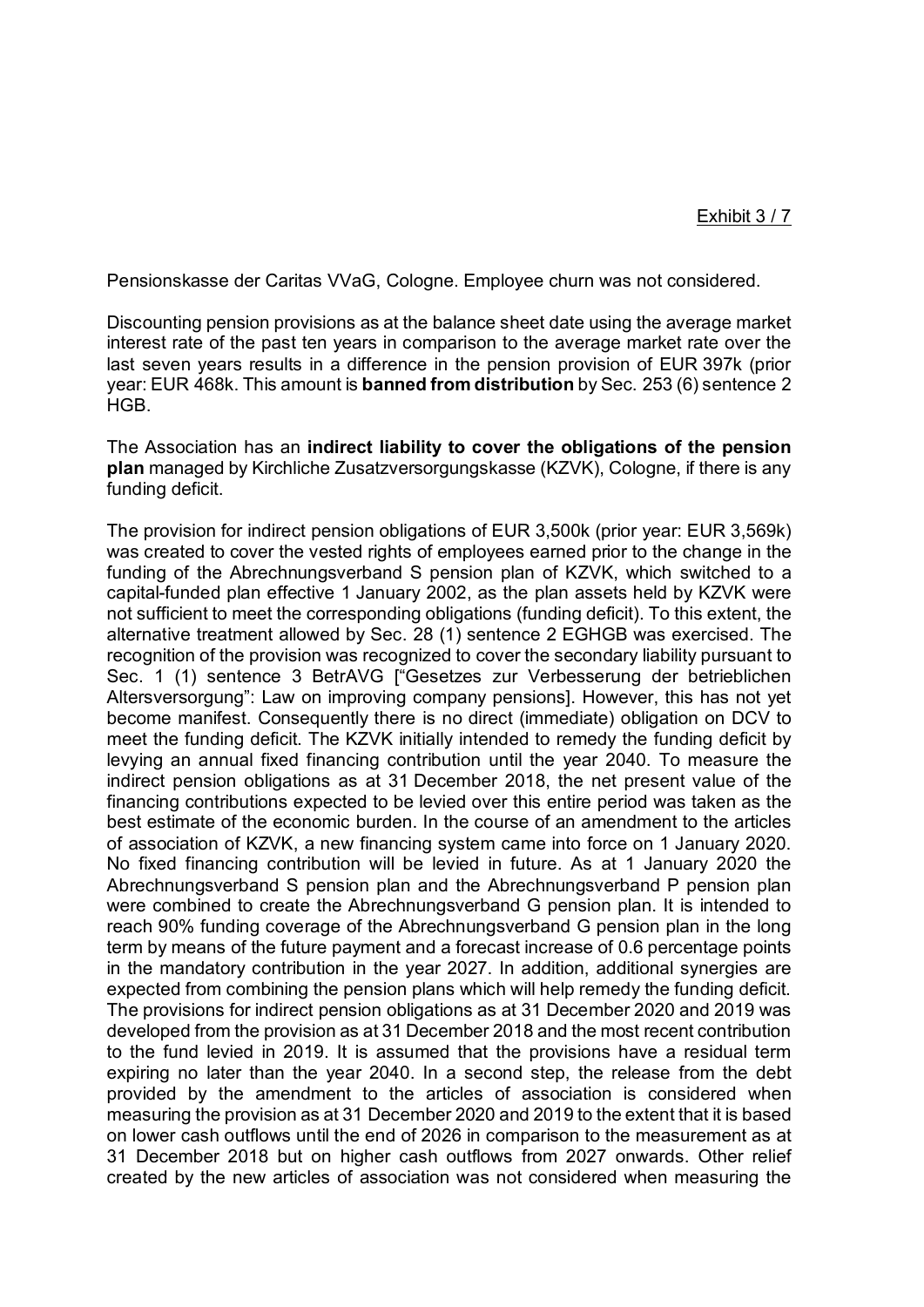Pensionskasse der Caritas VVaG, Cologne. Employee churn was not considered.

Discounting pension provisions as at the balance sheet date using the average market interest rate of the past ten years in comparison to the average market rate over the last seven years results in a difference in the pension provision of EUR 397k (prior year: EUR 468k. This amount is **banned from distribution** by Sec. 253 (6) sentence 2 HGB.

The Association has an **indirect liability to cover the obligations of the pension plan** managed by Kirchliche Zusatzversorgungskasse (KZVK), Cologne, if there is any funding deficit.

The provision for indirect pension obligations of EUR 3,500k (prior year: EUR 3,569k) was created to cover the vested rights of employees earned prior to the change in the funding of the Abrechnungsverband S pension plan of KZVK, which switched to a capital-funded plan effective 1 January 2002, as the plan assets held by KZVK were not sufficient to meet the corresponding obligations (funding deficit). To this extent, the alternative treatment allowed by Sec. 28 (1) sentence 2 EGHGB was exercised. The recognition of the provision was recognized to cover the secondary liability pursuant to Sec. 1 (1) sentence 3 BetrAVG ["Gesetzes zur Verbesserung der betrieblichen Altersversorgung": Law on improving company pensions]. However, this has not yet become manifest. Consequently there is no direct (immediate) obligation on DCV to meet the funding deficit. The KZVK initially intended to remedy the funding deficit by levying an annual fixed financing contribution until the year 2040. To measure the indirect pension obligations as at 31 December 2018, the net present value of the financing contributions expected to be levied over this entire period was taken as the best estimate of the economic burden. In the course of an amendment to the articles of association of KZVK, a new financing system came into force on 1 January 2020. No fixed financing contribution will be levied in future. As at 1 January 2020 the Abrechnungsverband S pension plan and the Abrechnungsverband P pension plan were combined to create the Abrechnungsverband G pension plan. It is intended to reach 90% funding coverage of the Abrechnungsverband G pension plan in the long term by means of the future payment and a forecast increase of 0.6 percentage points in the mandatory contribution in the year 2027. In addition, additional synergies are expected from combining the pension plans which will help remedy the funding deficit. The provisions for indirect pension obligations as at 31 December 2020 and 2019 was developed from the provision as at 31 December 2018 and the most recent contribution to the fund levied in 2019. It is assumed that the provisions have a residual term expiring no later than the year 2040. In a second step, the release from the debt provided by the amendment to the articles of association is considered when measuring the provision as at 31 December 2020 and 2019 to the extent that it is based on lower cash outflows until the end of 2026 in comparison to the measurement as at 31 December 2018 but on higher cash outflows from 2027 onwards. Other relief created by the new articles of association was not considered when measuring the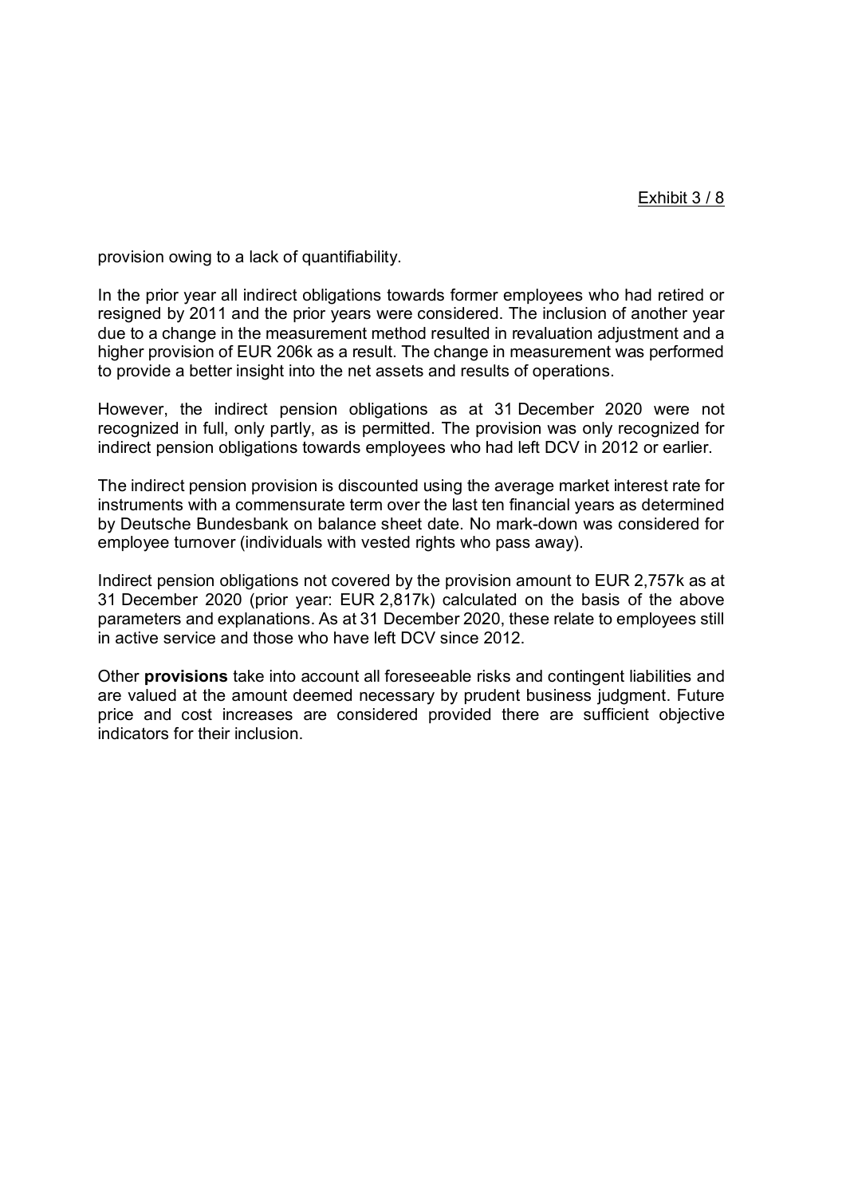provision owing to a lack of quantifiability.

In the prior year all indirect obligations towards former employees who had retired or resigned by 2011 and the prior years were considered. The inclusion of another year due to a change in the measurement method resulted in revaluation adjustment and a higher provision of EUR 206k as a result. The change in measurement was performed to provide a better insight into the net assets and results of operations.

However, the indirect pension obligations as at 31 December 2020 were not recognized in full, only partly, as is permitted. The provision was only recognized for indirect pension obligations towards employees who had left DCV in 2012 or earlier.

The indirect pension provision is discounted using the average market interest rate for instruments with a commensurate term over the last ten financial years as determined by Deutsche Bundesbank on balance sheet date. No mark-down was considered for employee turnover (individuals with vested rights who pass away).

Indirect pension obligations not covered by the provision amount to EUR 2,757k as at 31 December 2020 (prior year: EUR 2,817k) calculated on the basis of the above parameters and explanations. As at 31 December 2020, these relate to employees still in active service and those who have left DCV since 2012.

Other **provisions** take into account all foreseeable risks and contingent liabilities and are valued at the amount deemed necessary by prudent business judgment. Future price and cost increases are considered provided there are sufficient objective indicators for their inclusion.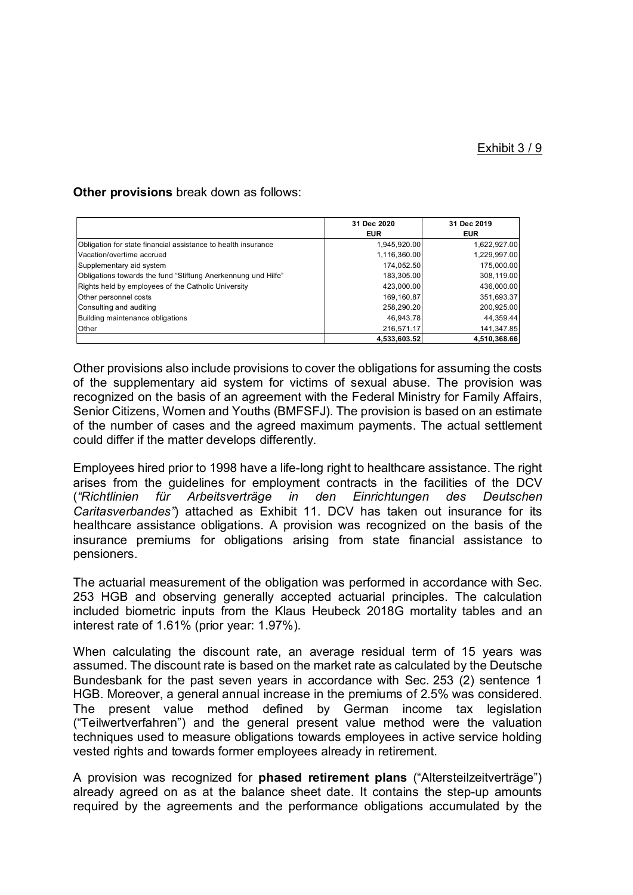Exhibit 3 / 9

**Other provisions** break down as follows:

| | 31 Dec 2020<br>EUR | 31 Dec 2019<br>EUR |
|---|---|---|
| Obligation for state financial assistance to health insurance | 1,945,920.00 | 1,622,927.00 |
| Vacation/overtime accrued | 1,116,360.00 | 1,229,997.00 |
| Supplementary aid system | 174,052.50 | 175,000.00 |
| Obligations towards the fund "Stiftung Anerkennung und Hilfe" | 183,305.00 | 308,119.00 |
| Rights held by employees of the Catholic University | 423,000.00 | 436,000.00 |
| Other personnel costs | 169,160.87 | 351,693.37 |
| Consulting and auditing | 258,290.20 | 200,925.00 |
| Building maintenance obligations | 46,943.78 | 44,359.44 |
| Other | 216,571.17 | 141,347.85 |
| | **4,533,603.52** | **4,510,368.66** |

Other provisions also include provisions to cover the obligations for assuming the costs of the supplementary aid system for victims of sexual abuse. The provision was recognized on the basis of an agreement with the Federal Ministry for Family Affairs, Senior Citizens, Women and Youths (BMFSFJ). The provision is based on an estimate of the number of cases and the agreed maximum payments. The actual settlement could differ if the matter develops differently.

Employees hired prior to 1998 have a life-long right to healthcare assistance. The right arises from the guidelines for employment contracts in the facilities of the DCV (*"Richtlinien für Arbeitsverträge in den Einrichtungen des Deutschen Caritasverbandes"*) attached as Exhibit 11. DCV has taken out insurance for its healthcare assistance obligations. A provision was recognized on the basis of the insurance premiums for obligations arising from state financial assistance to pensioners.

The actuarial measurement of the obligation was performed in accordance with Sec. 253 HGB and observing generally accepted actuarial principles. The calculation included biometric inputs from the Klaus Heubeck 2018G mortality tables and an interest rate of 1.61% (prior year: 1.97%).

When calculating the discount rate, an average residual term of 15 years was assumed. The discount rate is based on the market rate as calculated by the Deutsche Bundesbank for the past seven years in accordance with Sec. 253 (2) sentence 1 HGB. Moreover, a general annual increase in the premiums of 2.5% was considered. The present value method defined by German income tax legislation ("Teilwertverfahren") and the general present value method were the valuation techniques used to measure obligations towards employees in active service holding vested rights and towards former employees already in retirement.

A provision was recognized for **phased retirement plans** ("Altersteilzeitverträge") already agreed on as at the balance sheet date. It contains the step-up amounts required by the agreements and the performance obligations accumulated by the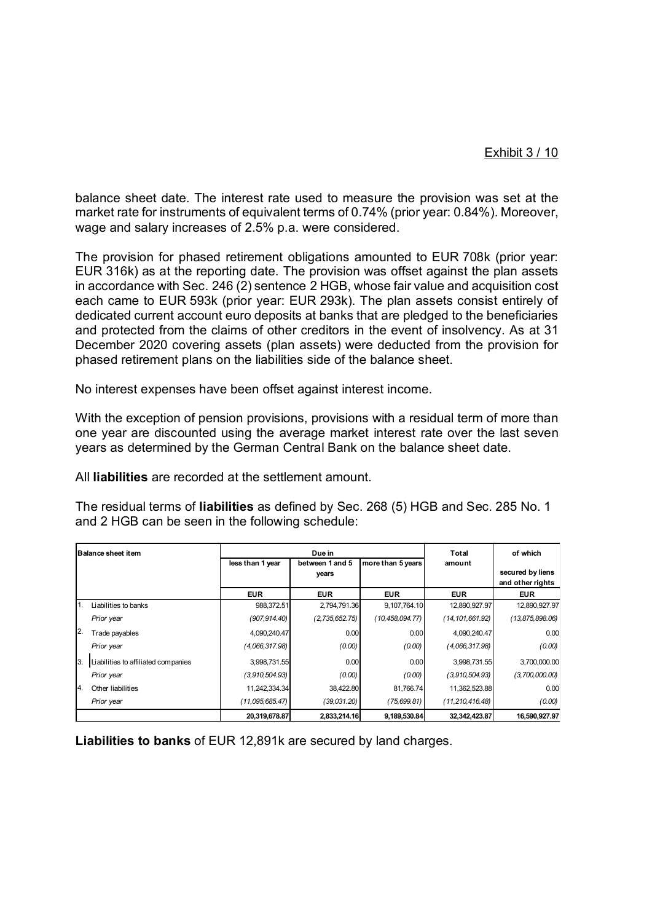balance sheet date. The interest rate used to measure the provision was set at the market rate for instruments of equivalent terms of 0.74% (prior year: 0.84%). Moreover, wage and salary increases of 2.5% p.a. were considered.

The provision for phased retirement obligations amounted to EUR 708k (prior year: EUR 316k) as at the reporting date. The provision was offset against the plan assets in accordance with Sec. 246 (2) sentence 2 HGB, whose fair value and acquisition cost each came to EUR 593k (prior year: EUR 293k). The plan assets consist entirely of dedicated current account euro deposits at banks that are pledged to the beneficiaries and protected from the claims of other creditors in the event of insolvency. As at 31 December 2020 covering assets (plan assets) were deducted from the provision for phased retirement plans on the liabilities side of the balance sheet.

No interest expenses have been offset against interest income.

With the exception of pension provisions, provisions with a residual term of more than one year are discounted using the average market interest rate over the last seven years as determined by the German Central Bank on the balance sheet date.

All **liabilities** are recorded at the settlement amount.

The residual terms of **liabilities** as defined by Sec. 268 (5) HGB and Sec. 285 No. 1 and 2 HGB can be seen in the following schedule:

| | Balance sheet item | Due in | | | Total amount | of which |
|---|---|---|---|---|---|---|
| | | less than 1 year | between 1 and 5 years | more than 5 years | | secured by liens and other rights |
| | | EUR | EUR | EUR | EUR | EUR |
| 1. | Liabilities to banks | 988,372.51 | 2,794,791.36 | 9,107,764.10 | 12,890,927.97 | 12,890,927.97 |
| | *Prior year* | *(907,914.40)* | *(2,735,652.75)* | *(10,458,094.77)* | *(14,101,661.92)* | *(13,875,898.06)* |
| 2. | Trade payables | 4,090,240.47 | 0.00 | 0.00 | 4,090,240.47 | 0.00 |
| | *Prior year* | *(4,066,317.98)* | *(0.00)* | *(0.00)* | *(4,066,317.98)* | *(0.00)* |
| 3. | Liabilities to affiliated companies | 3,998,731.55 | 0.00 | 0.00 | 3,998,731.55 | 3,700,000.00 |
| | *Prior year* | *(3,910,504.93)* | *(0.00)* | *(0.00)* | *(3,910,504.93)* | *(3,700,000.00)* |
| 4. | Other liabilities | 11,242,334.34 | 38,422.80 | 81,766.74 | 11,362,523.88 | 0.00 |
| | *Prior year* | *(11,095,685.47)* | *(39,031.20)* | *(75,699.81)* | *(11,210,416.48)* | *(0.00)* |
| | | **20,319,678.87** | **2,833,214.16** | **9,189,530.84** | **32,342,423.87** | **16,590,927.97** |

**Liabilities to banks** of EUR 12,891k are secured by land charges.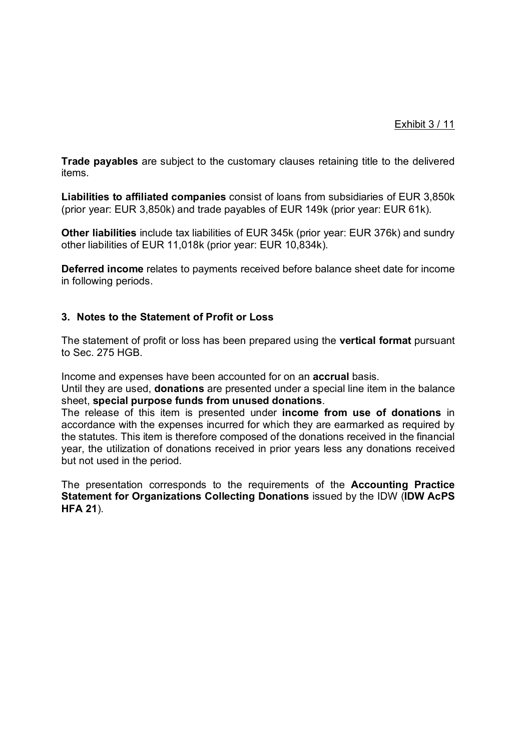**Trade payables** are subject to the customary clauses retaining title to the delivered items.

**Liabilities to affiliated companies** consist of loans from subsidiaries of EUR 3,850k (prior year: EUR 3,850k) and trade payables of EUR 149k (prior year: EUR 61k).

**Other liabilities** include tax liabilities of EUR 345k (prior year: EUR 376k) and sundry other liabilities of EUR 11,018k (prior year: EUR 10,834k).

**Deferred income** relates to payments received before balance sheet date for income in following periods.

## 3. Notes to the Statement of Profit or Loss

The statement of profit or loss has been prepared using the **vertical format** pursuant to Sec. 275 HGB.

Income and expenses have been accounted for on an **accrual** basis.
Until they are used, **donations** are presented under a special line item in the balance sheet, **special purpose funds from unused donations**.
The release of this item is presented under **income from use of donations** in accordance with the expenses incurred for which they are earmarked as required by the statutes. This item is therefore composed of the donations received in the financial year, the utilization of donations received in prior years less any donations received but not used in the period.

The presentation corresponds to the requirements of the **Accounting Practice Statement for Organizations Collecting Donations** issued by the IDW (**IDW AcPS HFA 21**).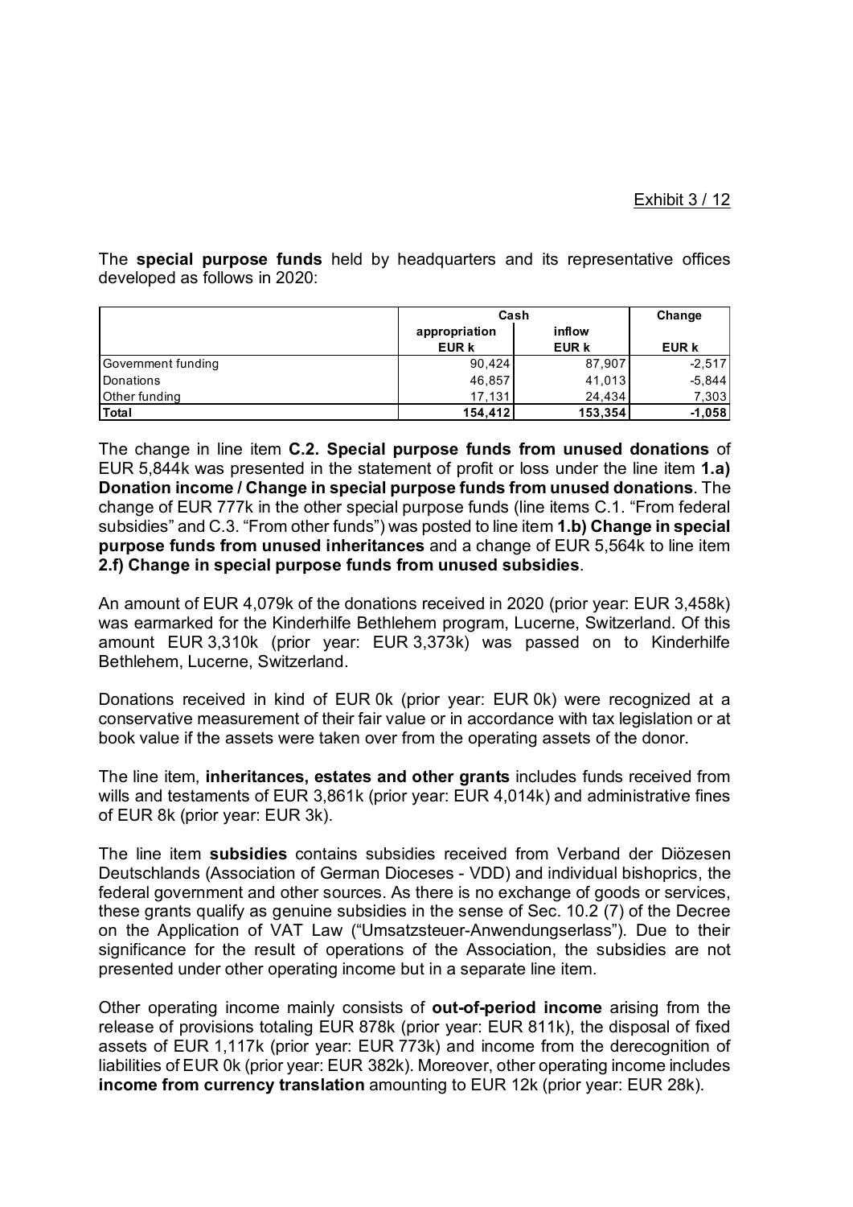The **special purpose funds** held by headquarters and its representative offices developed as follows in 2020:

| | Cash | | Change |
|---|---|---|---|
| | appropriation | inflow | |
| | EUR k | EUR k | EUR k |
| Government funding | 90,424 | 87,907 | -2,517 |
| Donations | 46,857 | 41,013 | -5,844 |
| Other funding | 17,131 | 24,434 | 7,303 |
| **Total** | **154,412** | **153,354** | **-1,058** |

The change in line item **C.2. Special purpose funds from unused donations** of EUR 5,844k was presented in the statement of profit or loss under the line item **1.a) Donation income / Change in special purpose funds from unused donations**. The change of EUR 777k in the other special purpose funds (line items C.1. "From federal subsidies" and C.3. "From other funds") was posted to line item **1.b) Change in special purpose funds from unused inheritances** and a change of EUR 5,564k to line item **2.f) Change in special purpose funds from unused subsidies**.

An amount of EUR 4,079k of the donations received in 2020 (prior year: EUR 3,458k) was earmarked for the Kinderhilfe Bethlehem program, Lucerne, Switzerland. Of this amount EUR 3,310k (prior year: EUR 3,373k) was passed on to Kinderhilfe Bethlehem, Lucerne, Switzerland.

Donations received in kind of EUR 0k (prior year: EUR 0k) were recognized at a conservative measurement of their fair value or in accordance with tax legislation or at book value if the assets were taken over from the operating assets of the donor.

The line item, **inheritances, estates and other grants** includes funds received from wills and testaments of EUR 3,861k (prior year: EUR 4,014k) and administrative fines of EUR 8k (prior year: EUR 3k).

The line item **subsidies** contains subsidies received from Verband der Diözesen Deutschlands (Association of German Dioceses - VDD) and individual bishoprics, the federal government and other sources. As there is no exchange of goods or services, these grants qualify as genuine subsidies in the sense of Sec. 10.2 (7) of the Decree on the Application of VAT Law ("Umsatzsteuer-Anwendungserlass"). Due to their significance for the result of operations of the Association, the subsidies are not presented under other operating income but in a separate line item.

Other operating income mainly consists of **out-of-period income** arising from the release of provisions totaling EUR 878k (prior year: EUR 811k), the disposal of fixed assets of EUR 1,117k (prior year: EUR 773k) and income from the derecognition of liabilities of EUR 0k (prior year: EUR 382k). Moreover, other operating income includes **income from currency translation** amounting to EUR 12k (prior year: EUR 28k).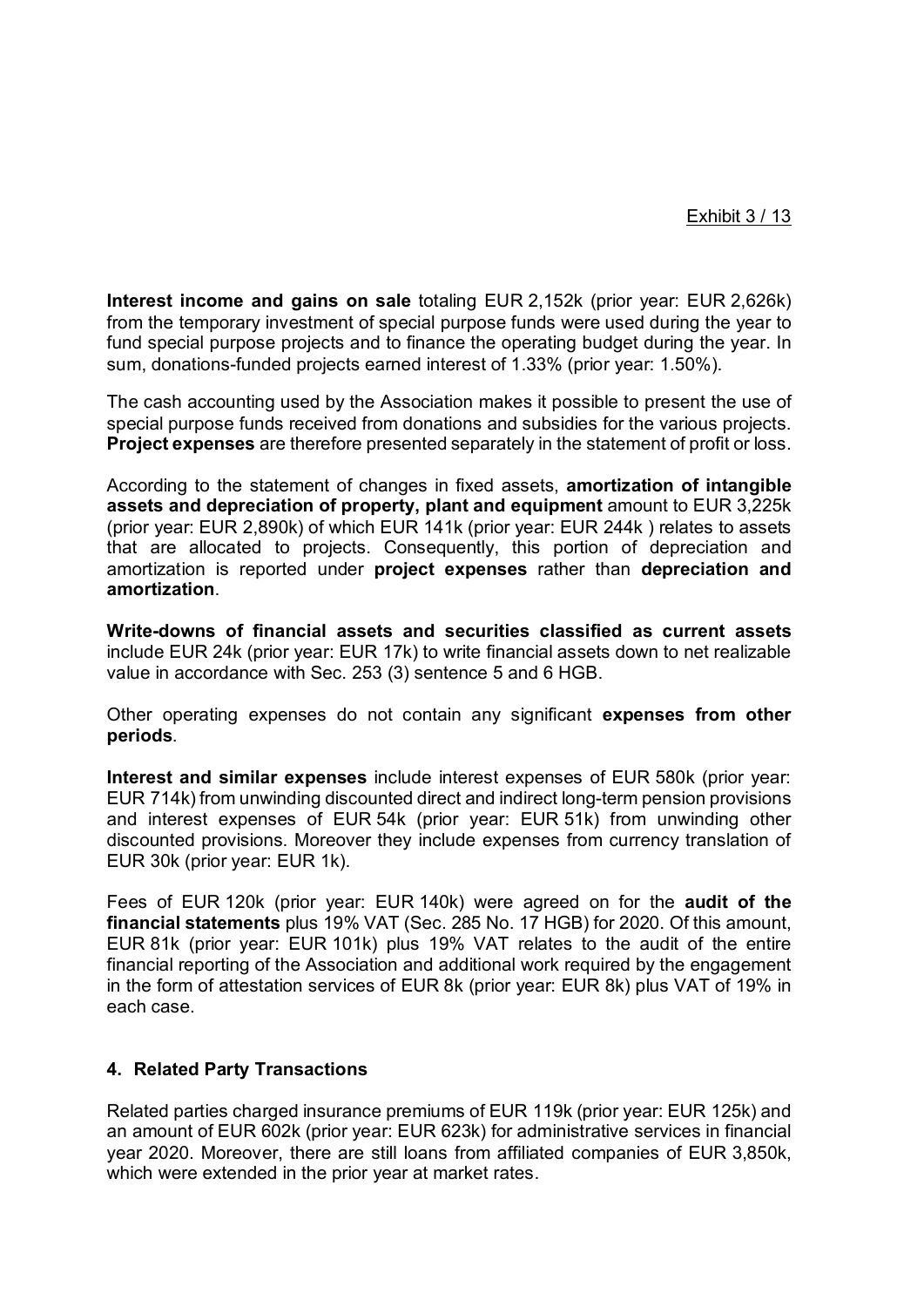**Interest income and gains on sale** totaling EUR 2,152k (prior year: EUR 2,626k) from the temporary investment of special purpose funds were used during the year to fund special purpose projects and to finance the operating budget during the year. In sum, donations-funded projects earned interest of 1.33% (prior year: 1.50%).

The cash accounting used by the Association makes it possible to present the use of special purpose funds received from donations and subsidies for the various projects. **Project expenses** are therefore presented separately in the statement of profit or loss.

According to the statement of changes in fixed assets, **amortization of intangible assets and depreciation of property, plant and equipment** amount to EUR 3,225k (prior year: EUR 2,890k) of which EUR 141k (prior year: EUR 244k ) relates to assets that are allocated to projects. Consequently, this portion of depreciation and amortization is reported under **project expenses** rather than **depreciation and amortization**.

**Write-downs of financial assets and securities classified as current assets** include EUR 24k (prior year: EUR 17k) to write financial assets down to net realizable value in accordance with Sec. 253 (3) sentence 5 and 6 HGB.

Other operating expenses do not contain any significant **expenses from other periods**.

**Interest and similar expenses** include interest expenses of EUR 580k (prior year: EUR 714k) from unwinding discounted direct and indirect long-term pension provisions and interest expenses of EUR 54k (prior year: EUR 51k) from unwinding other discounted provisions. Moreover they include expenses from currency translation of EUR 30k (prior year: EUR 1k).

Fees of EUR 120k (prior year: EUR 140k) were agreed on for the **audit of the financial statements** plus 19% VAT (Sec. 285 No. 17 HGB) for 2020. Of this amount, EUR 81k (prior year: EUR 101k) plus 19% VAT relates to the audit of the entire financial reporting of the Association and additional work required by the engagement in the form of attestation services of EUR 8k (prior year: EUR 8k) plus VAT of 19% in each case.

## 4. Related Party Transactions

Related parties charged insurance premiums of EUR 119k (prior year: EUR 125k) and an amount of EUR 602k (prior year: EUR 623k) for administrative services in financial year 2020. Moreover, there are still loans from affiliated companies of EUR 3,850k, which were extended in the prior year at market rates.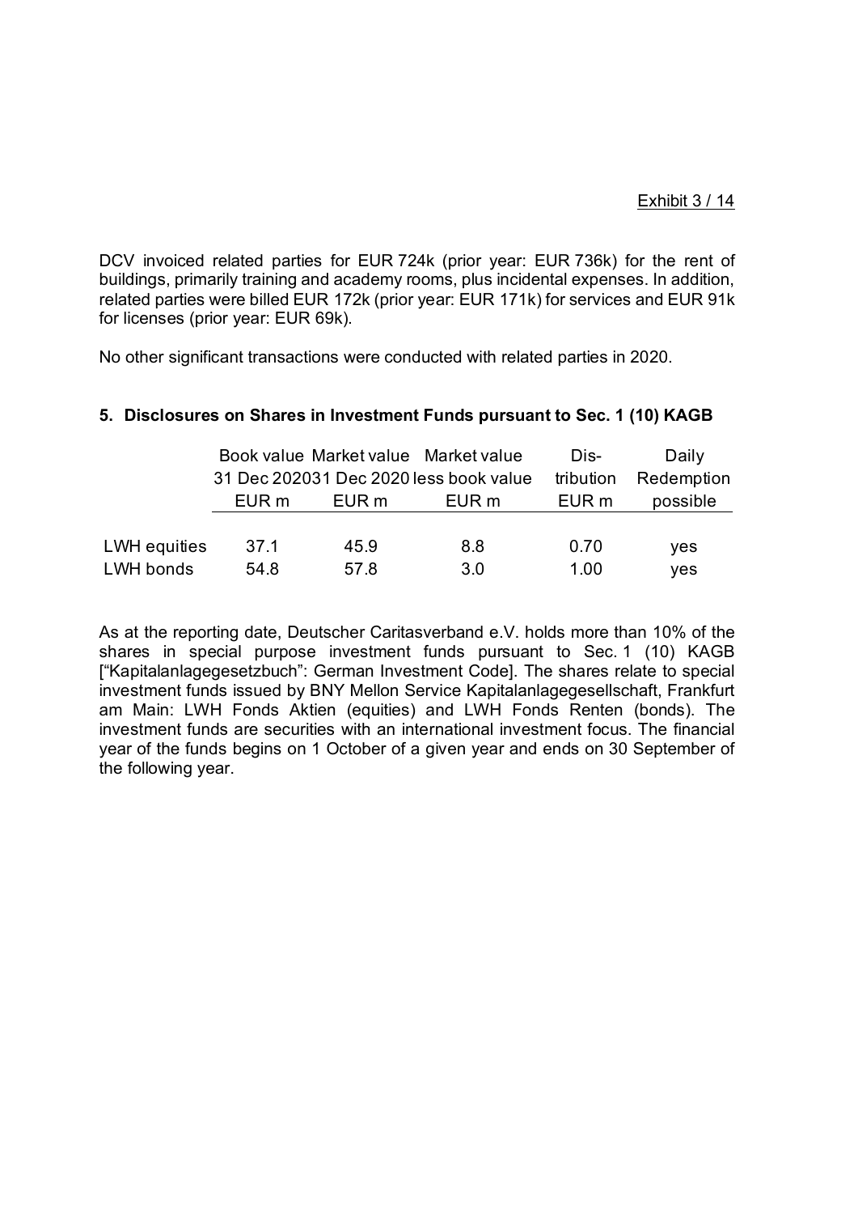DCV invoiced related parties for EUR 724k (prior year: EUR 736k) for the rent of buildings, primarily training and academy rooms, plus incidental expenses. In addition, related parties were billed EUR 172k (prior year: EUR 171k) for services and EUR 91k for licenses (prior year: EUR 69k).

No other significant transactions were conducted with related parties in 2020.

## 5. Disclosures on Shares in Investment Funds pursuant to Sec. 1 (10) KAGB

| | Book value 31 Dec 2020 EUR m | Market value 31 Dec 2020 EUR m | Market value less book value EUR m | Distribution EUR m | Daily Redemption possible |
|---|---|---|---|---|---|
| LWH equities | 37.1 | 45.9 | 8.8 | 0.70 | yes |
| LWH bonds | 54.8 | 57.8 | 3.0 | 1.00 | yes |

As at the reporting date, Deutscher Caritasverband e.V. holds more than 10% of the shares in special purpose investment funds pursuant to Sec. 1 (10) KAGB ["Kapitalanlagegesetzbuch": German Investment Code]. The shares relate to special investment funds issued by BNY Mellon Service Kapitalanlagegesellschaft, Frankfurt am Main: LWH Fonds Aktien (equities) and LWH Fonds Renten (bonds). The investment funds are securities with an international investment focus. The financial year of the funds begins on 1 October of a given year and ends on 30 September of the following year.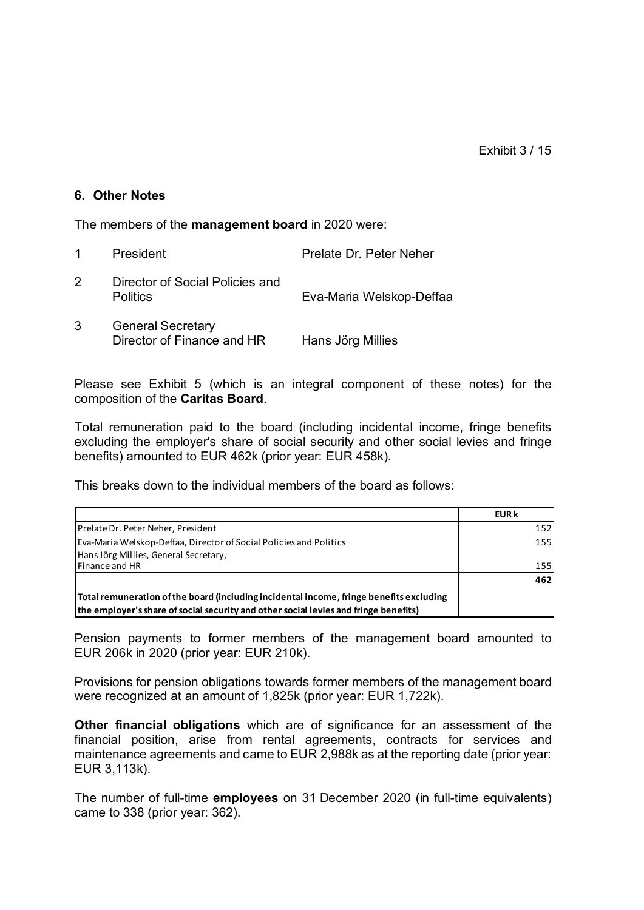Exhibit 3 / 15

## 6. Other Notes

The members of the **management board** in 2020 were:

| | | |
|---|---|---|
| 1 | President | Prelate Dr. Peter Neher |
| 2 | Director of Social Policies and Politics | Eva-Maria Welskop-Deffaa |
| 3 | General Secretary<br>Director of Finance and HR | Hans Jörg Millies |

Please see Exhibit 5 (which is an integral component of these notes) for the composition of the **Caritas Board**.

Total remuneration paid to the board (including incidental income, fringe benefits excluding the employer's share of social security and other social levies and fringe benefits) amounted to EUR 462k (prior year: EUR 458k).

This breaks down to the individual members of the board as follows:

| | EUR k |
|---|---|
| Prelate Dr. Peter Neher, President | 152 |
| Eva-Maria Welskop-Deffaa, Director of Social Policies and Politics | 155 |
| Hans Jörg Millies, General Secretary, Finance and HR | 155 |
| | **462** |
| **Total remuneration of the board (including incidental income, fringe benefits excluding the employer's share of social security and other social levies and fringe benefits)** | |

Pension payments to former members of the management board amounted to EUR 206k in 2020 (prior year: EUR 210k).

Provisions for pension obligations towards former members of the management board were recognized at an amount of 1,825k (prior year: EUR 1,722k).

**Other financial obligations** which are of significance for an assessment of the financial position, arise from rental agreements, contracts for services and maintenance agreements and came to EUR 2,988k as at the reporting date (prior year: EUR 3,113k).

The number of full-time **employees** on 31 December 2020 (in full-time equivalents) came to 338 (prior year: 362).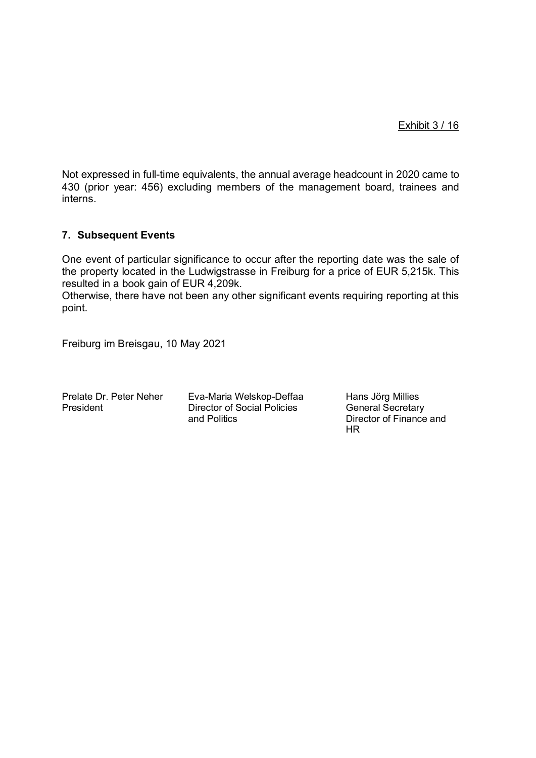Exhibit 3 / 16

Not expressed in full-time equivalents, the annual average headcount in 2020 came to 430 (prior year: 456) excluding members of the management board, trainees and interns.

## 7. Subsequent Events

One event of particular significance to occur after the reporting date was the sale of the property located in the Ludwigstrasse in Freiburg for a price of EUR 5,215k. This resulted in a book gain of EUR 4,209k.
Otherwise, there have not been any other significant events requiring reporting at this point.

Freiburg im Breisgau, 10 May 2021

Prelate Dr. Peter Neher
President

Eva-Maria Welskop-Deffaa
Director of Social Policies and Politics

Hans Jörg Millies
General Secretary
Director of Finance and HR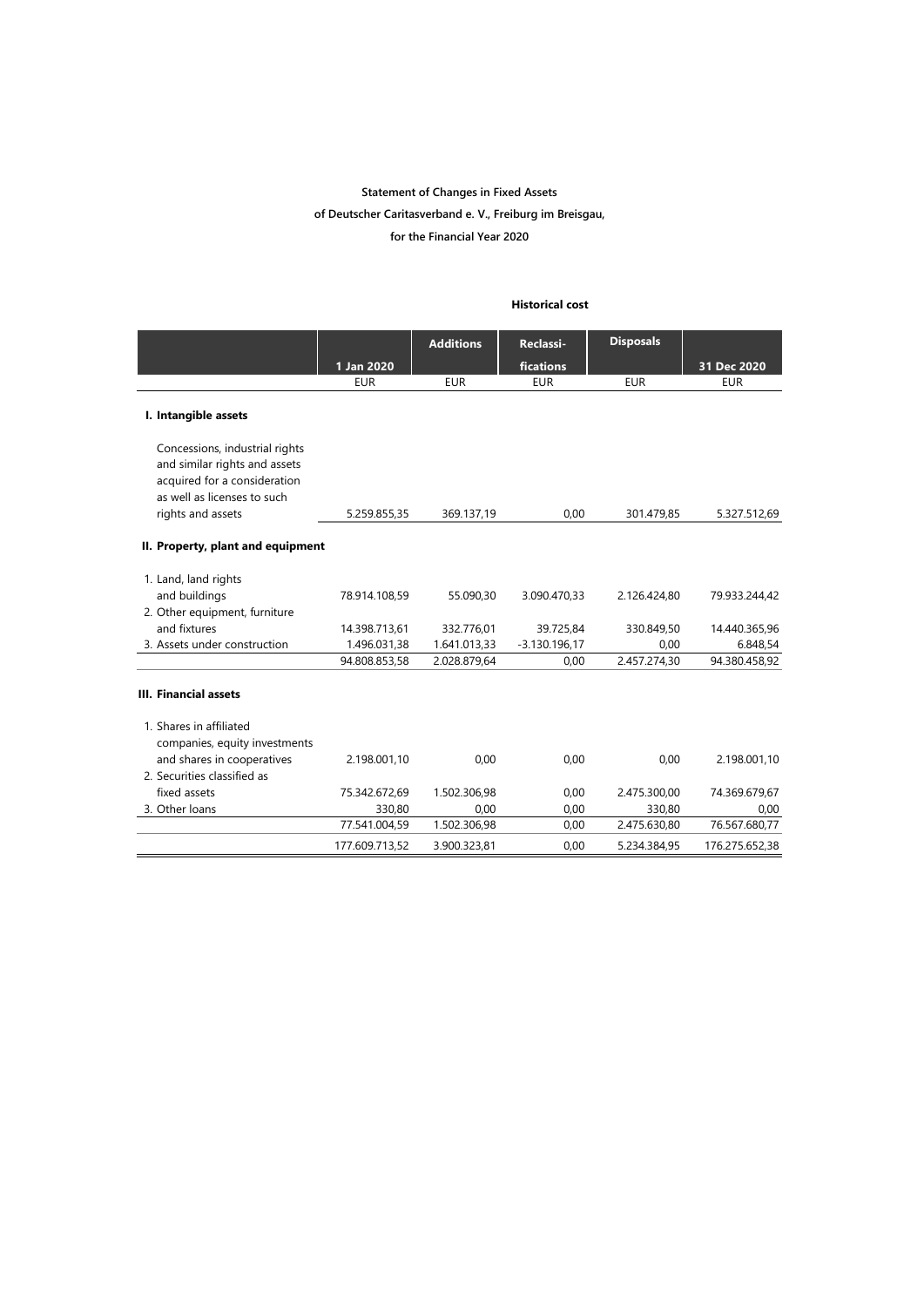**Statement of Changes in Fixed Assets**

**of Deutscher Caritasverband e. V., Freiburg im Breisgau,**

**for the Financial Year 2020**

**Historical cost**

| | 1 Jan 2020 | Additions | Reclassi­fications | Disposals | 31 Dec 2020 |
|---|---|---|---|---|---|
| | EUR | EUR | EUR | EUR | EUR |
| **I. Intangible assets** | | | | | |
| Concessions, industrial rights and similar rights and assets acquired for a consideration as well as licenses to such rights and assets | 5.259.855,35 | 369.137,19 | 0,00 | 301.479,85 | 5.327.512,69 |
| **II. Property, plant and equipment** | | | | | |
| 1. Land, land rights and buildings | 78.914.108,59 | 55.090,30 | 3.090.470,33 | 2.126.424,80 | 79.933.244,42 |
| 2. Other equipment, furniture and fixtures | 14.398.713,61 | 332.776,01 | 39.725,84 | 330.849,50 | 14.440.365,96 |
| 3. Assets under construction | 1.496.031,38 | 1.641.013,33 | -3.130.196,17 | 0,00 | 6.848,54 |
| | 94.808.853,58 | 2.028.879,64 | 0,00 | 2.457.274,30 | 94.380.458,92 |
| **III. Financial assets** | | | | | |
| 1. Shares in affiliated companies, equity investments and shares in cooperatives | 2.198.001,10 | 0,00 | 0,00 | 0,00 | 2.198.001,10 |
| 2. Securities classified as fixed assets | 75.342.672,69 | 1.502.306,98 | 0,00 | 2.475.300,00 | 74.369.679,67 |
| 3. Other loans | 330,80 | 0,00 | 0,00 | 330,80 | 0,00 |
| | 77.541.004,59 | 1.502.306,98 | 0,00 | 2.475.630,80 | 76.567.680,77 |
| | 177.609.713,52 | 3.900.323,81 | 0,00 | 5.234.384,95 | 176.275.652,38 |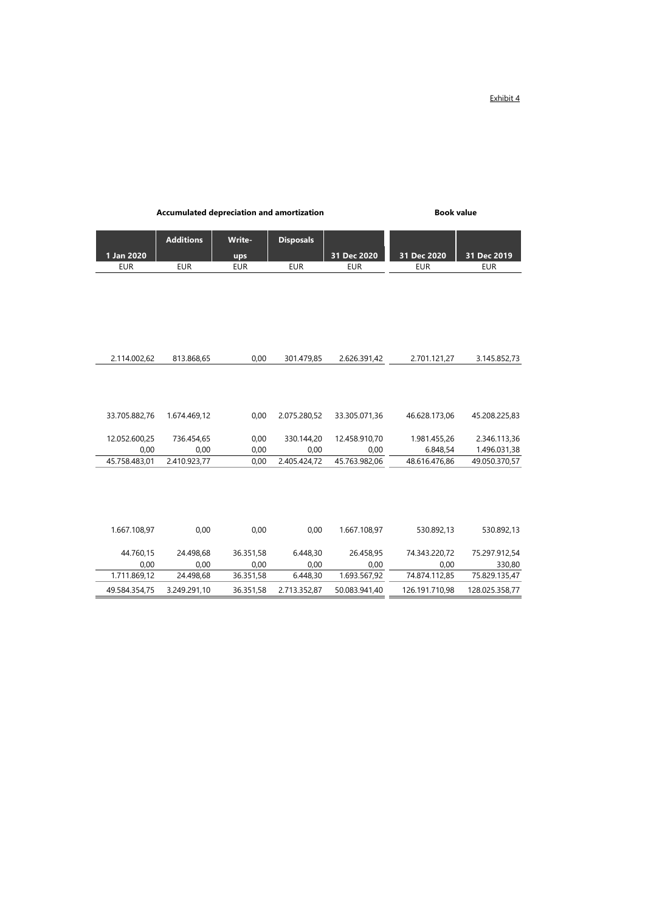Exhibit 4

| Accumulated depreciation and amortization | | | | | Book value | |
|---|---|---|---|---|---|---|
| 1 Jan 2020 | Additions | Write-ups | Disposals | 31 Dec 2020 | 31 Dec 2020 | 31 Dec 2019 |
| EUR | EUR | EUR | EUR | EUR | EUR | EUR |
| 2.114.002,62 | 813.868,65 | 0,00 | 301.479,85 | 2.626.391,42 | 2.701.121,27 | 3.145.852,73 |
| 33.705.882,76 | 1.674.469,12 | 0,00 | 2.075.280,52 | 33.305.071,36 | 46.628.173,06 | 45.208.225,83 |
| 12.052.600,25 | 736.454,65 | 0,00 | 330.144,20 | 12.458.910,70 | 1.981.455,26 | 2.346.113,36 |
| 0,00 | 0,00 | 0,00 | 0,00 | 0,00 | 6.848,54 | 1.496.031,38 |
| 45.758.483,01 | 2.410.923,77 | 0,00 | 2.405.424,72 | 45.763.982,06 | 48.616.476,86 | 49.050.370,57 |
| 1.667.108,97 | 0,00 | 0,00 | 0,00 | 1.667.108,97 | 530.892,13 | 530.892,13 |
| 44.760,15 | 24.498,68 | 36.351,58 | 6.448,30 | 26.458,95 | 74.343.220,72 | 75.297.912,54 |
| 0,00 | 0,00 | 0,00 | 0,00 | 0,00 | 0,00 | 330,80 |
| 1.711.869,12 | 24.498,68 | 36.351,58 | 6.448,30 | 1.693.567,92 | 74.874.112,85 | 75.829.135,47 |
| 49.584.354,75 | 3.249.291,10 | 36.351,58 | 2.713.352,87 | 50.083.941,40 | 126.191.710,98 | 128.025.358,77 |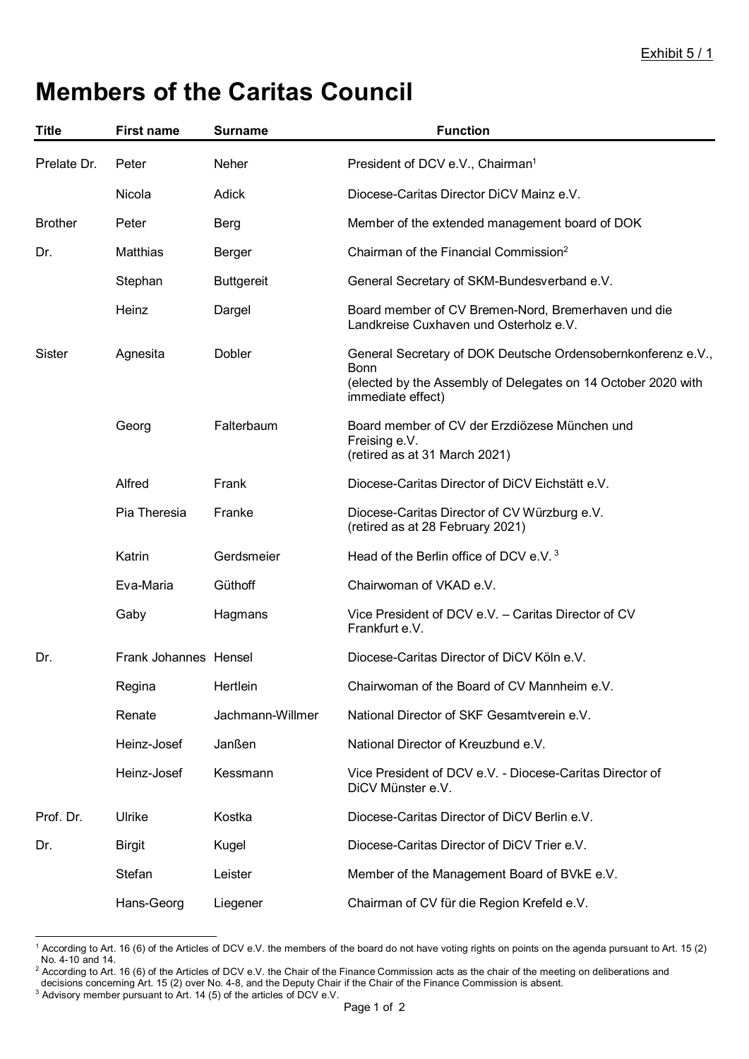Exhibit 5 / 1

# Members of the Caritas Council

| Title | First name | Surname | Function |
|---|---|---|---|
| Prelate Dr. | Peter | Neher | President of DCV e.V., Chairman[1] |
| | Nicola | Adick | Diocese-Caritas Director DiCV Mainz e.V. |
| Brother | Peter | Berg | Member of the extended management board of DOK |
| Dr. | Matthias | Berger | Chairman of the Financial Commission[2] |
| | Stephan | Buttgereit | General Secretary of SKM-Bundesverband e.V. |
| | Heinz | Dargel | Board member of CV Bremen-Nord, Bremerhaven und die Landkreise Cuxhaven und Osterholz e.V. |
| Sister | Agnesita | Dobler | General Secretary of DOK Deutsche Ordensobernkonferenz e.V., Bonn (elected by the Assembly of Delegates on 14 October 2020 with immediate effect) |
| | Georg | Falterbaum | Board member of CV der Erzdiözese München und Freising e.V. (retired as at 31 March 2021) |
| | Alfred | Frank | Diocese-Caritas Director of DiCV Eichstätt e.V. |
| | Pia Theresia | Franke | Diocese-Caritas Director of CV Würzburg e.V. (retired as at 28 February 2021) |
| | Katrin | Gerdsmeier | Head of the Berlin office of DCV e.V. [3] |
| | Eva-Maria | Güthoff | Chairwoman of VKAD e.V. |
| | Gaby | Hagmans | Vice President of DCV e.V. – Caritas Director of CV Frankfurt e.V. |
| Dr. | Frank Johannes | Hensel | Diocese-Caritas Director of DiCV Köln e.V. |
| | Regina | Hertlein | Chairwoman of the Board of CV Mannheim e.V. |
| | Renate | Jachmann-Willmer | National Director of SKF Gesamtverein e.V. |
| | Heinz-Josef | Janßen | National Director of Kreuzbund e.V. |
| | Heinz-Josef | Kessmann | Vice President of DCV e.V. - Diocese-Caritas Director of DiCV Münster e.V. |
| Prof. Dr. | Ulrike | Kostka | Diocese-Caritas Director of DiCV Berlin e.V. |
| Dr. | Birgit | Kugel | Diocese-Caritas Director of DiCV Trier e.V. |
| | Stefan | Leister | Member of the Management Board of BVkE e.V. |
| | Hans-Georg | Liegener | Chairman of CV für die Region Krefeld e.V. |

[1] According to Art. 16 (6) of the Articles of DCV e.V. the members of the board do not have voting rights on points on the agenda pursuant to Art. 15 (2) No. 4-10 and 14.

[2] According to Art. 16 (6) of the Articles of DCV e.V. the Chair of the Finance Commission acts as the chair of the meeting on deliberations and decisions concerning Art. 15 (2) over No. 4-8, and the Deputy Chair if the Chair of the Finance Commission is absent.

[3] Advisory member pursuant to Art. 14 (5) of the articles of DCV e.V.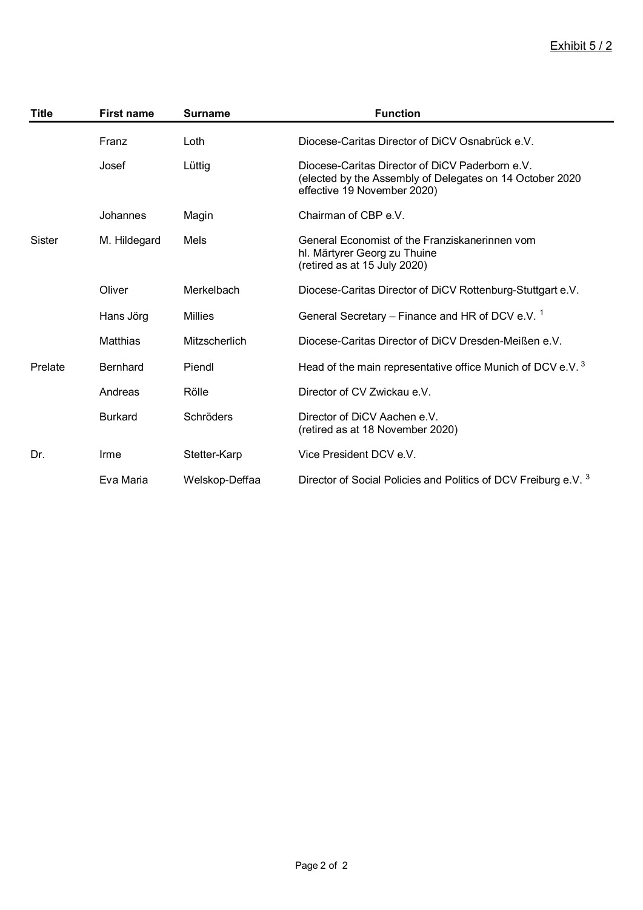Exhibit 5 / 2

| Title | First name | Surname | Function |
| --- | --- | --- | --- |
| | Franz | Loth | Diocese-Caritas Director of DiCV Osnabrück e.V. |
| | Josef | Lüttig | Diocese-Caritas Director of DiCV Paderborn e.V. (elected by the Assembly of Delegates on 14 October 2020 effective 19 November 2020) |
| | Johannes | Magin | Chairman of CBP e.V. |
| Sister | M. Hildegard | Mels | General Economist of the Franziskanerinnen vom hl. Märtyrer Georg zu Thuine (retired as at 15 July 2020) |
| | Oliver | Merkelbach | Diocese-Caritas Director of DiCV Rottenburg-Stuttgart e.V. |
| | Hans Jörg | Millies | General Secretary – Finance and HR of DCV e.V. [1] |
| | Matthias | Mitzscherlich | Diocese-Caritas Director of DiCV Dresden-Meißen e.V. |
| Prelate | Bernhard | Piendl | Head of the main representative office Munich of DCV e.V. [3] |
| | Andreas | Rölle | Director of CV Zwickau e.V. |
| | Burkard | Schröders | Director of DiCV Aachen e.V. (retired as at 18 November 2020) |
| Dr. | Irme | Stetter-Karp | Vice President DCV e.V. |
| | Eva Maria | Welskop-Deffaa | Director of Social Policies and Politics of DCV Freiburg e.V. [3] |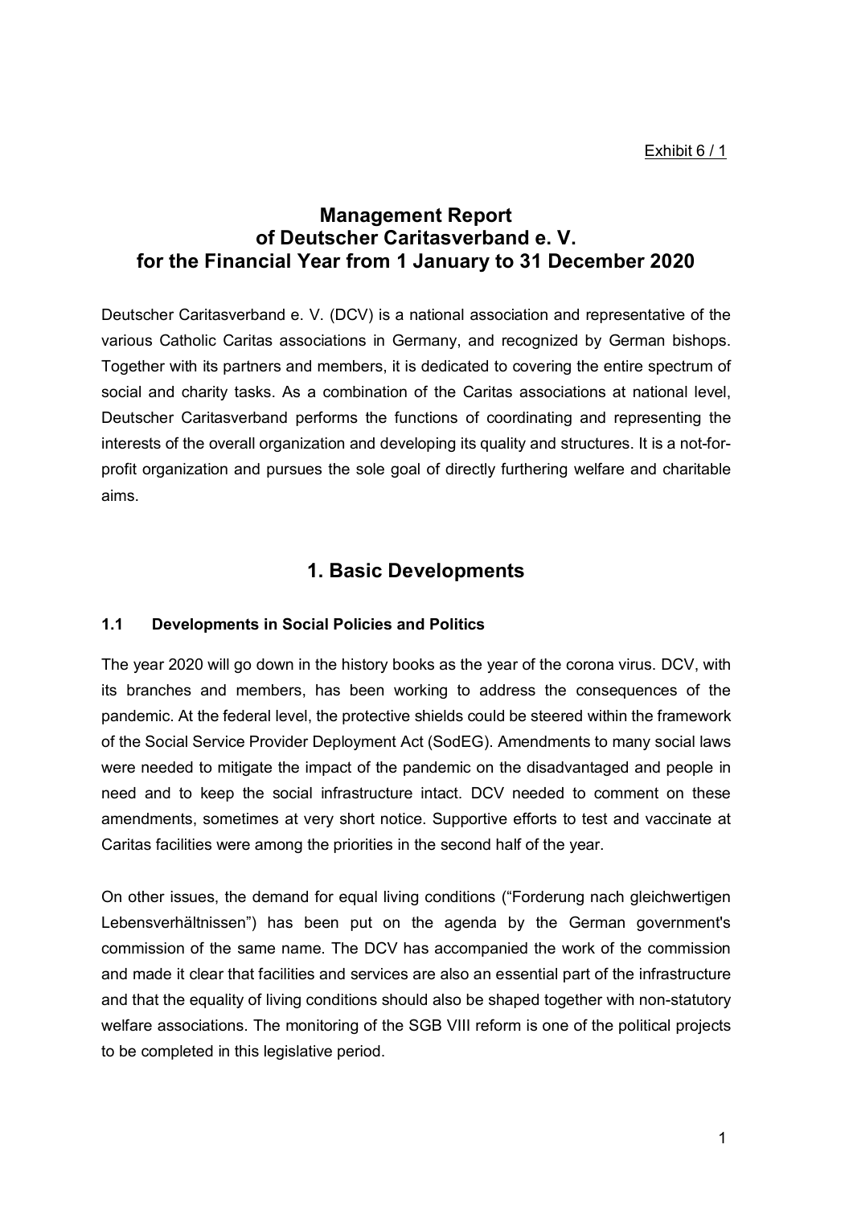Exhibit 6 / 1

# Management Report of Deutscher Caritasverband e. V. for the Financial Year from 1 January to 31 December 2020

Deutscher Caritasverband e. V. (DCV) is a national association and representative of the various Catholic Caritas associations in Germany, and recognized by German bishops. Together with its partners and members, it is dedicated to covering the entire spectrum of social and charity tasks. As a combination of the Caritas associations at national level, Deutscher Caritasverband performs the functions of coordinating and representing the interests of the overall organization and developing its quality and structures. It is a not-for-profit organization and pursues the sole goal of directly furthering welfare and charitable aims.

## 1. Basic Developments

### 1.1 Developments in Social Policies and Politics

The year 2020 will go down in the history books as the year of the corona virus. DCV, with its branches and members, has been working to address the consequences of the pandemic. At the federal level, the protective shields could be steered within the framework of the Social Service Provider Deployment Act (SodEG). Amendments to many social laws were needed to mitigate the impact of the pandemic on the disadvantaged and people in need and to keep the social infrastructure intact. DCV needed to comment on these amendments, sometimes at very short notice. Supportive efforts to test and vaccinate at Caritas facilities were among the priorities in the second half of the year.

On other issues, the demand for equal living conditions ("Forderung nach gleichwertigen Lebensverhältnissen") has been put on the agenda by the German government's commission of the same name. The DCV has accompanied the work of the commission and made it clear that facilities and services are also an essential part of the infrastructure and that the equality of living conditions should also be shaped together with non-statutory welfare associations. The monitoring of the SGB VIII reform is one of the political projects to be completed in this legislative period.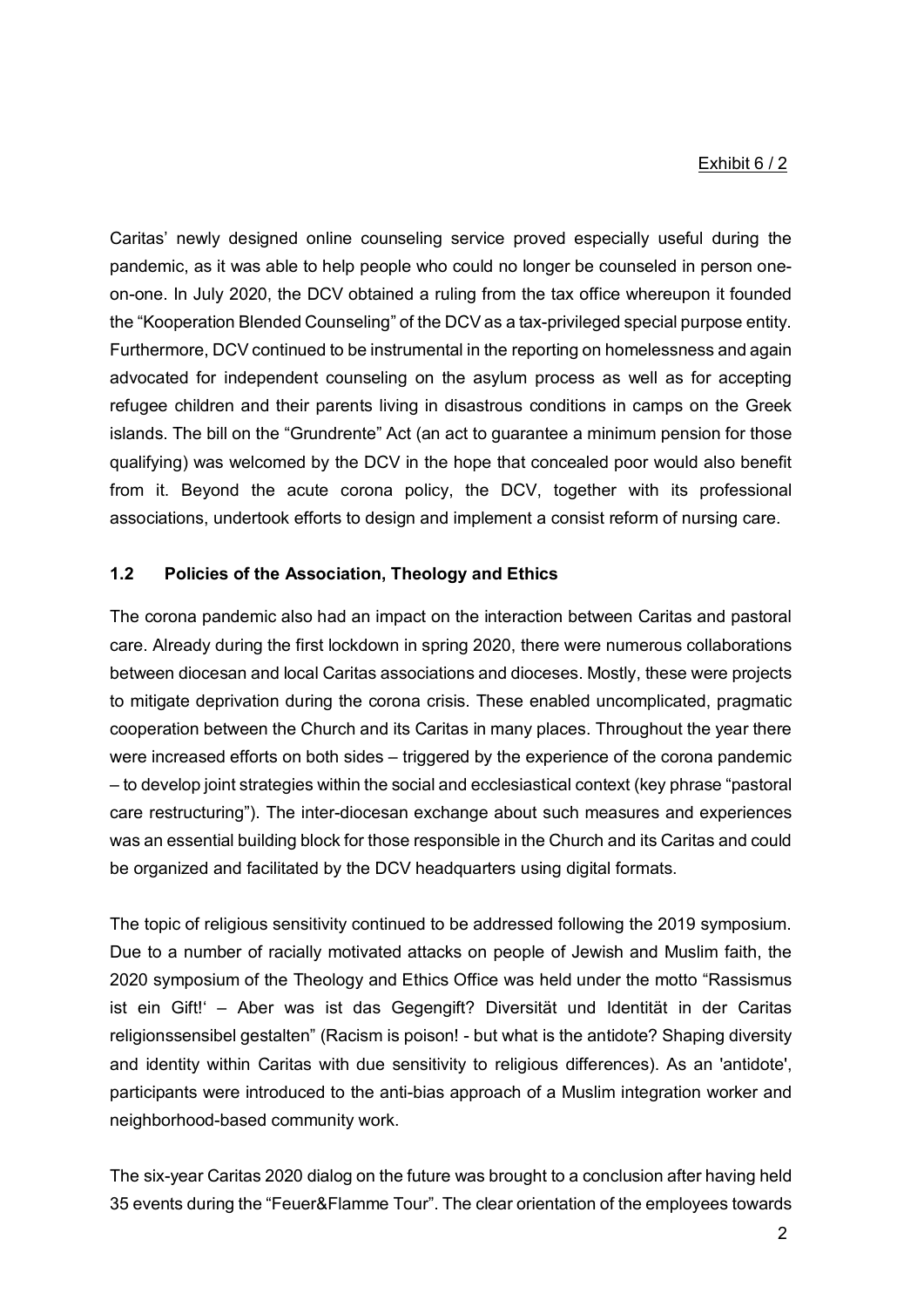Caritas' newly designed online counseling service proved especially useful during the pandemic, as it was able to help people who could no longer be counseled in person one-on-one. In July 2020, the DCV obtained a ruling from the tax office whereupon it founded the "Kooperation Blended Counseling" of the DCV as a tax-privileged special purpose entity. Furthermore, DCV continued to be instrumental in the reporting on homelessness and again advocated for independent counseling on the asylum process as well as for accepting refugee children and their parents living in disastrous conditions in camps on the Greek islands. The bill on the "Grundrente" Act (an act to guarantee a minimum pension for those qualifying) was welcomed by the DCV in the hope that concealed poor would also benefit from it. Beyond the acute corona policy, the DCV, together with its professional associations, undertook efforts to design and implement a consist reform of nursing care.

### 1.2 Policies of the Association, Theology and Ethics

The corona pandemic also had an impact on the interaction between Caritas and pastoral care. Already during the first lockdown in spring 2020, there were numerous collaborations between diocesan and local Caritas associations and dioceses. Mostly, these were projects to mitigate deprivation during the corona crisis. These enabled uncomplicated, pragmatic cooperation between the Church and its Caritas in many places. Throughout the year there were increased efforts on both sides – triggered by the experience of the corona pandemic – to develop joint strategies within the social and ecclesiastical context (key phrase "pastoral care restructuring"). The inter-diocesan exchange about such measures and experiences was an essential building block for those responsible in the Church and its Caritas and could be organized and facilitated by the DCV headquarters using digital formats.

The topic of religious sensitivity continued to be addressed following the 2019 symposium. Due to a number of racially motivated attacks on people of Jewish and Muslim faith, the 2020 symposium of the Theology and Ethics Office was held under the motto "Rassismus ist ein Gift!' – Aber was ist das Gegengift? Diversität und Identität in der Caritas religionssensibel gestalten" (Racism is poison! - but what is the antidote? Shaping diversity and identity within Caritas with due sensitivity to religious differences). As an 'antidote', participants were introduced to the anti-bias approach of a Muslim integration worker and neighborhood-based community work.

The six-year Caritas 2020 dialog on the future was brought to a conclusion after having held 35 events during the "Feuer&Flamme Tour". The clear orientation of the employees towards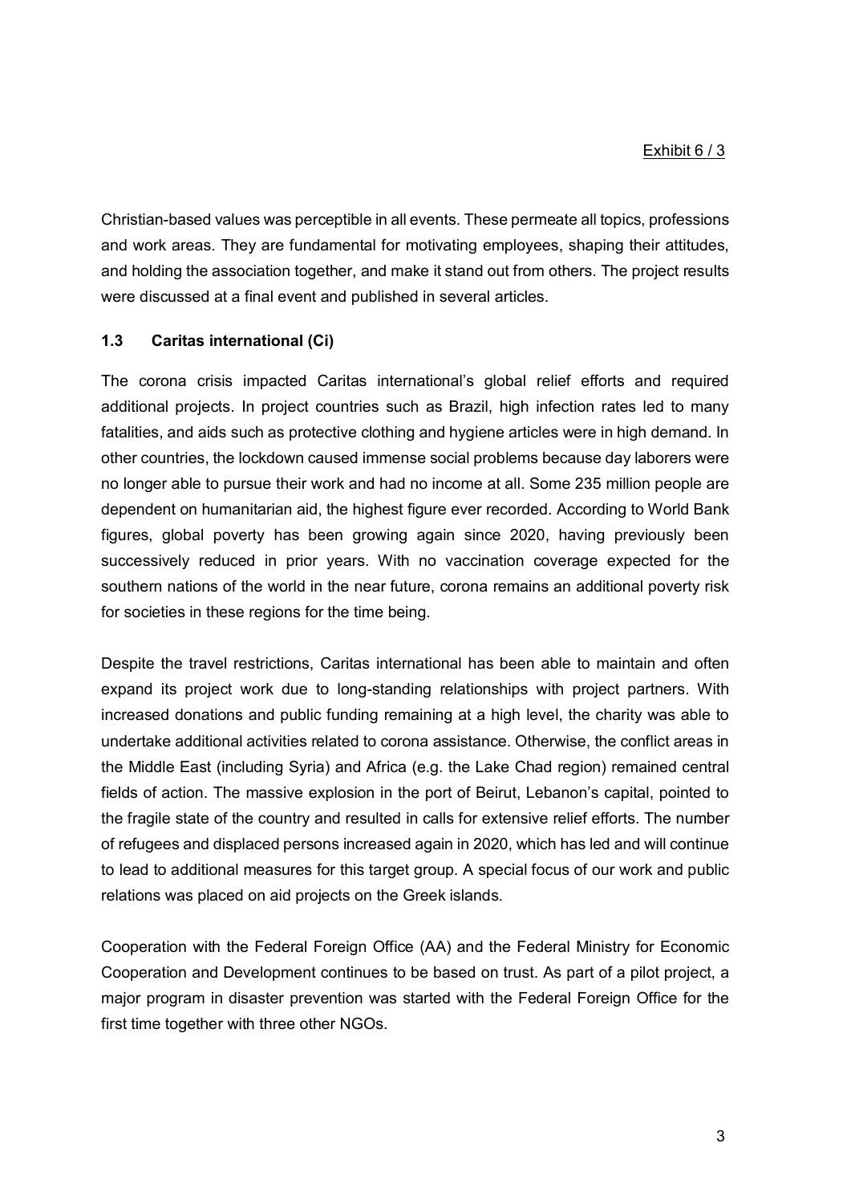Christian-based values was perceptible in all events. These permeate all topics, professions and work areas. They are fundamental for motivating employees, shaping their attitudes, and holding the association together, and make it stand out from others. The project results were discussed at a final event and published in several articles.

### 1.3 Caritas international (Ci)

The corona crisis impacted Caritas international's global relief efforts and required additional projects. In project countries such as Brazil, high infection rates led to many fatalities, and aids such as protective clothing and hygiene articles were in high demand. In other countries, the lockdown caused immense social problems because day laborers were no longer able to pursue their work and had no income at all. Some 235 million people are dependent on humanitarian aid, the highest figure ever recorded. According to World Bank figures, global poverty has been growing again since 2020, having previously been successively reduced in prior years. With no vaccination coverage expected for the southern nations of the world in the near future, corona remains an additional poverty risk for societies in these regions for the time being.

Despite the travel restrictions, Caritas international has been able to maintain and often expand its project work due to long-standing relationships with project partners. With increased donations and public funding remaining at a high level, the charity was able to undertake additional activities related to corona assistance. Otherwise, the conflict areas in the Middle East (including Syria) and Africa (e.g. the Lake Chad region) remained central fields of action. The massive explosion in the port of Beirut, Lebanon's capital, pointed to the fragile state of the country and resulted in calls for extensive relief efforts. The number of refugees and displaced persons increased again in 2020, which has led and will continue to lead to additional measures for this target group. A special focus of our work and public relations was placed on aid projects on the Greek islands.

Cooperation with the Federal Foreign Office (AA) and the Federal Ministry for Economic Cooperation and Development continues to be based on trust. As part of a pilot project, a major program in disaster prevention was started with the Federal Foreign Office for the first time together with three other NGOs.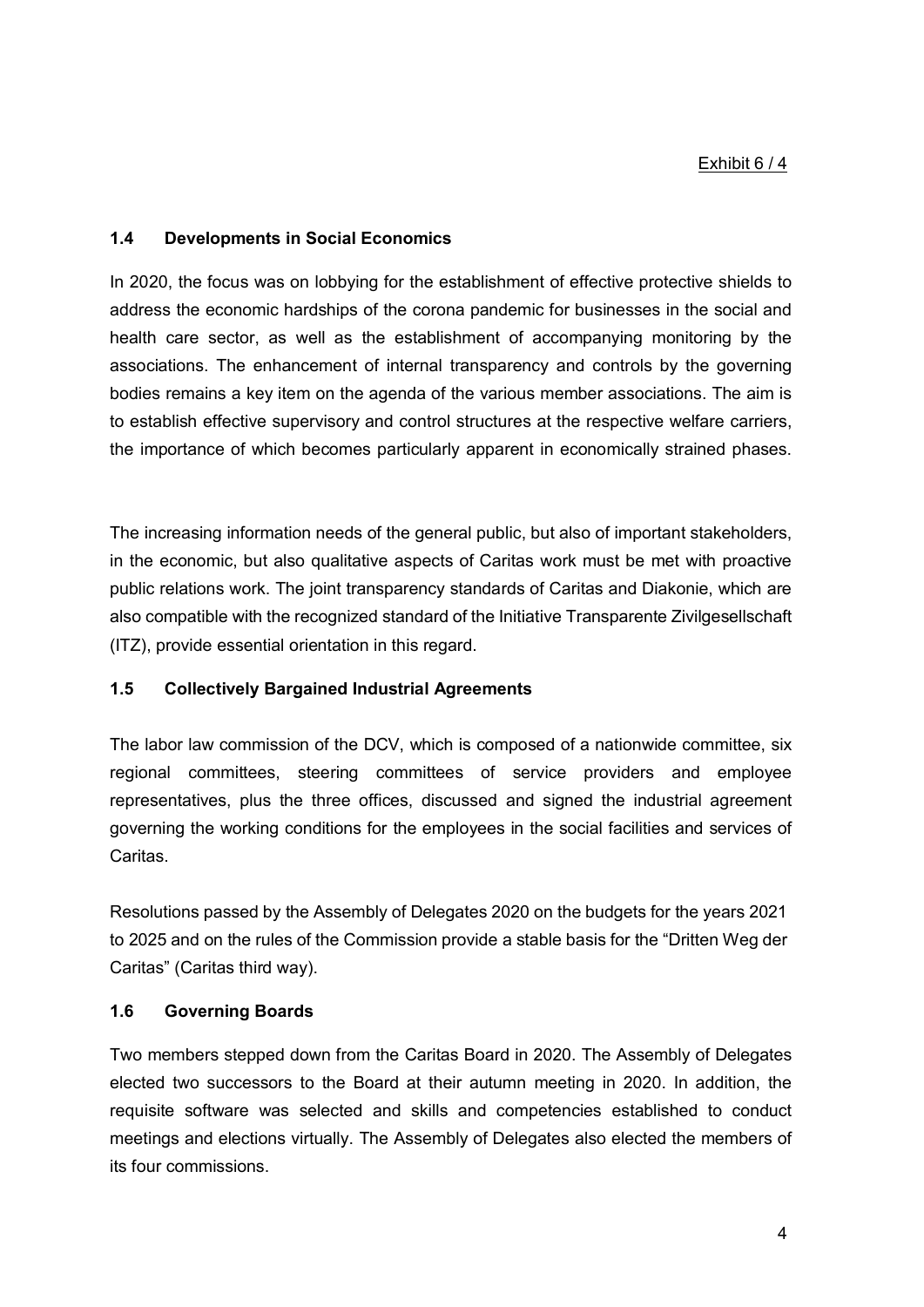Exhibit 6 / 4

### 1.4 Developments in Social Economics

In 2020, the focus was on lobbying for the establishment of effective protective shields to address the economic hardships of the corona pandemic for businesses in the social and health care sector, as well as the establishment of accompanying monitoring by the associations. The enhancement of internal transparency and controls by the governing bodies remains a key item on the agenda of the various member associations. The aim is to establish effective supervisory and control structures at the respective welfare carriers, the importance of which becomes particularly apparent in economically strained phases.

The increasing information needs of the general public, but also of important stakeholders, in the economic, but also qualitative aspects of Caritas work must be met with proactive public relations work. The joint transparency standards of Caritas and Diakonie, which are also compatible with the recognized standard of the Initiative Transparente Zivilgesellschaft (ITZ), provide essential orientation in this regard.

### 1.5 Collectively Bargained Industrial Agreements

The labor law commission of the DCV, which is composed of a nationwide committee, six regional committees, steering committees of service providers and employee representatives, plus the three offices, discussed and signed the industrial agreement governing the working conditions for the employees in the social facilities and services of Caritas.

Resolutions passed by the Assembly of Delegates 2020 on the budgets for the years 2021 to 2025 and on the rules of the Commission provide a stable basis for the "Dritten Weg der Caritas" (Caritas third way).

### 1.6 Governing Boards

Two members stepped down from the Caritas Board in 2020. The Assembly of Delegates elected two successors to the Board at their autumn meeting in 2020. In addition, the requisite software was selected and skills and competencies established to conduct meetings and elections virtually. The Assembly of Delegates also elected the members of its four commissions.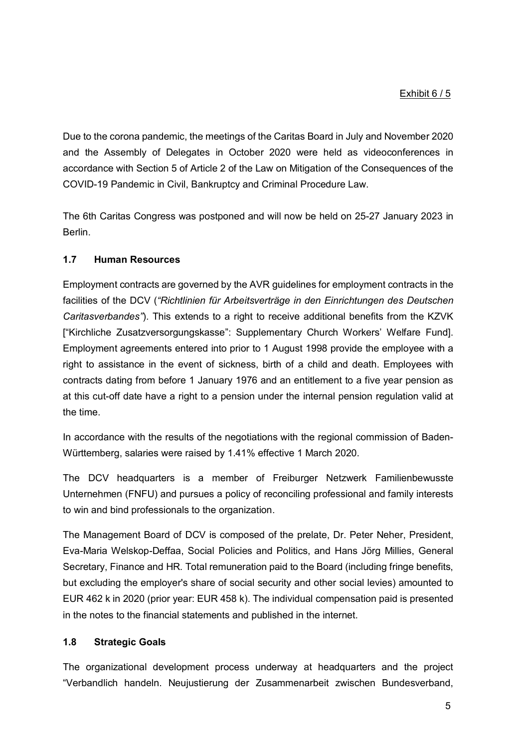Exhibit 6 / 5

Due to the corona pandemic, the meetings of the Caritas Board in July and November 2020 and the Assembly of Delegates in October 2020 were held as videoconferences in accordance with Section 5 of Article 2 of the Law on Mitigation of the Consequences of the COVID-19 Pandemic in Civil, Bankruptcy and Criminal Procedure Law.

The 6th Caritas Congress was postponed and will now be held on 25-27 January 2023 in Berlin.

### 1.7 Human Resources

Employment contracts are governed by the AVR guidelines for employment contracts in the facilities of the DCV (*"Richtlinien für Arbeitsverträge in den Einrichtungen des Deutschen Caritasverbandes"*). This extends to a right to receive additional benefits from the KZVK ["Kirchliche Zusatzversorgungskasse": Supplementary Church Workers' Welfare Fund]. Employment agreements entered into prior to 1 August 1998 provide the employee with a right to assistance in the event of sickness, birth of a child and death. Employees with contracts dating from before 1 January 1976 and an entitlement to a five year pension as at this cut-off date have a right to a pension under the internal pension regulation valid at the time.

In accordance with the results of the negotiations with the regional commission of Baden-Württemberg, salaries were raised by 1.41% effective 1 March 2020.

The DCV headquarters is a member of Freiburger Netzwerk Familienbewusste Unternehmen (FNFU) and pursues a policy of reconciling professional and family interests to win and bind professionals to the organization.

The Management Board of DCV is composed of the prelate, Dr. Peter Neher, President, Eva-Maria Welskop-Deffaa, Social Policies and Politics, and Hans Jörg Millies, General Secretary, Finance and HR. Total remuneration paid to the Board (including fringe benefits, but excluding the employer's share of social security and other social levies) amounted to EUR 462 k in 2020 (prior year: EUR 458 k). The individual compensation paid is presented in the notes to the financial statements and published in the internet.

### 1.8 Strategic Goals

The organizational development process underway at headquarters and the project "Verbandlich handeln. Neujustierung der Zusammenarbeit zwischen Bundesverband,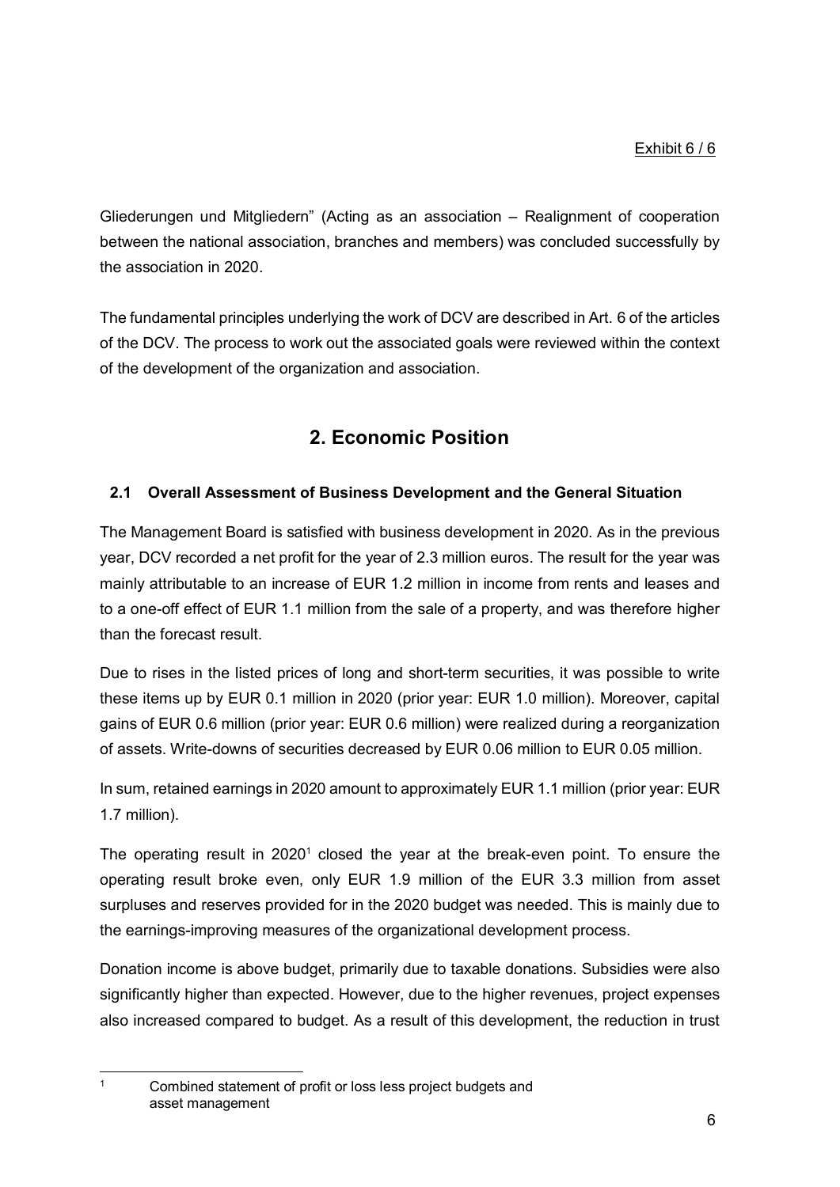Gliederungen und Mitgliedern" (Acting as an association – Realignment of cooperation between the national association, branches and members) was concluded successfully by the association in 2020.

The fundamental principles underlying the work of DCV are described in Art. 6 of the articles of the DCV. The process to work out the associated goals were reviewed within the context of the development of the organization and association.

## 2. Economic Position

### 2.1 Overall Assessment of Business Development and the General Situation

The Management Board is satisfied with business development in 2020. As in the previous year, DCV recorded a net profit for the year of 2.3 million euros. The result for the year was mainly attributable to an increase of EUR 1.2 million in income from rents and leases and to a one-off effect of EUR 1.1 million from the sale of a property, and was therefore higher than the forecast result.

Due to rises in the listed prices of long and short-term securities, it was possible to write these items up by EUR 0.1 million in 2020 (prior year: EUR 1.0 million). Moreover, capital gains of EUR 0.6 million (prior year: EUR 0.6 million) were realized during a reorganization of assets. Write-downs of securities decreased by EUR 0.06 million to EUR 0.05 million.

In sum, retained earnings in 2020 amount to approximately EUR 1.1 million (prior year: EUR 1.7 million).

The operating result in 2020[1] closed the year at the break-even point. To ensure the operating result broke even, only EUR 1.9 million of the EUR 3.3 million from asset surpluses and reserves provided for in the 2020 budget was needed. This is mainly due to the earnings-improving measures of the organizational development process.

Donation income is above budget, primarily due to taxable donations. Subsidies were also significantly higher than expected. However, due to the higher revenues, project expenses also increased compared to budget. As a result of this development, the reduction in trust

[1] Combined statement of profit or loss less project budgets and asset management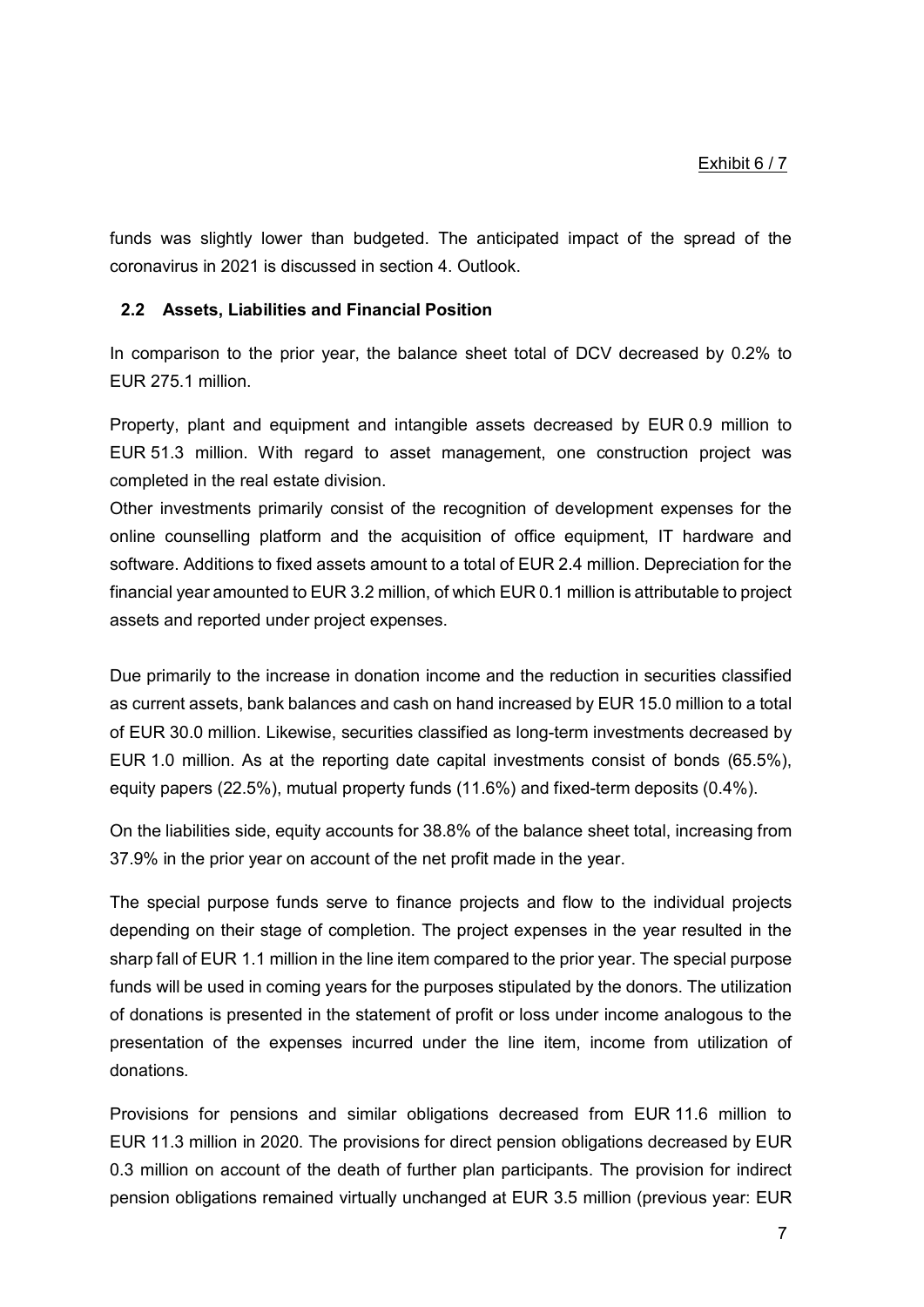funds was slightly lower than budgeted. The anticipated impact of the spread of the coronavirus in 2021 is discussed in section 4. Outlook.

### 2.2 Assets, Liabilities and Financial Position

In comparison to the prior year, the balance sheet total of DCV decreased by 0.2% to EUR 275.1 million.

Property, plant and equipment and intangible assets decreased by EUR 0.9 million to EUR 51.3 million. With regard to asset management, one construction project was completed in the real estate division.
Other investments primarily consist of the recognition of development expenses for the online counselling platform and the acquisition of office equipment, IT hardware and software. Additions to fixed assets amount to a total of EUR 2.4 million. Depreciation for the financial year amounted to EUR 3.2 million, of which EUR 0.1 million is attributable to project assets and reported under project expenses.

Due primarily to the increase in donation income and the reduction in securities classified as current assets, bank balances and cash on hand increased by EUR 15.0 million to a total of EUR 30.0 million. Likewise, securities classified as long-term investments decreased by EUR 1.0 million. As at the reporting date capital investments consist of bonds (65.5%), equity papers (22.5%), mutual property funds (11.6%) and fixed-term deposits (0.4%).

On the liabilities side, equity accounts for 38.8% of the balance sheet total, increasing from 37.9% in the prior year on account of the net profit made in the year.

The special purpose funds serve to finance projects and flow to the individual projects depending on their stage of completion. The project expenses in the year resulted in the sharp fall of EUR 1.1 million in the line item compared to the prior year. The special purpose funds will be used in coming years for the purposes stipulated by the donors. The utilization of donations is presented in the statement of profit or loss under income analogous to the presentation of the expenses incurred under the line item, income from utilization of donations.

Provisions for pensions and similar obligations decreased from EUR 11.6 million to EUR 11.3 million in 2020. The provisions for direct pension obligations decreased by EUR 0.3 million on account of the death of further plan participants. The provision for indirect pension obligations remained virtually unchanged at EUR 3.5 million (previous year: EUR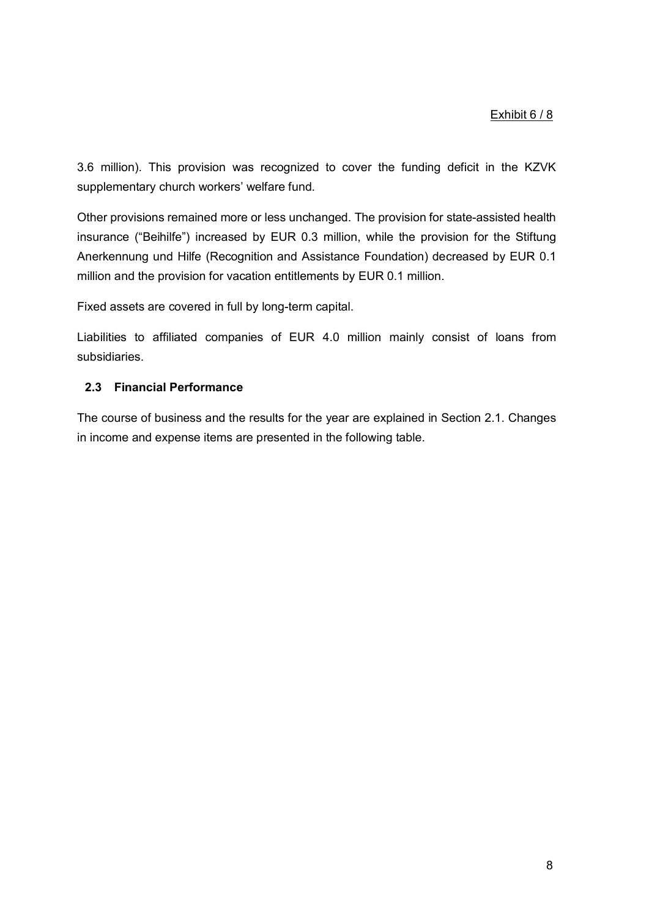3.6 million). This provision was recognized to cover the funding deficit in the KZVK supplementary church workers' welfare fund.

Other provisions remained more or less unchanged. The provision for state-assisted health insurance ("Beihilfe") increased by EUR 0.3 million, while the provision for the Stiftung Anerkennung und Hilfe (Recognition and Assistance Foundation) decreased by EUR 0.1 million and the provision for vacation entitlements by EUR 0.1 million.

Fixed assets are covered in full by long-term capital.

Liabilities to affiliated companies of EUR 4.0 million mainly consist of loans from subsidiaries.

### 2.3 Financial Performance

The course of business and the results for the year are explained in Section 2.1. Changes in income and expense items are presented in the following table.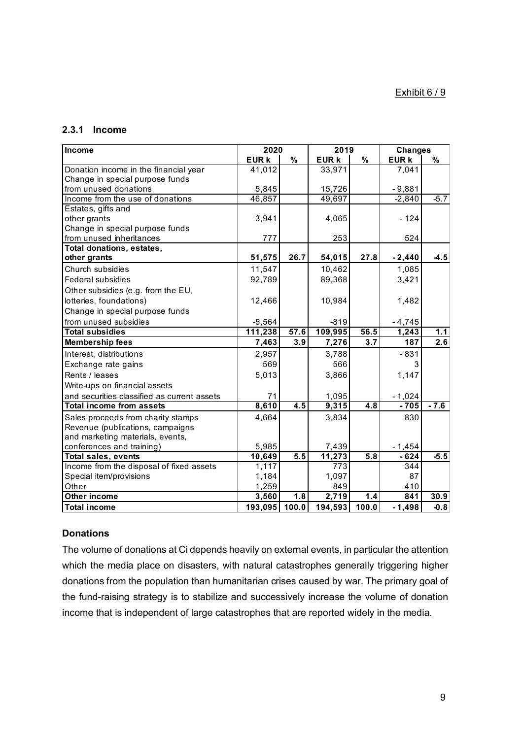Exhibit 6 / 9

### 2.3.1 Income

| Income | 2020 | | 2019 | | Changes | |
|---|---|---|---|---|---|---|
| | EUR k | % | EUR k | % | EUR k | % |
| Donation income in the financial year | 41,012 | | 33,971 | | 7,041 | |
| Change in special purpose funds from unused donations | 5,845 | | 15,726 | | - 9,881 | |
| Income from the use of donations | 46,857 | | 49,697 | | -2,840 | -5.7 |
| Estates, gifts and other grants | 3,941 | | 4,065 | | - 124 | |
| Change in special purpose funds from unused inheritances | 777 | | 253 | | 524 | |
| **Total donations, estates, other grants** | **51,575** | **26.7** | **54,015** | **27.8** | **- 2,440** | **-4.5** |
| Church subsidies | 11,547 | | 10,462 | | 1,085 | |
| Federal subsidies | 92,789 | | 89,368 | | 3,421 | |
| Other subsidies (e.g. from the EU, lotteries, foundations) | 12,466 | | 10,984 | | 1,482 | |
| Change in special purpose funds from unused subsidies | -5,564 | | -819 | | - 4,745 | |
| **Total subsidies** | **111,238** | **57.6** | **109,995** | **56.5** | **1,243** | **1.1** |
| **Membership fees** | **7,463** | **3.9** | **7,276** | **3.7** | **187** | **2.6** |
| Interest, distributions | 2,957 | | 3,788 | | - 831 | |
| Exchange rate gains | 569 | | 566 | | 3 | |
| Rents / leases | 5,013 | | 3,866 | | 1,147 | |
| Write-ups on financial assets and securities classified as current assets | 71 | | 1,095 | | - 1,024 | |
| **Total income from assets** | **8,610** | **4.5** | **9,315** | **4.8** | **- 705** | **- 7.6** |
| Sales proceeds from charity stamps | 4,664 | | 3,834 | | 830 | |
| Revenue (publications, campaigns and marketing materials, events, conferences and training) | 5,985 | | 7,439 | | - 1,454 | |
| **Total sales, events** | **10,649** | **5.5** | **11,273** | **5.8** | **- 624** | **-5.5** |
| Income from the disposal of fixed assets | 1,117 | | 773 | | 344 | |
| Special item/provisions | 1,184 | | 1,097 | | 87 | |
| Other | 1,259 | | 849 | | 410 | |
| **Other income** | **3,560** | **1.8** | **2,719** | **1.4** | **841** | **30.9** |
| **Total income** | **193,095** | **100.0** | **194,593** | **100.0** | **- 1,498** | **-0.8** |

#### Donations

The volume of donations at Ci depends heavily on external events, in particular the attention which the media place on disasters, with natural catastrophes generally triggering higher donations from the population than humanitarian crises caused by war. The primary goal of the fund-raising strategy is to stabilize and successively increase the volume of donation income that is independent of large catastrophes that are reported widely in the media.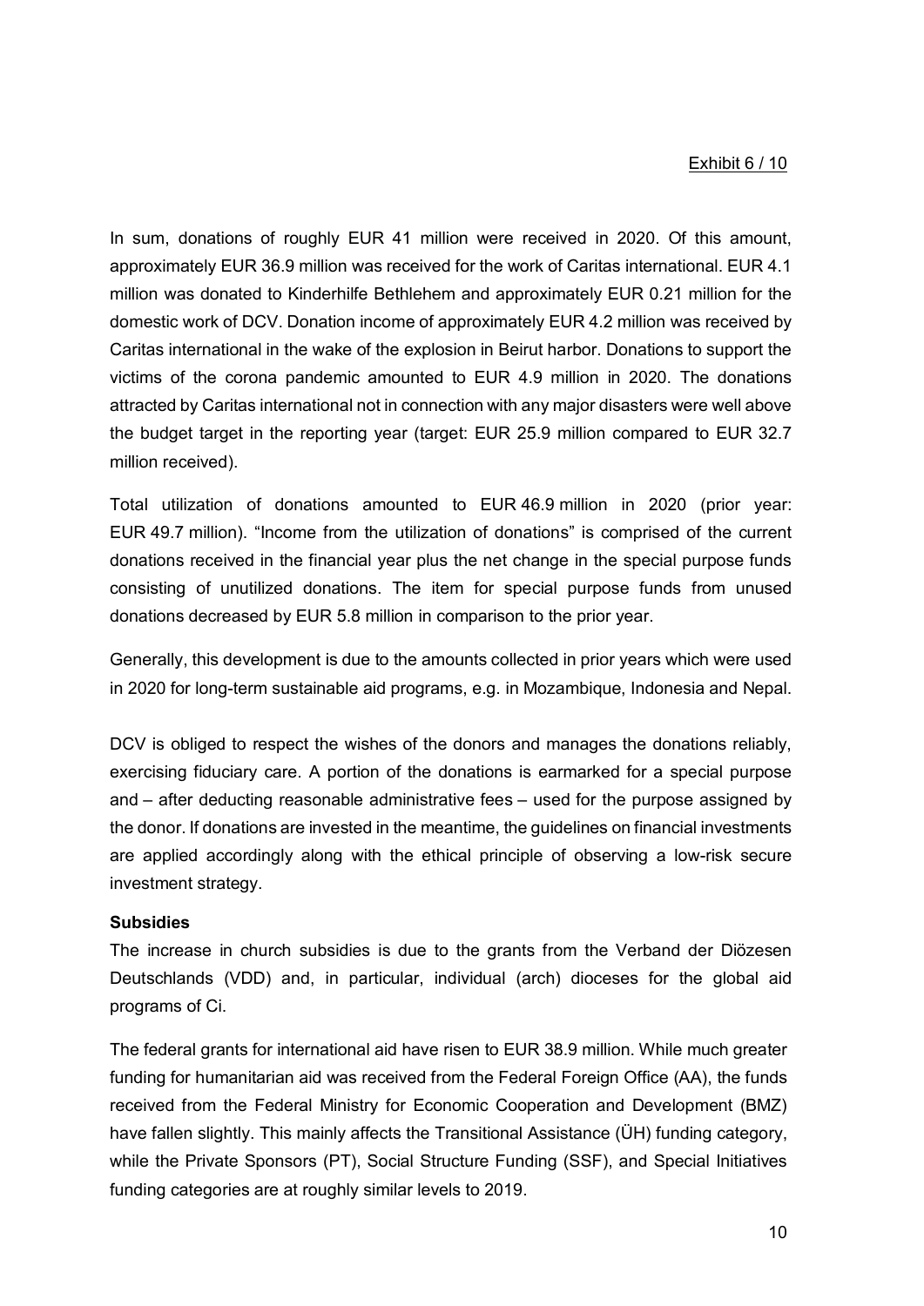In sum, donations of roughly EUR 41 million were received in 2020. Of this amount, approximately EUR 36.9 million was received for the work of Caritas international. EUR 4.1 million was donated to Kinderhilfe Bethlehem and approximately EUR 0.21 million for the domestic work of DCV. Donation income of approximately EUR 4.2 million was received by Caritas international in the wake of the explosion in Beirut harbor. Donations to support the victims of the corona pandemic amounted to EUR 4.9 million in 2020. The donations attracted by Caritas international not in connection with any major disasters were well above the budget target in the reporting year (target: EUR 25.9 million compared to EUR 32.7 million received).

Total utilization of donations amounted to EUR 46.9 million in 2020 (prior year: EUR 49.7 million). "Income from the utilization of donations" is comprised of the current donations received in the financial year plus the net change in the special purpose funds consisting of unutilized donations. The item for special purpose funds from unused donations decreased by EUR 5.8 million in comparison to the prior year.

Generally, this development is due to the amounts collected in prior years which were used in 2020 for long-term sustainable aid programs, e.g. in Mozambique, Indonesia and Nepal.

DCV is obliged to respect the wishes of the donors and manages the donations reliably, exercising fiduciary care. A portion of the donations is earmarked for a special purpose and – after deducting reasonable administrative fees – used for the purpose assigned by the donor. If donations are invested in the meantime, the guidelines on financial investments are applied accordingly along with the ethical principle of observing a low-risk secure investment strategy.

**Subsidies**

The increase in church subsidies is due to the grants from the Verband der Diözesen Deutschlands (VDD) and, in particular, individual (arch) dioceses for the global aid programs of Ci.

The federal grants for international aid have risen to EUR 38.9 million. While much greater funding for humanitarian aid was received from the Federal Foreign Office (AA), the funds received from the Federal Ministry for Economic Cooperation and Development (BMZ) have fallen slightly. This mainly affects the Transitional Assistance (ÜH) funding category, while the Private Sponsors (PT), Social Structure Funding (SSF), and Special Initiatives funding categories are at roughly similar levels to 2019.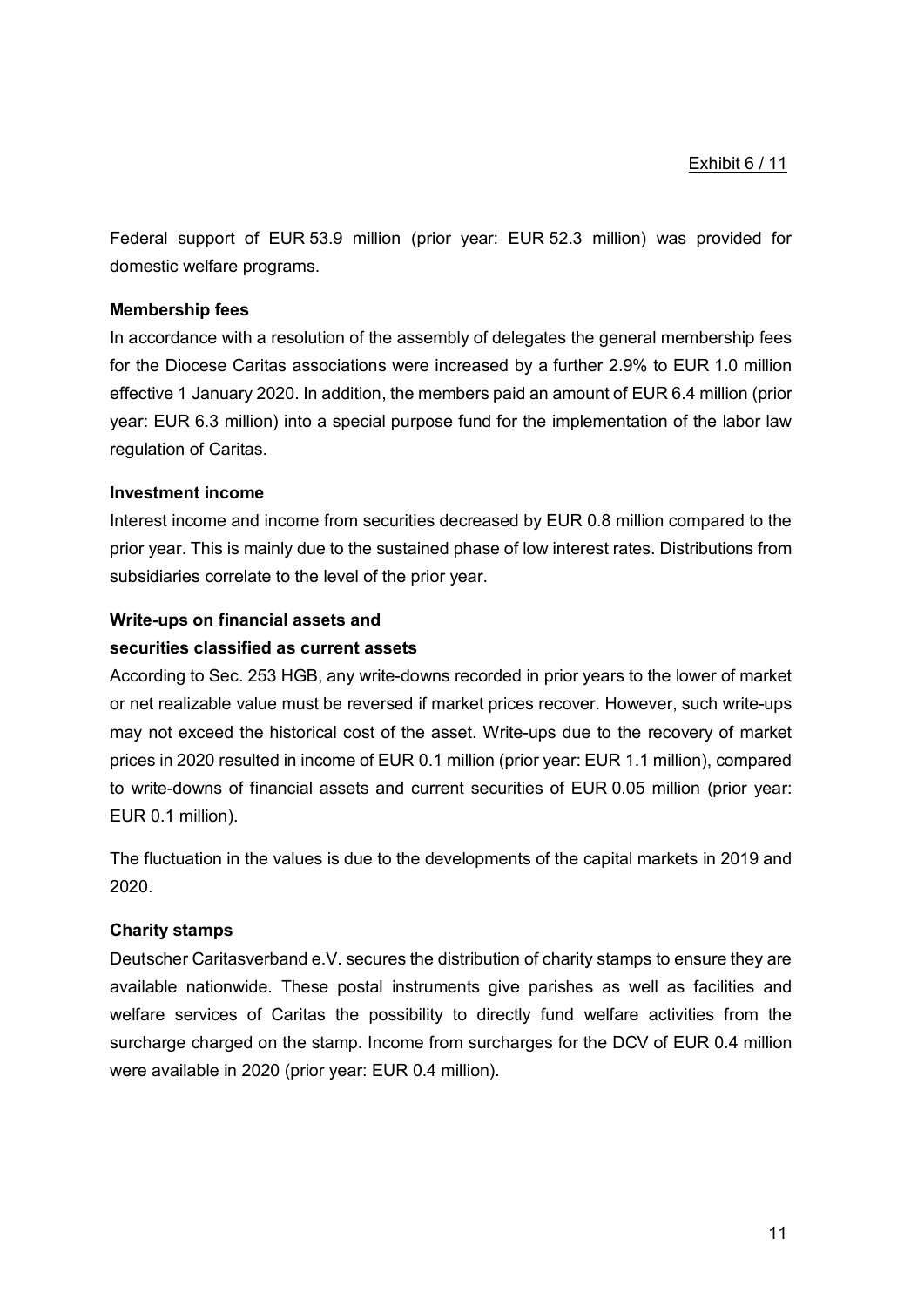Exhibit 6 / 11

Federal support of EUR 53.9 million (prior year: EUR 52.3 million) was provided for domestic welfare programs.

**Membership fees**

In accordance with a resolution of the assembly of delegates the general membership fees for the Diocese Caritas associations were increased by a further 2.9% to EUR 1.0 million effective 1 January 2020. In addition, the members paid an amount of EUR 6.4 million (prior year: EUR 6.3 million) into a special purpose fund for the implementation of the labor law regulation of Caritas.

**Investment income**

Interest income and income from securities decreased by EUR 0.8 million compared to the prior year. This is mainly due to the sustained phase of low interest rates. Distributions from subsidiaries correlate to the level of the prior year.

**Write-ups on financial assets and securities classified as current assets**

According to Sec. 253 HGB, any write-downs recorded in prior years to the lower of market or net realizable value must be reversed if market prices recover. However, such write-ups may not exceed the historical cost of the asset. Write-ups due to the recovery of market prices in 2020 resulted in income of EUR 0.1 million (prior year: EUR 1.1 million), compared to write-downs of financial assets and current securities of EUR 0.05 million (prior year: EUR 0.1 million).

The fluctuation in the values is due to the developments of the capital markets in 2019 and 2020.

**Charity stamps**

Deutscher Caritasverband e.V. secures the distribution of charity stamps to ensure they are available nationwide. These postal instruments give parishes as well as facilities and welfare services of Caritas the possibility to directly fund welfare activities from the surcharge charged on the stamp. Income from surcharges for the DCV of EUR 0.4 million were available in 2020 (prior year: EUR 0.4 million).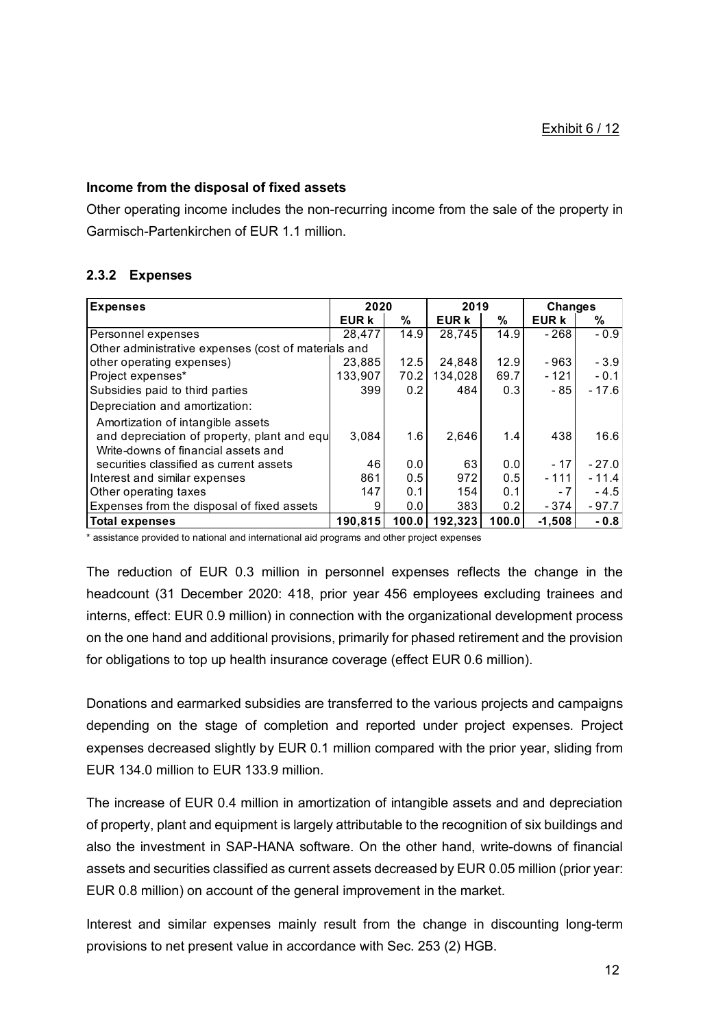Exhibit 6 / 12

**Income from the disposal of fixed assets**

Other operating income includes the non-recurring income from the sale of the property in Garmisch-Partenkirchen of EUR 1.1 million.

### 2.3.2 Expenses

| Expenses | 2020 | | 2019 | | Changes | |
|---|---|---|---|---|---|---|
| | EUR k | % | EUR k | % | EUR k | % |
| Personnel expenses | 28,477 | 14.9 | 28,745 | 14.9 | - 268 | - 0.9 |
| Other administrative expenses (cost of materials and other operating expenses) | 23,885 | 12.5 | 24,848 | 12.9 | - 963 | - 3.9 |
| Project expenses* | 133,907 | 70.2 | 134,028 | 69.7 | - 121 | - 0.1 |
| Subsidies paid to third parties | 399 | 0.2 | 484 | 0.3 | - 85 | - 17.6 |
| Depreciation and amortization: | | | | | | |
| Amortization of intangible assets and depreciation of property, plant and equ | 3,084 | 1.6 | 2,646 | 1.4 | 438 | 16.6 |
| Write-downs of financial assets and securities classified as current assets | 46 | 0.0 | 63 | 0.0 | - 17 | - 27.0 |
| Interest and similar expenses | 861 | 0.5 | 972 | 0.5 | - 111 | - 11.4 |
| Other operating taxes | 147 | 0.1 | 154 | 0.1 | - 7 | - 4.5 |
| Expenses from the disposal of fixed assets | 9 | 0.0 | 383 | 0.2 | - 374 | - 97.7 |
| **Total expenses** | **190,815** | **100.0** | **192,323** | **100.0** | **-1,508** | **- 0.8** |

* assistance provided to national and international aid programs and other project expenses

The reduction of EUR 0.3 million in personnel expenses reflects the change in the headcount (31 December 2020: 418, prior year 456 employees excluding trainees and interns, effect: EUR 0.9 million) in connection with the organizational development process on the one hand and additional provisions, primarily for phased retirement and the provision for obligations to top up health insurance coverage (effect EUR 0.6 million).

Donations and earmarked subsidies are transferred to the various projects and campaigns depending on the stage of completion and reported under project expenses. Project expenses decreased slightly by EUR 0.1 million compared with the prior year, sliding from EUR 134.0 million to EUR 133.9 million.

The increase of EUR 0.4 million in amortization of intangible assets and and depreciation of property, plant and equipment is largely attributable to the recognition of six buildings and also the investment in SAP-HANA software. On the other hand, write-downs of financial assets and securities classified as current assets decreased by EUR 0.05 million (prior year: EUR 0.8 million) on account of the general improvement in the market.

Interest and similar expenses mainly result from the change in discounting long-term provisions to net present value in accordance with Sec. 253 (2) HGB.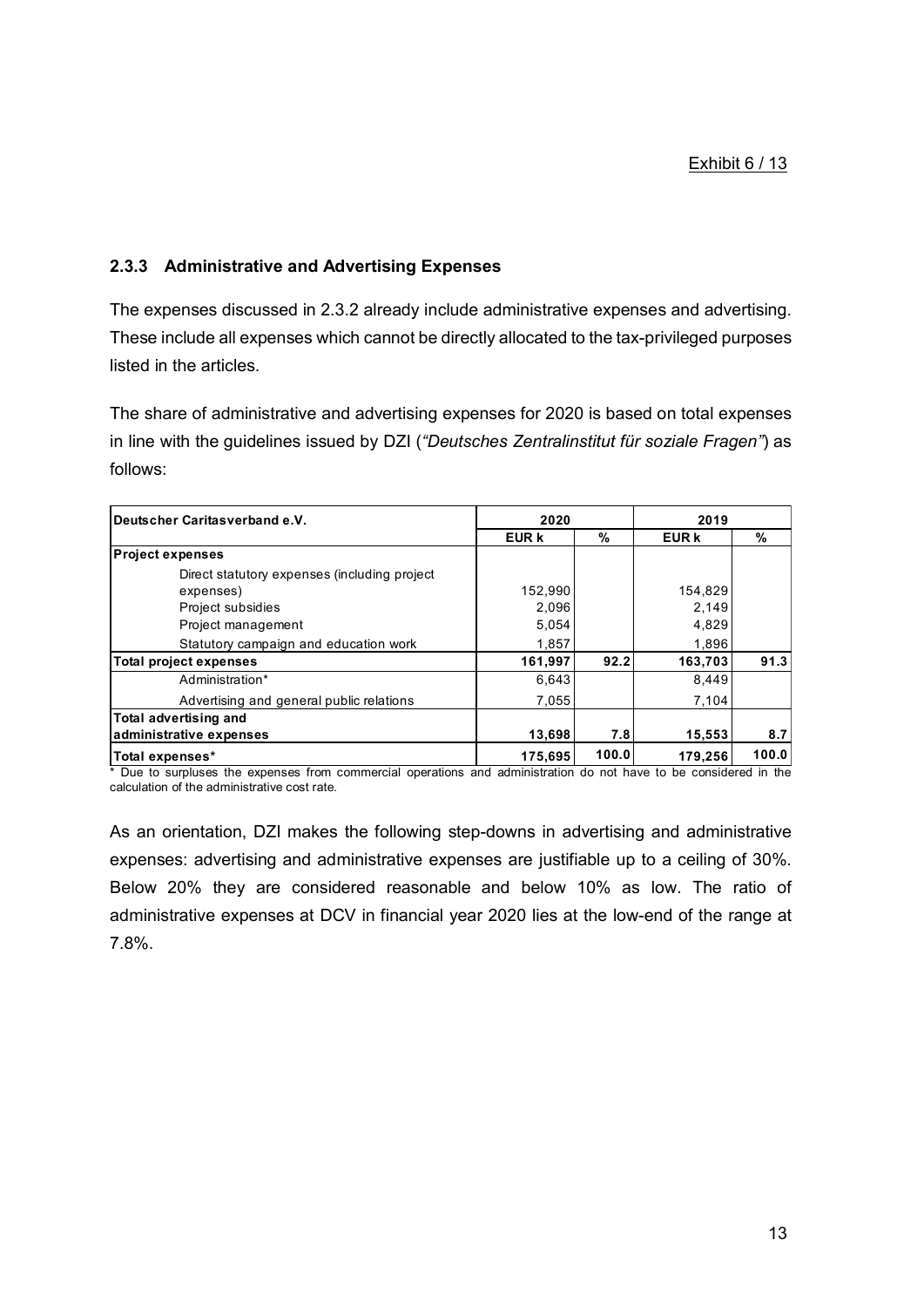Exhibit 6 / 13

### 2.3.3 Administrative and Advertising Expenses

The expenses discussed in 2.3.2 already include administrative expenses and advertising. These include all expenses which cannot be directly allocated to the tax-privileged purposes listed in the articles.

The share of administrative and advertising expenses for 2020 is based on total expenses in line with the guidelines issued by DZI (*"Deutsches Zentralinstitut für soziale Fragen"*) as follows:

| Deutscher Caritasverband e.V. | 2020 | | 2019 | |
|---|---|---|---|---|
| | EUR k | % | EUR k | % |
| **Project expenses** | | | | |
| Direct statutory expenses (including project expenses) | 152,990 | | 154,829 | |
| Project subsidies | 2,096 | | 2,149 | |
| Project management | 5,054 | | 4,829 | |
| Statutory campaign and education work | 1,857 | | 1,896 | |
| **Total project expenses** | **161,997** | **92.2** | **163,703** | **91.3** |
| Administration* | 6,643 | | 8,449 | |
| Advertising and general public relations | 7,055 | | 7,104 | |
| **Total advertising and administrative expenses** | **13,698** | **7.8** | **15,553** | **8.7** |
| **Total expenses*** | **175,695** | **100.0** | **179,256** | **100.0** |

\* Due to surpluses the expenses from commercial operations and administration do not have to be considered in the calculation of the administrative cost rate.

As an orientation, DZI makes the following step-downs in advertising and administrative expenses: advertising and administrative expenses are justifiable up to a ceiling of 30%. Below 20% they are considered reasonable and below 10% as low. The ratio of administrative expenses at DCV in financial year 2020 lies at the low-end of the range at 7.8%.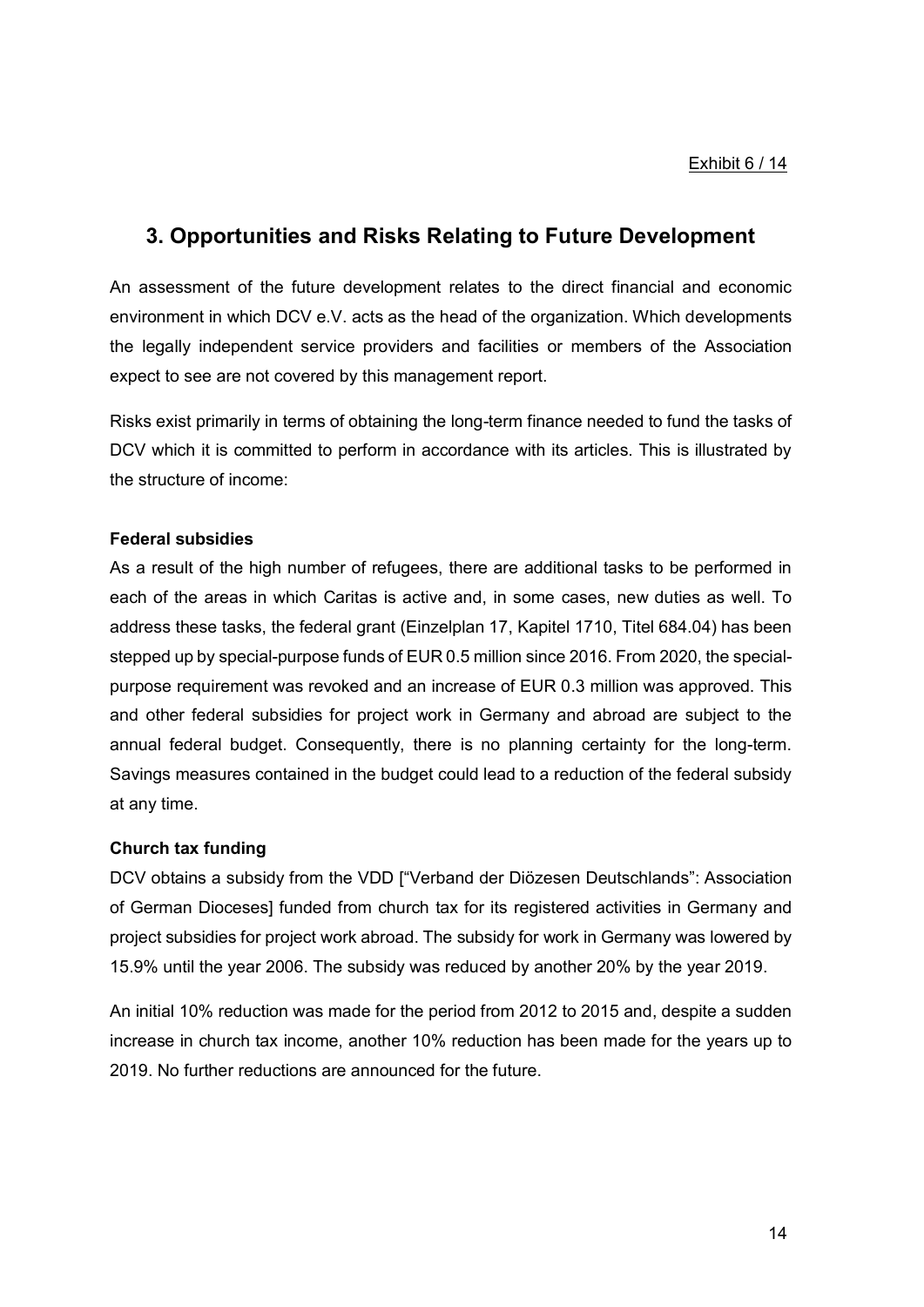Exhibit 6 / 14

## 3. Opportunities and Risks Relating to Future Development

An assessment of the future development relates to the direct financial and economic environment in which DCV e.V. acts as the head of the organization. Which developments the legally independent service providers and facilities or members of the Association expect to see are not covered by this management report.

Risks exist primarily in terms of obtaining the long-term finance needed to fund the tasks of DCV which it is committed to perform in accordance with its articles. This is illustrated by the structure of income:

**Federal subsidies**

As a result of the high number of refugees, there are additional tasks to be performed in each of the areas in which Caritas is active and, in some cases, new duties as well. To address these tasks, the federal grant (Einzelplan 17, Kapitel 1710, Titel 684.04) has been stepped up by special-purpose funds of EUR 0.5 million since 2016. From 2020, the special-purpose requirement was revoked and an increase of EUR 0.3 million was approved. This and other federal subsidies for project work in Germany and abroad are subject to the annual federal budget. Consequently, there is no planning certainty for the long-term. Savings measures contained in the budget could lead to a reduction of the federal subsidy at any time.

**Church tax funding**

DCV obtains a subsidy from the VDD ["Verband der Diözesen Deutschlands": Association of German Dioceses] funded from church tax for its registered activities in Germany and project subsidies for project work abroad. The subsidy for work in Germany was lowered by 15.9% until the year 2006. The subsidy was reduced by another 20% by the year 2019.

An initial 10% reduction was made for the period from 2012 to 2015 and, despite a sudden increase in church tax income, another 10% reduction has been made for the years up to 2019. No further reductions are announced for the future.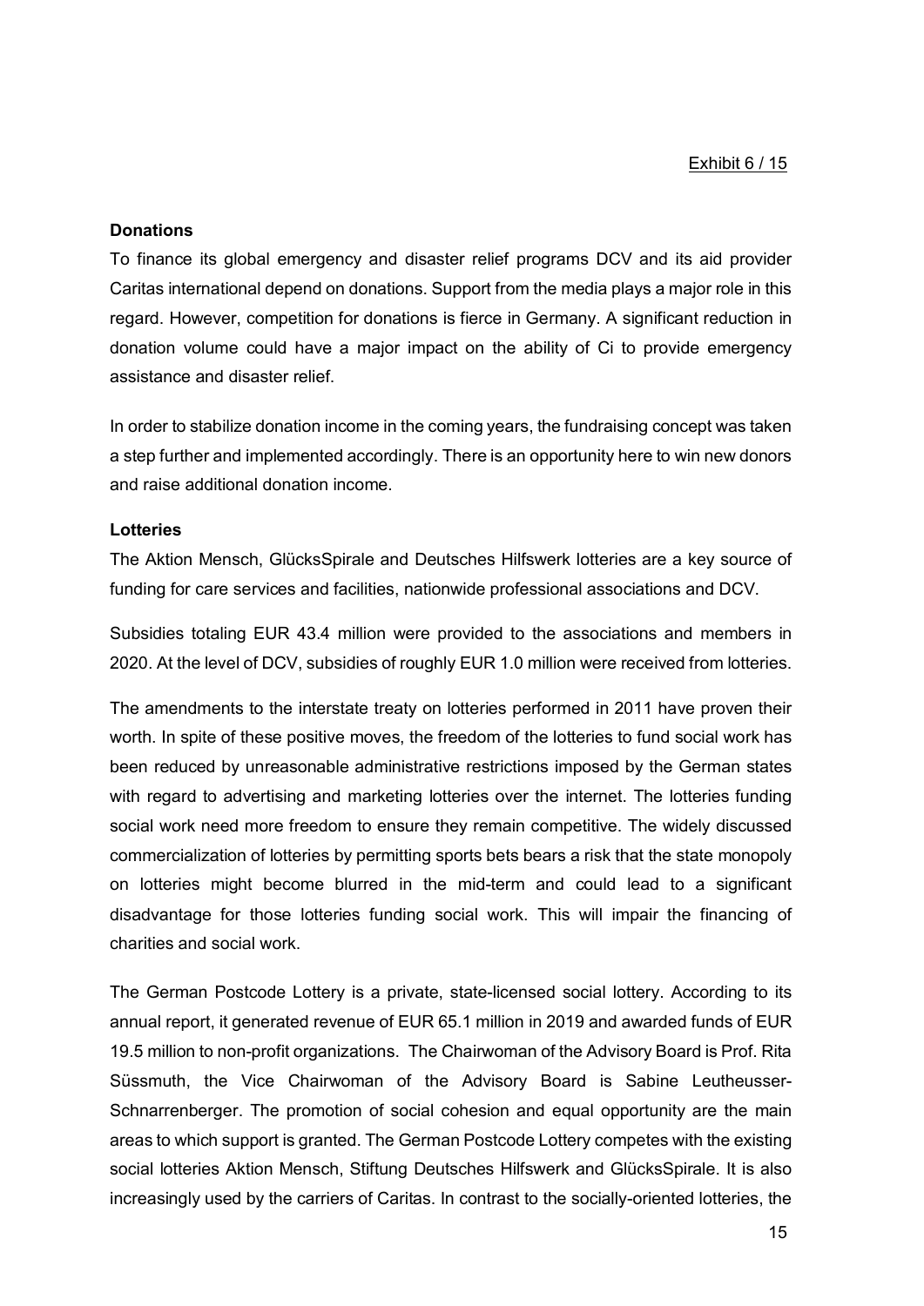Exhibit 6 / 15

**Donations**

To finance its global emergency and disaster relief programs DCV and its aid provider Caritas international depend on donations. Support from the media plays a major role in this regard. However, competition for donations is fierce in Germany. A significant reduction in donation volume could have a major impact on the ability of Ci to provide emergency assistance and disaster relief.

In order to stabilize donation income in the coming years, the fundraising concept was taken a step further and implemented accordingly. There is an opportunity here to win new donors and raise additional donation income.

**Lotteries**

The Aktion Mensch, GlücksSpirale and Deutsches Hilfswerk lotteries are a key source of funding for care services and facilities, nationwide professional associations and DCV.

Subsidies totaling EUR 43.4 million were provided to the associations and members in 2020. At the level of DCV, subsidies of roughly EUR 1.0 million were received from lotteries.

The amendments to the interstate treaty on lotteries performed in 2011 have proven their worth. In spite of these positive moves, the freedom of the lotteries to fund social work has been reduced by unreasonable administrative restrictions imposed by the German states with regard to advertising and marketing lotteries over the internet. The lotteries funding social work need more freedom to ensure they remain competitive. The widely discussed commercialization of lotteries by permitting sports bets bears a risk that the state monopoly on lotteries might become blurred in the mid-term and could lead to a significant disadvantage for those lotteries funding social work. This will impair the financing of charities and social work.

The German Postcode Lottery is a private, state-licensed social lottery. According to its annual report, it generated revenue of EUR 65.1 million in 2019 and awarded funds of EUR 19.5 million to non-profit organizations. The Chairwoman of the Advisory Board is Prof. Rita Süssmuth, the Vice Chairwoman of the Advisory Board is Sabine Leutheusser-Schnarrenberger. The promotion of social cohesion and equal opportunity are the main areas to which support is granted. The German Postcode Lottery competes with the existing social lotteries Aktion Mensch, Stiftung Deutsches Hilfswerk and GlücksSpirale. It is also increasingly used by the carriers of Caritas. In contrast to the socially-oriented lotteries, the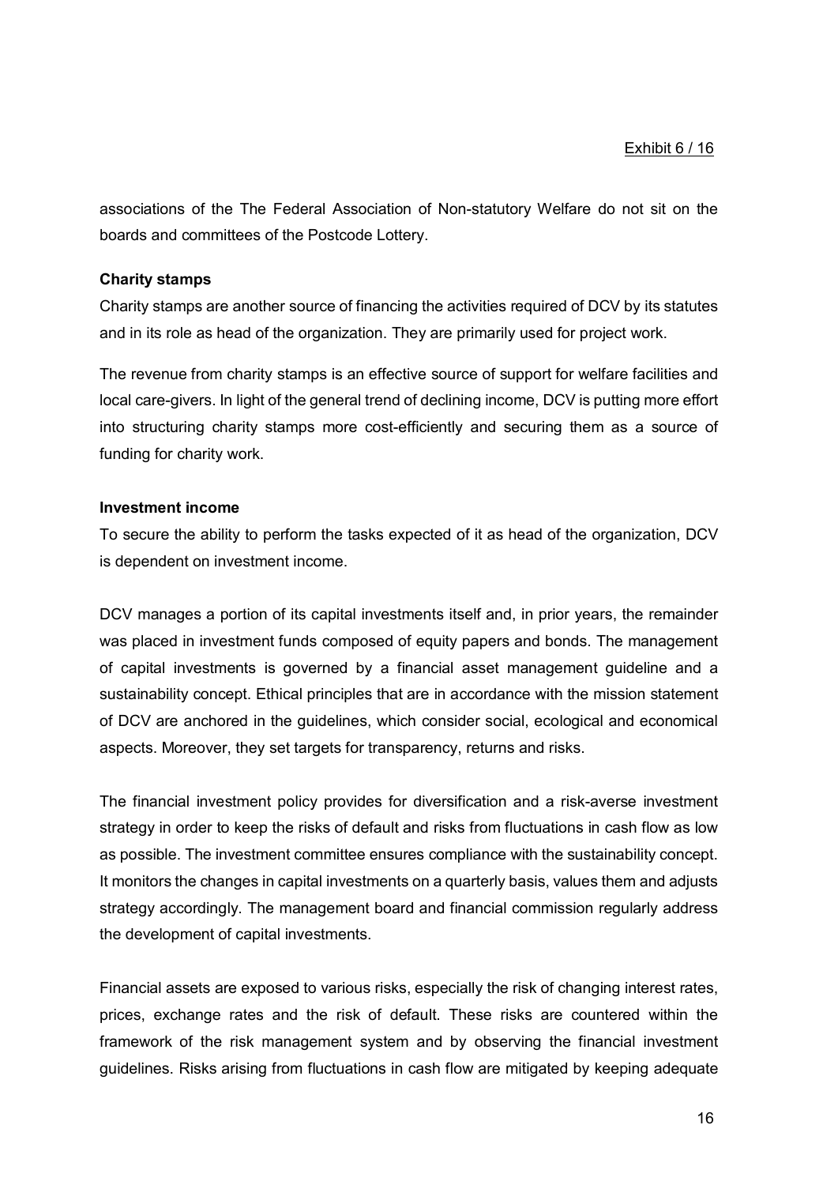associations of the The Federal Association of Non-statutory Welfare do not sit on the boards and committees of the Postcode Lottery.

**Charity stamps**

Charity stamps are another source of financing the activities required of DCV by its statutes and in its role as head of the organization. They are primarily used for project work.

The revenue from charity stamps is an effective source of support for welfare facilities and local care-givers. In light of the general trend of declining income, DCV is putting more effort into structuring charity stamps more cost-efficiently and securing them as a source of funding for charity work.

**Investment income**

To secure the ability to perform the tasks expected of it as head of the organization, DCV is dependent on investment income.

DCV manages a portion of its capital investments itself and, in prior years, the remainder was placed in investment funds composed of equity papers and bonds. The management of capital investments is governed by a financial asset management guideline and a sustainability concept. Ethical principles that are in accordance with the mission statement of DCV are anchored in the guidelines, which consider social, ecological and economical aspects. Moreover, they set targets for transparency, returns and risks.

The financial investment policy provides for diversification and a risk-averse investment strategy in order to keep the risks of default and risks from fluctuations in cash flow as low as possible. The investment committee ensures compliance with the sustainability concept. It monitors the changes in capital investments on a quarterly basis, values them and adjusts strategy accordingly. The management board and financial commission regularly address the development of capital investments.

Financial assets are exposed to various risks, especially the risk of changing interest rates, prices, exchange rates and the risk of default. These risks are countered within the framework of the risk management system and by observing the financial investment guidelines. Risks arising from fluctuations in cash flow are mitigated by keeping adequate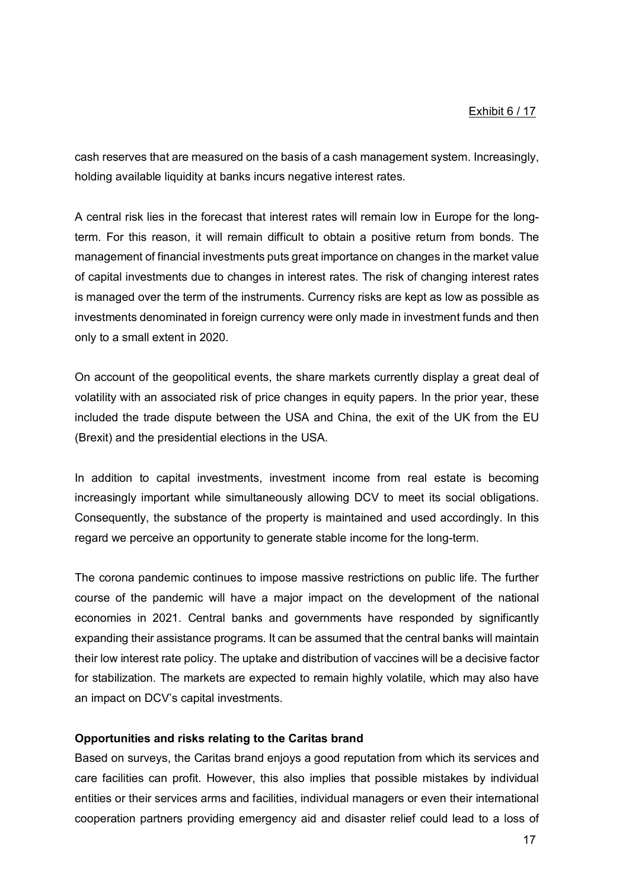cash reserves that are measured on the basis of a cash management system. Increasingly, holding available liquidity at banks incurs negative interest rates.

A central risk lies in the forecast that interest rates will remain low in Europe for the long-term. For this reason, it will remain difficult to obtain a positive return from bonds. The management of financial investments puts great importance on changes in the market value of capital investments due to changes in interest rates. The risk of changing interest rates is managed over the term of the instruments. Currency risks are kept as low as possible as investments denominated in foreign currency were only made in investment funds and then only to a small extent in 2020.

On account of the geopolitical events, the share markets currently display a great deal of volatility with an associated risk of price changes in equity papers. In the prior year, these included the trade dispute between the USA and China, the exit of the UK from the EU (Brexit) and the presidential elections in the USA.

In addition to capital investments, investment income from real estate is becoming increasingly important while simultaneously allowing DCV to meet its social obligations. Consequently, the substance of the property is maintained and used accordingly. In this regard we perceive an opportunity to generate stable income for the long-term.

The corona pandemic continues to impose massive restrictions on public life. The further course of the pandemic will have a major impact on the development of the national economies in 2021. Central banks and governments have responded by significantly expanding their assistance programs. It can be assumed that the central banks will maintain their low interest rate policy. The uptake and distribution of vaccines will be a decisive factor for stabilization. The markets are expected to remain highly volatile, which may also have an impact on DCV's capital investments.

**Opportunities and risks relating to the Caritas brand**

Based on surveys, the Caritas brand enjoys a good reputation from which its services and care facilities can profit. However, this also implies that possible mistakes by individual entities or their services arms and facilities, individual managers or even their international cooperation partners providing emergency aid and disaster relief could lead to a loss of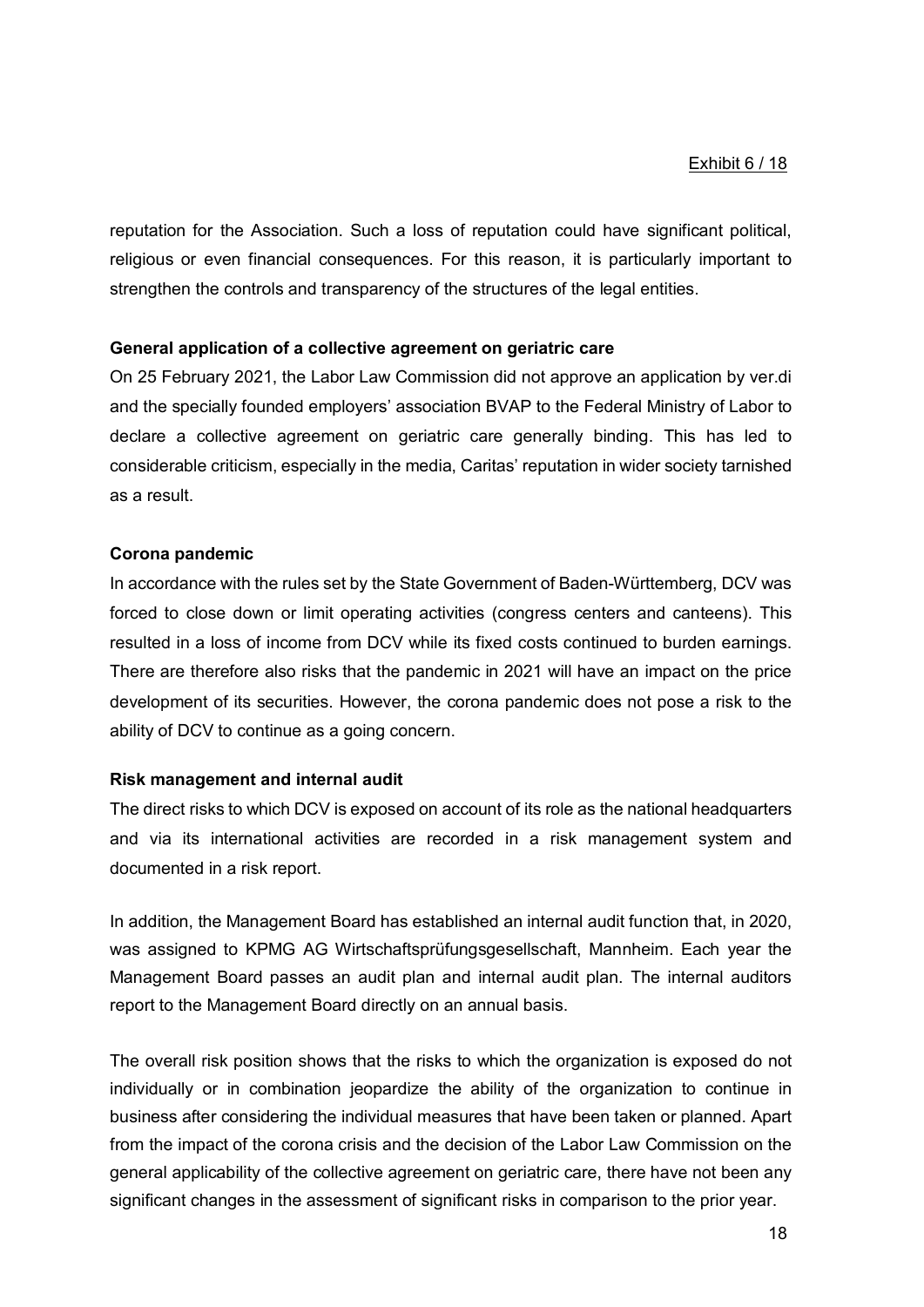reputation for the Association. Such a loss of reputation could have significant political, religious or even financial consequences. For this reason, it is particularly important to strengthen the controls and transparency of the structures of the legal entities.

**General application of a collective agreement on geriatric care**

On 25 February 2021, the Labor Law Commission did not approve an application by ver.di and the specially founded employers' association BVAP to the Federal Ministry of Labor to declare a collective agreement on geriatric care generally binding. This has led to considerable criticism, especially in the media, Caritas' reputation in wider society tarnished as a result.

**Corona pandemic**

In accordance with the rules set by the State Government of Baden-Württemberg, DCV was forced to close down or limit operating activities (congress centers and canteens). This resulted in a loss of income from DCV while its fixed costs continued to burden earnings. There are therefore also risks that the pandemic in 2021 will have an impact on the price development of its securities. However, the corona pandemic does not pose a risk to the ability of DCV to continue as a going concern.

**Risk management and internal audit**

The direct risks to which DCV is exposed on account of its role as the national headquarters and via its international activities are recorded in a risk management system and documented in a risk report.

In addition, the Management Board has established an internal audit function that, in 2020, was assigned to KPMG AG Wirtschaftsprüfungsgesellschaft, Mannheim. Each year the Management Board passes an audit plan and internal audit plan. The internal auditors report to the Management Board directly on an annual basis.

The overall risk position shows that the risks to which the organization is exposed do not individually or in combination jeopardize the ability of the organization to continue in business after considering the individual measures that have been taken or planned. Apart from the impact of the corona crisis and the decision of the Labor Law Commission on the general applicability of the collective agreement on geriatric care, there have not been any significant changes in the assessment of significant risks in comparison to the prior year.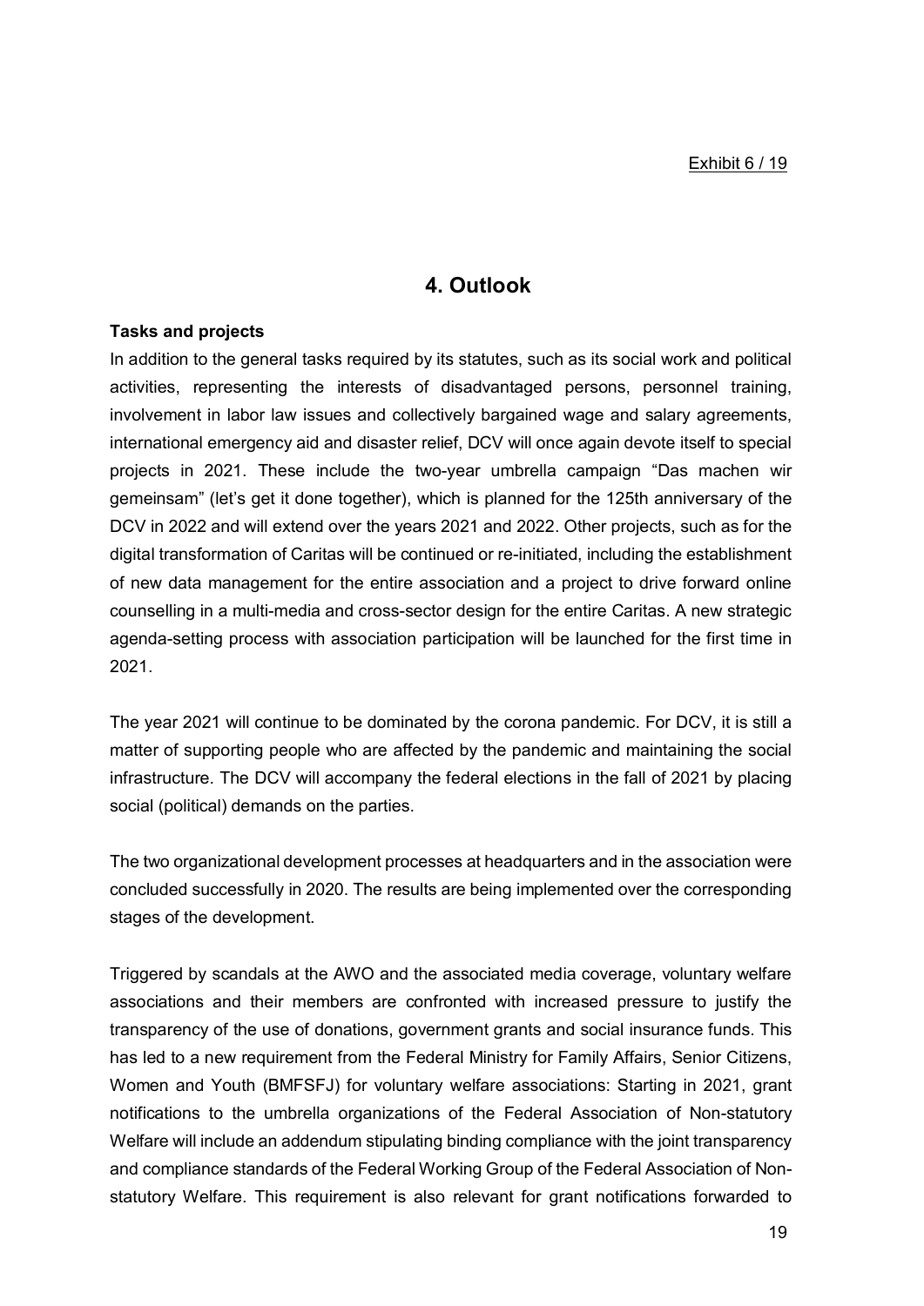Exhibit 6 / 19

## 4. Outlook

**Tasks and projects**

In addition to the general tasks required by its statutes, such as its social work and political activities, representing the interests of disadvantaged persons, personnel training, involvement in labor law issues and collectively bargained wage and salary agreements, international emergency aid and disaster relief, DCV will once again devote itself to special projects in 2021. These include the two-year umbrella campaign "Das machen wir gemeinsam" (let's get it done together), which is planned for the 125th anniversary of the DCV in 2022 and will extend over the years 2021 and 2022. Other projects, such as for the digital transformation of Caritas will be continued or re-initiated, including the establishment of new data management for the entire association and a project to drive forward online counselling in a multi-media and cross-sector design for the entire Caritas. A new strategic agenda-setting process with association participation will be launched for the first time in 2021.

The year 2021 will continue to be dominated by the corona pandemic. For DCV, it is still a matter of supporting people who are affected by the pandemic and maintaining the social infrastructure. The DCV will accompany the federal elections in the fall of 2021 by placing social (political) demands on the parties.

The two organizational development processes at headquarters and in the association were concluded successfully in 2020. The results are being implemented over the corresponding stages of the development.

Triggered by scandals at the AWO and the associated media coverage, voluntary welfare associations and their members are confronted with increased pressure to justify the transparency of the use of donations, government grants and social insurance funds. This has led to a new requirement from the Federal Ministry for Family Affairs, Senior Citizens, Women and Youth (BMFSFJ) for voluntary welfare associations: Starting in 2021, grant notifications to the umbrella organizations of the Federal Association of Non-statutory Welfare will include an addendum stipulating binding compliance with the joint transparency and compliance standards of the Federal Working Group of the Federal Association of Non-statutory Welfare. This requirement is also relevant for grant notifications forwarded to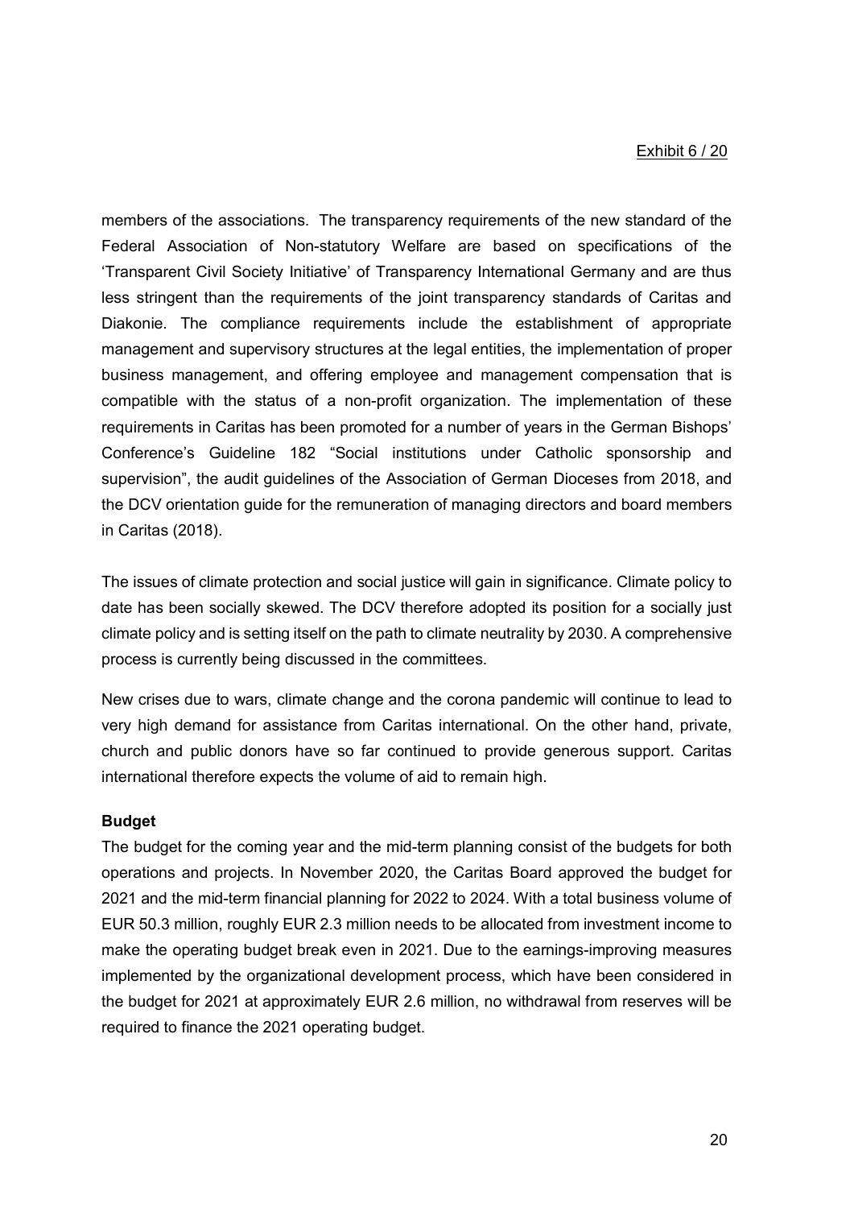members of the associations. The transparency requirements of the new standard of the Federal Association of Non-statutory Welfare are based on specifications of the 'Transparent Civil Society Initiative' of Transparency International Germany and are thus less stringent than the requirements of the joint transparency standards of Caritas and Diakonie. The compliance requirements include the establishment of appropriate management and supervisory structures at the legal entities, the implementation of proper business management, and offering employee and management compensation that is compatible with the status of a non-profit organization. The implementation of these requirements in Caritas has been promoted for a number of years in the German Bishops' Conference's Guideline 182 "Social institutions under Catholic sponsorship and supervision", the audit guidelines of the Association of German Dioceses from 2018, and the DCV orientation guide for the remuneration of managing directors and board members in Caritas (2018).

The issues of climate protection and social justice will gain in significance. Climate policy to date has been socially skewed. The DCV therefore adopted its position for a socially just climate policy and is setting itself on the path to climate neutrality by 2030. A comprehensive process is currently being discussed in the committees.

New crises due to wars, climate change and the corona pandemic will continue to lead to very high demand for assistance from Caritas international. On the other hand, private, church and public donors have so far continued to provide generous support. Caritas international therefore expects the volume of aid to remain high.

**Budget**

The budget for the coming year and the mid-term planning consist of the budgets for both operations and projects. In November 2020, the Caritas Board approved the budget for 2021 and the mid-term financial planning for 2022 to 2024. With a total business volume of EUR 50.3 million, roughly EUR 2.3 million needs to be allocated from investment income to make the operating budget break even in 2021. Due to the earnings-improving measures implemented by the organizational development process, which have been considered in the budget for 2021 at approximately EUR 2.6 million, no withdrawal from reserves will be required to finance the 2021 operating budget.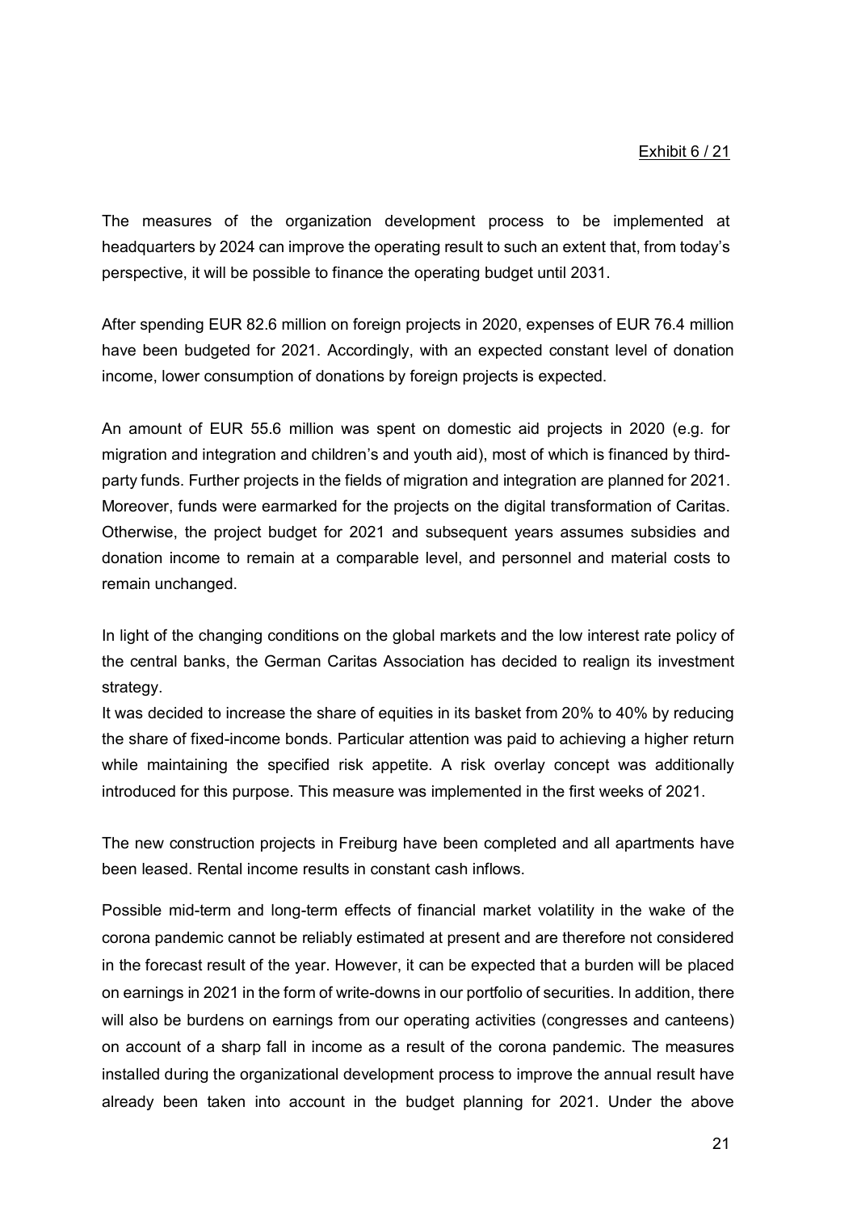The measures of the organization development process to be implemented at headquarters by 2024 can improve the operating result to such an extent that, from today's perspective, it will be possible to finance the operating budget until 2031.

After spending EUR 82.6 million on foreign projects in 2020, expenses of EUR 76.4 million have been budgeted for 2021. Accordingly, with an expected constant level of donation income, lower consumption of donations by foreign projects is expected.

An amount of EUR 55.6 million was spent on domestic aid projects in 2020 (e.g. for migration and integration and children's and youth aid), most of which is financed by third-party funds. Further projects in the fields of migration and integration are planned for 2021. Moreover, funds were earmarked for the projects on the digital transformation of Caritas. Otherwise, the project budget for 2021 and subsequent years assumes subsidies and donation income to remain at a comparable level, and personnel and material costs to remain unchanged.

In light of the changing conditions on the global markets and the low interest rate policy of the central banks, the German Caritas Association has decided to realign its investment strategy.

It was decided to increase the share of equities in its basket from 20% to 40% by reducing the share of fixed-income bonds. Particular attention was paid to achieving a higher return while maintaining the specified risk appetite. A risk overlay concept was additionally introduced for this purpose. This measure was implemented in the first weeks of 2021.

The new construction projects in Freiburg have been completed and all apartments have been leased. Rental income results in constant cash inflows.

Possible mid-term and long-term effects of financial market volatility in the wake of the corona pandemic cannot be reliably estimated at present and are therefore not considered in the forecast result of the year. However, it can be expected that a burden will be placed on earnings in 2021 in the form of write-downs in our portfolio of securities. In addition, there will also be burdens on earnings from our operating activities (congresses and canteens) on account of a sharp fall in income as a result of the corona pandemic. The measures installed during the organizational development process to improve the annual result have already been taken into account in the budget planning for 2021. Under the above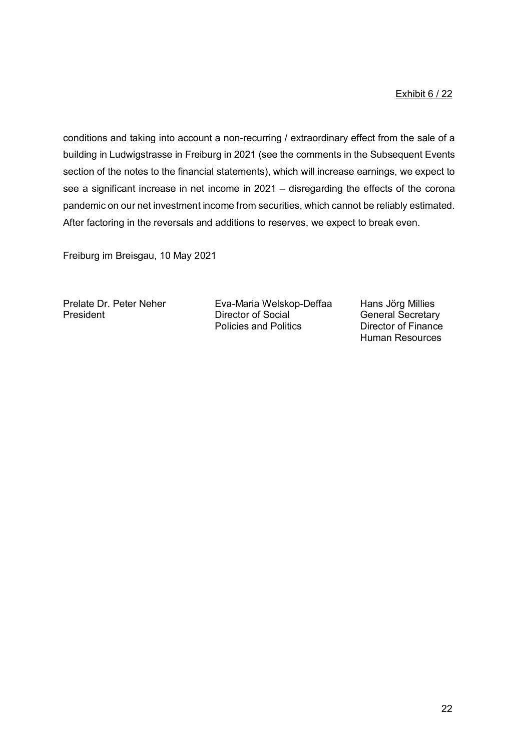conditions and taking into account a non-recurring / extraordinary effect from the sale of a building in Ludwigstrasse in Freiburg in 2021 (see the comments in the Subsequent Events section of the notes to the financial statements), which will increase earnings, we expect to see a significant increase in net income in 2021 – disregarding the effects of the corona pandemic on our net investment income from securities, which cannot be reliably estimated. After factoring in the reversals and additions to reserves, we expect to break even.

Freiburg im Breisgau, 10 May 2021

| Prelate Dr. Peter Neher<br>President | Eva-Maria Welskop-Deffaa<br>Director of Social<br>Policies and Politics | Hans Jörg Millies<br>General Secretary<br>Director of Finance<br>Human Resources |
|---|---|---|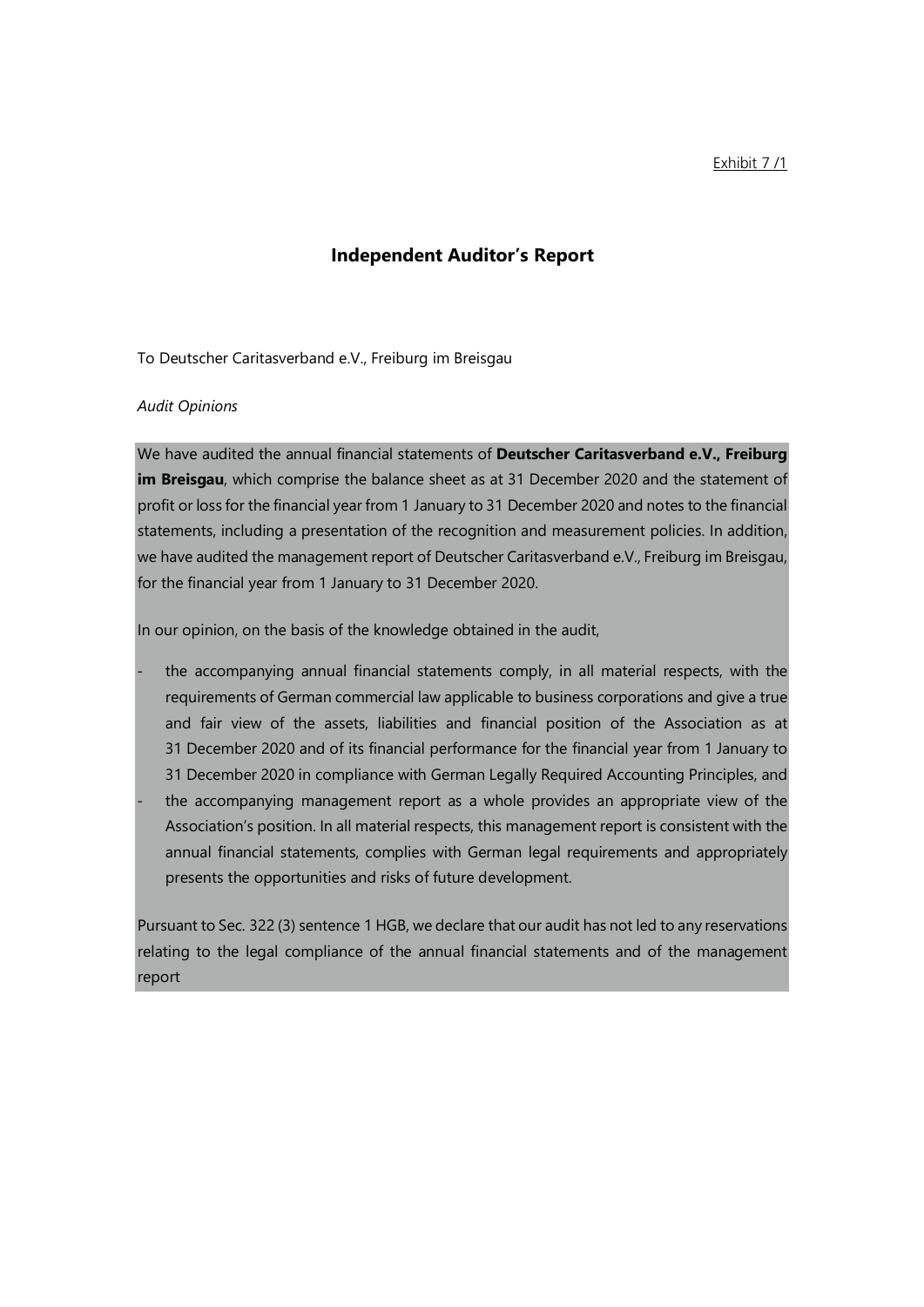Exhibit 7 /1

## Independent Auditor's Report

To Deutscher Caritasverband e.V., Freiburg im Breisgau

*Audit Opinions*

We have audited the annual financial statements of **Deutscher Caritasverband e.V., Freiburg im Breisgau**, which comprise the balance sheet as at 31 December 2020 and the statement of profit or loss for the financial year from 1 January to 31 December 2020 and notes to the financial statements, including a presentation of the recognition and measurement policies. In addition, we have audited the management report of Deutscher Caritasverband e.V., Freiburg im Breisgau, for the financial year from 1 January to 31 December 2020.

In our opinion, on the basis of the knowledge obtained in the audit,

- the accompanying annual financial statements comply, in all material respects, with the requirements of German commercial law applicable to business corporations and give a true and fair view of the assets, liabilities and financial position of the Association as at 31 December 2020 and of its financial performance for the financial year from 1 January to 31 December 2020 in compliance with German Legally Required Accounting Principles, and
- the accompanying management report as a whole provides an appropriate view of the Association's position. In all material respects, this management report is consistent with the annual financial statements, complies with German legal requirements and appropriately presents the opportunities and risks of future development.

Pursuant to Sec. 322 (3) sentence 1 HGB, we declare that our audit has not led to any reservations relating to the legal compliance of the annual financial statements and of the management report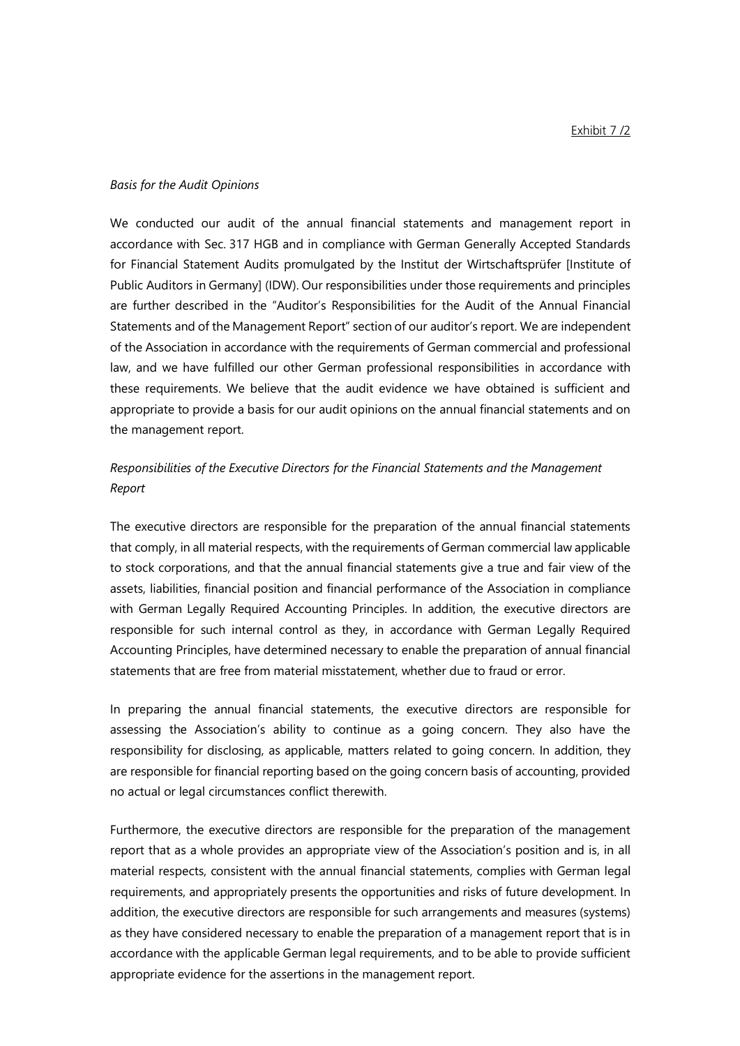Exhibit 7 /2

*Basis for the Audit Opinions*

We conducted our audit of the annual financial statements and management report in accordance with Sec. 317 HGB and in compliance with German Generally Accepted Standards for Financial Statement Audits promulgated by the Institut der Wirtschaftsprüfer [Institute of Public Auditors in Germany] (IDW). Our responsibilities under those requirements and principles are further described in the "Auditor's Responsibilities for the Audit of the Annual Financial Statements and of the Management Report" section of our auditor's report. We are independent of the Association in accordance with the requirements of German commercial and professional law, and we have fulfilled our other German professional responsibilities in accordance with these requirements. We believe that the audit evidence we have obtained is sufficient and appropriate to provide a basis for our audit opinions on the annual financial statements and on the management report.

*Responsibilities of the Executive Directors for the Financial Statements and the Management Report*

The executive directors are responsible for the preparation of the annual financial statements that comply, in all material respects, with the requirements of German commercial law applicable to stock corporations, and that the annual financial statements give a true and fair view of the assets, liabilities, financial position and financial performance of the Association in compliance with German Legally Required Accounting Principles. In addition, the executive directors are responsible for such internal control as they, in accordance with German Legally Required Accounting Principles, have determined necessary to enable the preparation of annual financial statements that are free from material misstatement, whether due to fraud or error.

In preparing the annual financial statements, the executive directors are responsible for assessing the Association's ability to continue as a going concern. They also have the responsibility for disclosing, as applicable, matters related to going concern. In addition, they are responsible for financial reporting based on the going concern basis of accounting, provided no actual or legal circumstances conflict therewith.

Furthermore, the executive directors are responsible for the preparation of the management report that as a whole provides an appropriate view of the Association's position and is, in all material respects, consistent with the annual financial statements, complies with German legal requirements, and appropriately presents the opportunities and risks of future development. In addition, the executive directors are responsible for such arrangements and measures (systems) as they have considered necessary to enable the preparation of a management report that is in accordance with the applicable German legal requirements, and to be able to provide sufficient appropriate evidence for the assertions in the management report.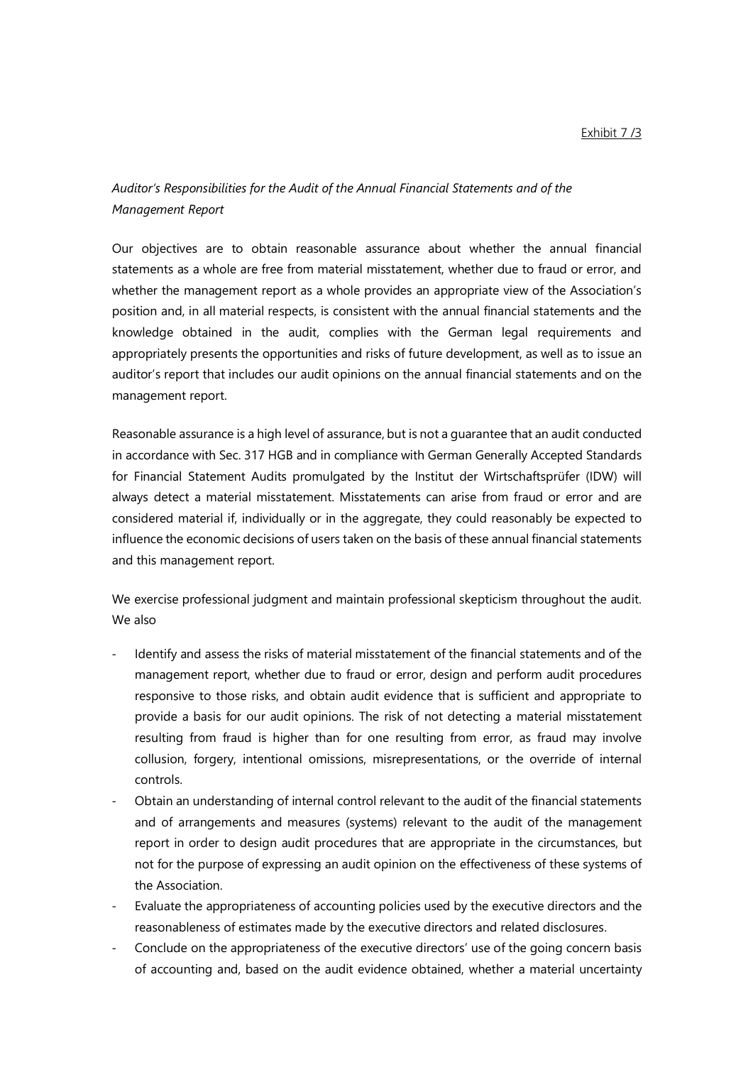Exhibit 7 /3

*Auditor's Responsibilities for the Audit of the Annual Financial Statements and of the Management Report*

Our objectives are to obtain reasonable assurance about whether the annual financial statements as a whole are free from material misstatement, whether due to fraud or error, and whether the management report as a whole provides an appropriate view of the Association's position and, in all material respects, is consistent with the annual financial statements and the knowledge obtained in the audit, complies with the German legal requirements and appropriately presents the opportunities and risks of future development, as well as to issue an auditor's report that includes our audit opinions on the annual financial statements and on the management report.

Reasonable assurance is a high level of assurance, but is not a guarantee that an audit conducted in accordance with Sec. 317 HGB and in compliance with German Generally Accepted Standards for Financial Statement Audits promulgated by the Institut der Wirtschaftsprüfer (IDW) will always detect a material misstatement. Misstatements can arise from fraud or error and are considered material if, individually or in the aggregate, they could reasonably be expected to influence the economic decisions of users taken on the basis of these annual financial statements and this management report.

We exercise professional judgment and maintain professional skepticism throughout the audit. We also

- Identify and assess the risks of material misstatement of the financial statements and of the management report, whether due to fraud or error, design and perform audit procedures responsive to those risks, and obtain audit evidence that is sufficient and appropriate to provide a basis for our audit opinions. The risk of not detecting a material misstatement resulting from fraud is higher than for one resulting from error, as fraud may involve collusion, forgery, intentional omissions, misrepresentations, or the override of internal controls.
- Obtain an understanding of internal control relevant to the audit of the financial statements and of arrangements and measures (systems) relevant to the audit of the management report in order to design audit procedures that are appropriate in the circumstances, but not for the purpose of expressing an audit opinion on the effectiveness of these systems of the Association.
- Evaluate the appropriateness of accounting policies used by the executive directors and the reasonableness of estimates made by the executive directors and related disclosures.
- Conclude on the appropriateness of the executive directors' use of the going concern basis of accounting and, based on the audit evidence obtained, whether a material uncertainty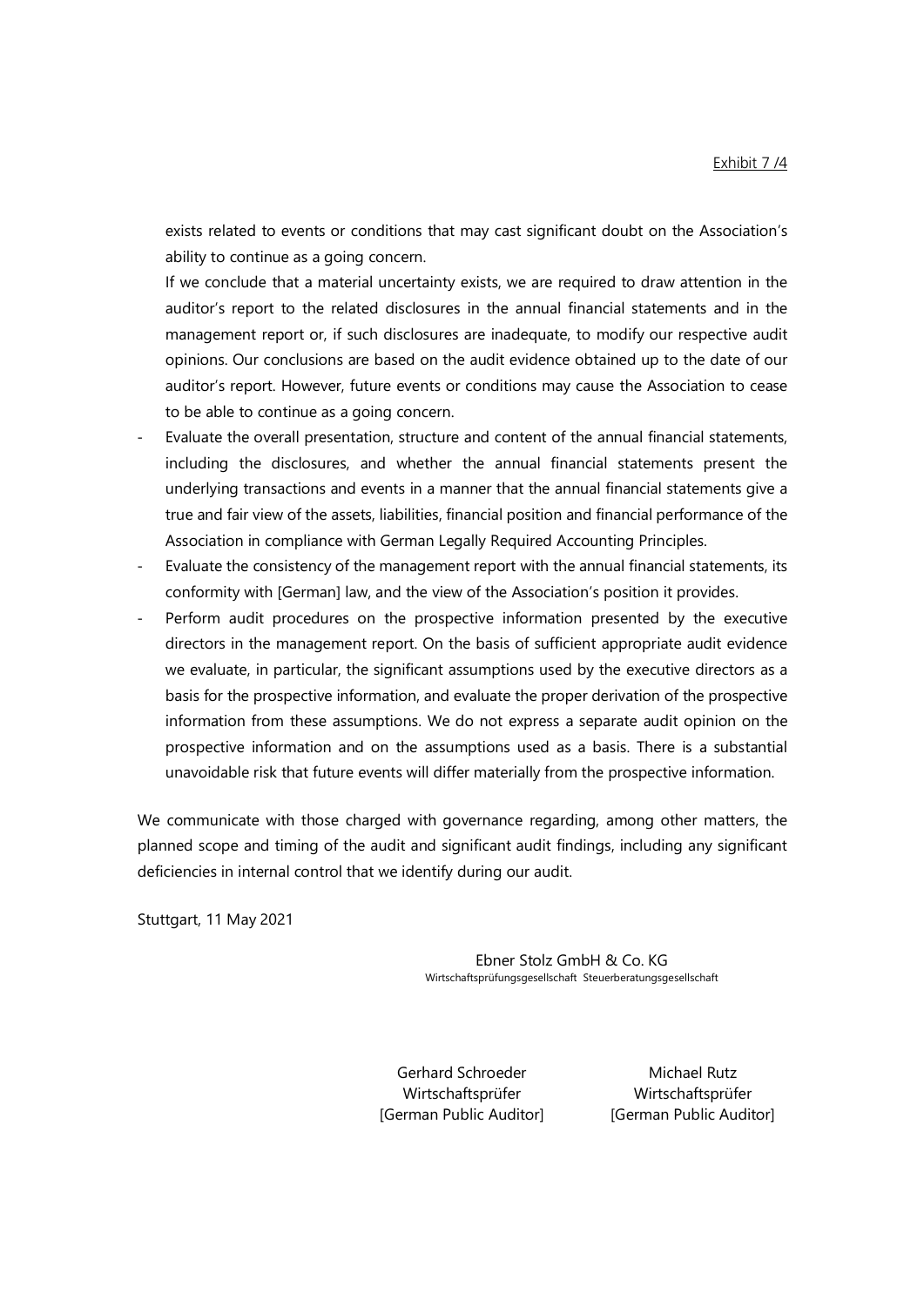exists related to events or conditions that may cast significant doubt on the Association's ability to continue as a going concern.

If we conclude that a material uncertainty exists, we are required to draw attention in the auditor's report to the related disclosures in the annual financial statements and in the management report or, if such disclosures are inadequate, to modify our respective audit opinions. Our conclusions are based on the audit evidence obtained up to the date of our auditor's report. However, future events or conditions may cause the Association to cease to be able to continue as a going concern.

- Evaluate the overall presentation, structure and content of the annual financial statements, including the disclosures, and whether the annual financial statements present the underlying transactions and events in a manner that the annual financial statements give a true and fair view of the assets, liabilities, financial position and financial performance of the Association in compliance with German Legally Required Accounting Principles.
- Evaluate the consistency of the management report with the annual financial statements, its conformity with [German] law, and the view of the Association's position it provides.
- Perform audit procedures on the prospective information presented by the executive directors in the management report. On the basis of sufficient appropriate audit evidence we evaluate, in particular, the significant assumptions used by the executive directors as a basis for the prospective information, and evaluate the proper derivation of the prospective information from these assumptions. We do not express a separate audit opinion on the prospective information and on the assumptions used as a basis. There is a substantial unavoidable risk that future events will differ materially from the prospective information.

We communicate with those charged with governance regarding, among other matters, the planned scope and timing of the audit and significant audit findings, including any significant deficiencies in internal control that we identify during our audit.

Stuttgart, 11 May 2021

Ebner Stolz GmbH & Co. KG
Wirtschaftsprüfungsgesellschaft Steuerberatungsgesellschaft

Gerhard Schroeder
Wirtschaftsprüfer
[German Public Auditor]

Michael Rutz
Wirtschaftsprüfer
[German Public Auditor]